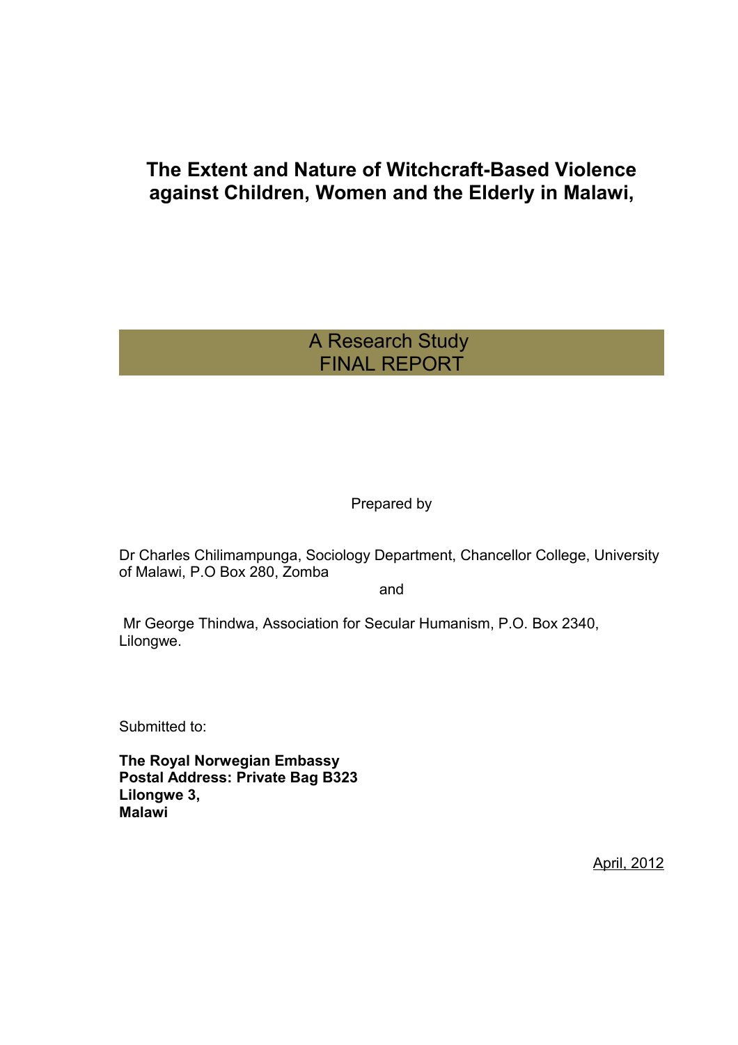# The Extent and Nature of Witchcraft-Based Violence against Children, Women and the Elderly in Malawi,

A Research Study
FINAL REPORT

Prepared by

Dr Charles Chilimampunga, Sociology Department, Chancellor College, University of Malawi, P.O Box 280, Zomba

and

Mr George Thindwa, Association for Secular Humanism, P.O. Box 2340, Lilongwe.

Submitted to:

**The Royal Norwegian Embassy**
**Postal Address: Private Bag B323**
**Lilongwe 3,**
**Malawi**

April, 2012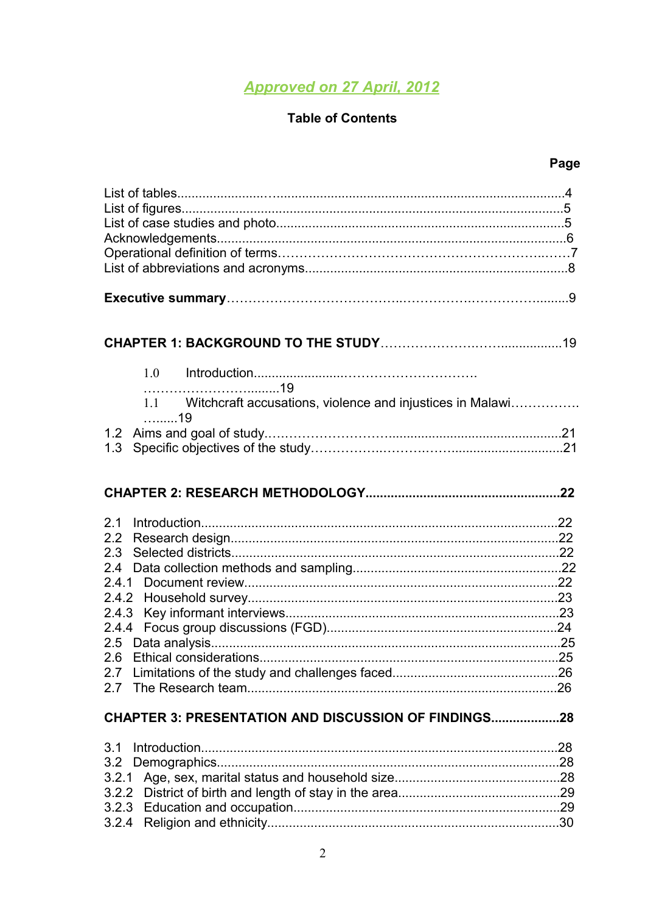*Approved on 27 April, 2012*

**Table of Contents**

**Page**

List of tables....................................................................................................4
List of figures....................................................................................................5
List of case studies and photo.........................................................................5
Acknowledgements...........................................................................................6
Operational definition of terms………………………………………………...……7
List of abbreviations and acronyms..................................................................8

**Executive summary**……………………………….……………….……………........9

**CHAPTER 1: BACKGROUND TO THE STUDY**……………………..…...................19

1.0 Introduction.....................…………………………………………….........19
1.1 Witchcraft accusations, violence and injustices in Malawi……………….........19
1.2 Aims and goal of study.………………………….............................................21
1.3 Specific objectives of the study……………..…………..…...............................21

**CHAPTER 2: RESEARCH METHODOLOGY.....................................................22**

2.1 Introduction....................................................................................................22
2.2 Research design............................................................................................22
2.3 Selected districts...........................................................................................22
2.4 Data collection methods and sampling..........................................................22
2.4.1 Document review........................................................................................22
2.4.2 Household survey.......................................................................................23
2.4.3 Key informant interviews.............................................................................23
2.4.4 Focus group discussions (FGD)..................................................................24
2.5 Data analysis..................................................................................................25
2.6 Ethical considerations....................................................................................25
2.7 Limitations of the study and challenges faced..............................................26
2.7 The Research team........................................................................................26

**CHAPTER 3: PRESENTATION AND DISCUSSION OF FINDINGS..................28**

3.1 Introduction....................................................................................................28
3.2 Demographics................................................................................................28
3.2.1 Age, sex, marital status and household size..............................................28
3.2.2 District of birth and length of stay in the area.............................................29
3.2.3 Education and occupation..........................................................................29
3.2.4 Religion and ethnicity.................................................................................30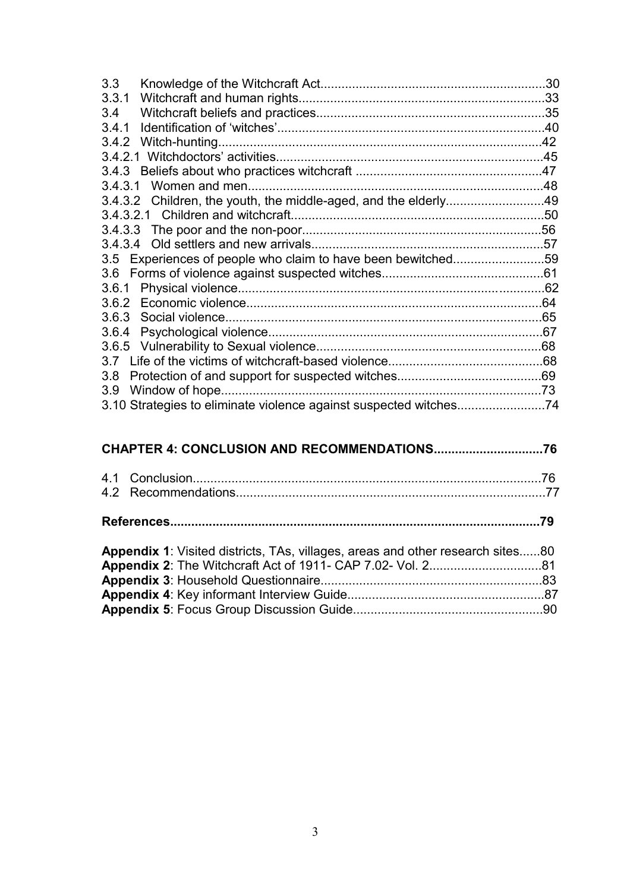3.3 Knowledge of the Witchcraft Act.....30
3.3.1 Witchcraft and human rights.....33
3.4 Witchcraft beliefs and practices.....35
3.4.1 Identification of 'witches'.....40
3.4.2 Witch-hunting.....42
3.4.2.1 Witchdoctors' activities.....45
3.4.3 Beliefs about who practices witchcraft.....47
3.4.3.1 Women and men.....48
3.4.3.2 Children, the youth, the middle-aged, and the elderly.....49
3.4.3.2.1 Children and witchcraft.....50
3.4.3.3 The poor and the non-poor.....56
3.4.3.4 Old settlers and new arrivals.....57
3.5 Experiences of people who claim to have been bewitched.....59
3.6 Forms of violence against suspected witches.....61
3.6.1 Physical violence.....62
3.6.2 Economic violence.....64
3.6.3 Social violence.....65
3.6.4 Psychological violence.....67
3.6.5 Vulnerability to Sexual violence.....68
3.7 Life of the victims of witchcraft-based violence.....68
3.8 Protection of and support for suspected witches.....69
3.9 Window of hope.....73
3.10 Strategies to eliminate violence against suspected witches.....74

**CHAPTER 4: CONCLUSION AND RECOMMENDATIONS.....76**

4.1 Conclusion.....76
4.2 Recommendations.....77

**References.....79**

**Appendix 1**: Visited districts, TAs, villages, areas and other research sites.....80
**Appendix 2**: The Witchcraft Act of 1911- CAP 7.02- Vol. 2.....81
**Appendix 3**: Household Questionnaire.....83
**Appendix 4**: Key informant Interview Guide.....87
**Appendix 5**: Focus Group Discussion Guide.....90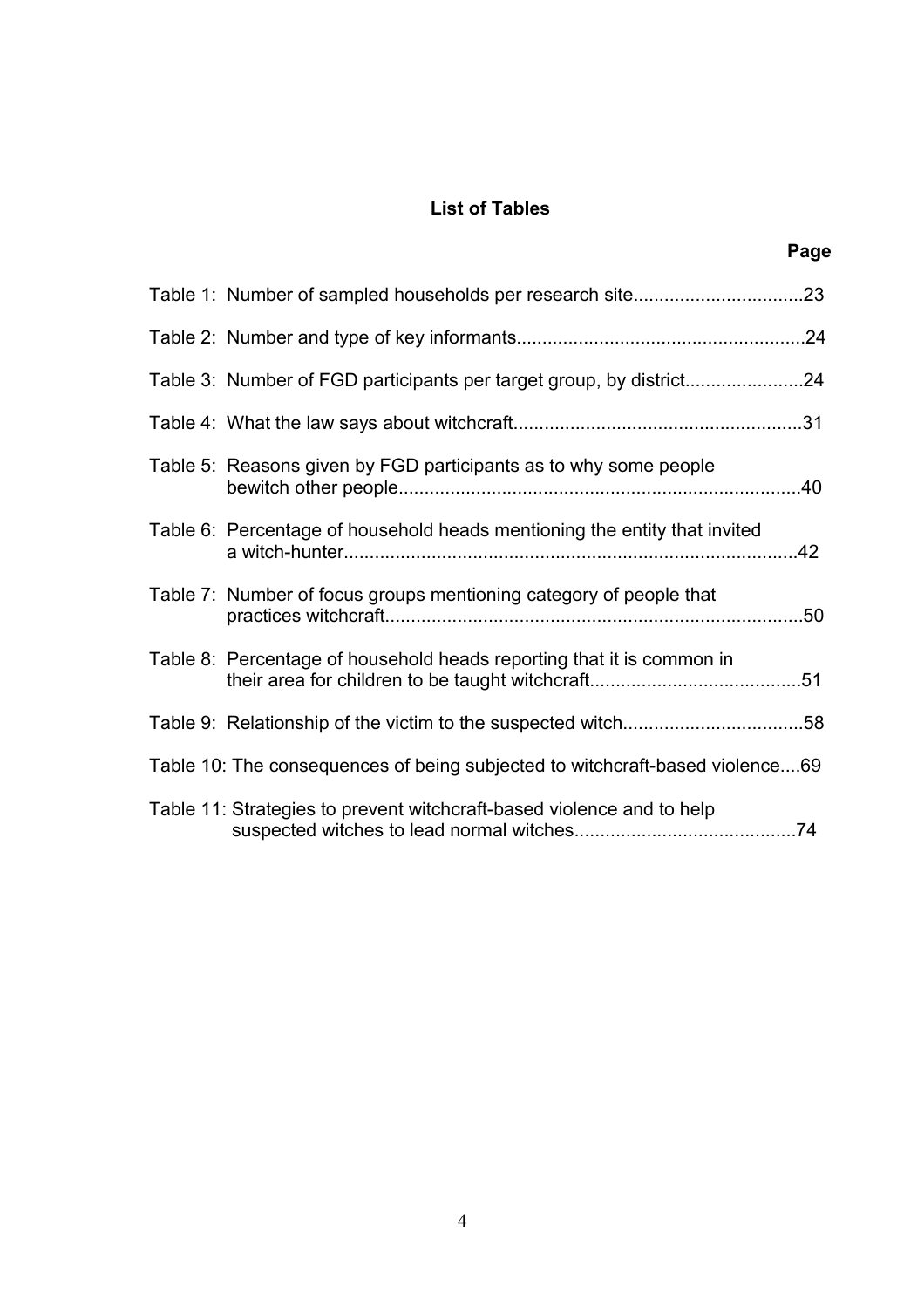## List of Tables

| | Page |
|---|---|
| Table 1: Number of sampled households per research site | 23 |
| Table 2: Number and type of key informants | 24 |
| Table 3: Number of FGD participants per target group, by district | 24 |
| Table 4: What the law says about witchcraft | 31 |
| Table 5: Reasons given by FGD participants as to why some people bewitch other people | 40 |
| Table 6: Percentage of household heads mentioning the entity that invited a witch-hunter | 42 |
| Table 7: Number of focus groups mentioning category of people that practices witchcraft | 50 |
| Table 8: Percentage of household heads reporting that it is common in their area for children to be taught witchcraft | 51 |
| Table 9: Relationship of the victim to the suspected witch | 58 |
| Table 10: The consequences of being subjected to witchcraft-based violence | 69 |
| Table 11: Strategies to prevent witchcraft-based violence and to help suspected witches to lead normal witches | 74 |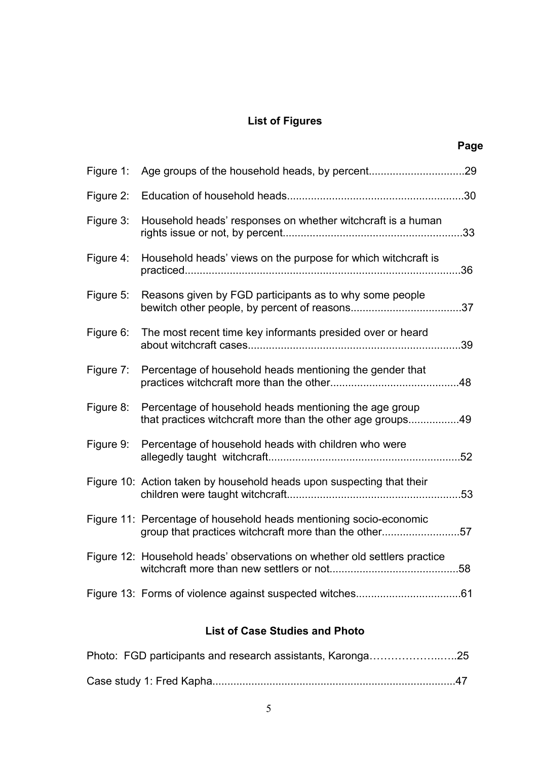## List of Figures

| | | Page |
|---|---|---|
| Figure 1: | Age groups of the household heads, by percent | 29 |
| Figure 2: | Education of household heads | 30 |
| Figure 3: | Household heads' responses on whether witchcraft is a human rights issue or not, by percent | 33 |
| Figure 4: | Household heads' views on the purpose for which witchcraft is practiced | 36 |
| Figure 5: | Reasons given by FGD participants as to why some people bewitch other people, by percent of reasons | 37 |
| Figure 6: | The most recent time key informants presided over or heard about witchcraft cases | 39 |
| Figure 7: | Percentage of household heads mentioning the gender that practices witchcraft more than the other | 48 |
| Figure 8: | Percentage of household heads mentioning the age group that practices witchcraft more than the other age groups | 49 |
| Figure 9: | Percentage of household heads with children who were allegedly taught witchcraft | 52 |
| Figure 10: | Action taken by household heads upon suspecting that their children were taught witchcraft | 53 |
| Figure 11: | Percentage of household heads mentioning socio-economic group that practices witchcraft more than the other | 57 |
| Figure 12: | Household heads' observations on whether old settlers practice witchcraft more than new settlers or not | 58 |
| Figure 13: | Forms of violence against suspected witches | 61 |

## List of Case Studies and Photo

| | |
|---|---|
| Photo: FGD participants and research assistants, Karonga | 25 |
| Case study 1: Fred Kapha | 47 |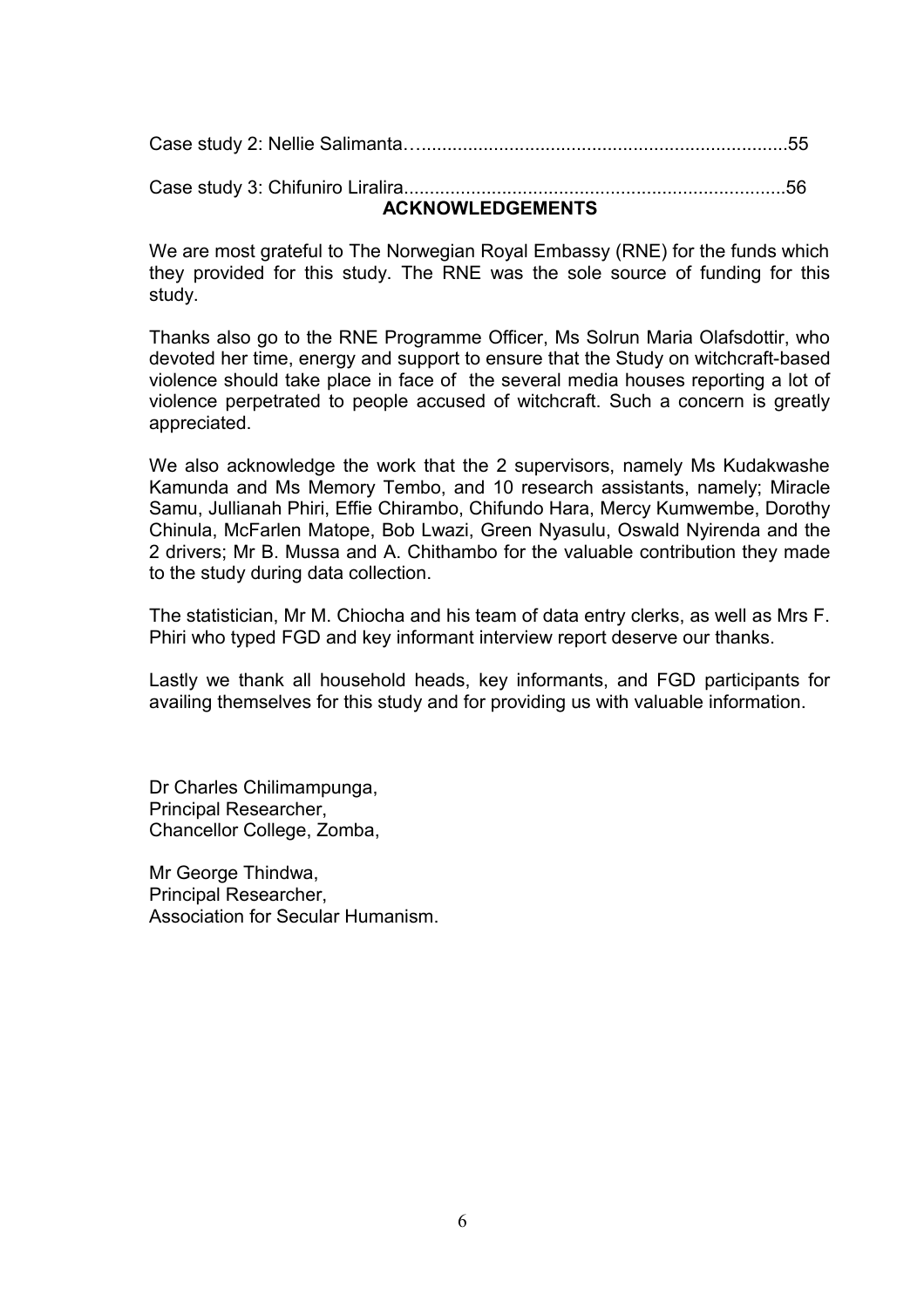Case study 2: Nellie Salimanta…......................................................................55

Case study 3: Chifuniro Liralira.........................................................................56

## ACKNOWLEDGEMENTS

We are most grateful to The Norwegian Royal Embassy (RNE) for the funds which they provided for this study. The RNE was the sole source of funding for this study.

Thanks also go to the RNE Programme Officer, Ms Solrun Maria Olafsdottir, who devoted her time, energy and support to ensure that the Study on witchcraft-based violence should take place in face of the several media houses reporting a lot of violence perpetrated to people accused of witchcraft. Such a concern is greatly appreciated.

We also acknowledge the work that the 2 supervisors, namely Ms Kudakwashe Kamunda and Ms Memory Tembo, and 10 research assistants, namely; Miracle Samu, Jullianah Phiri, Effie Chirambo, Chifundo Hara, Mercy Kumwembe, Dorothy Chinula, McFarlen Matope, Bob Lwazi, Green Nyasulu, Oswald Nyirenda and the 2 drivers; Mr B. Mussa and A. Chithambo for the valuable contribution they made to the study during data collection.

The statistician, Mr M. Chiocha and his team of data entry clerks, as well as Mrs F. Phiri who typed FGD and key informant interview report deserve our thanks.

Lastly we thank all household heads, key informants, and FGD participants for availing themselves for this study and for providing us with valuable information.

Dr Charles Chilimampunga,
Principal Researcher,
Chancellor College, Zomba,

Mr George Thindwa,
Principal Researcher,
Association for Secular Humanism.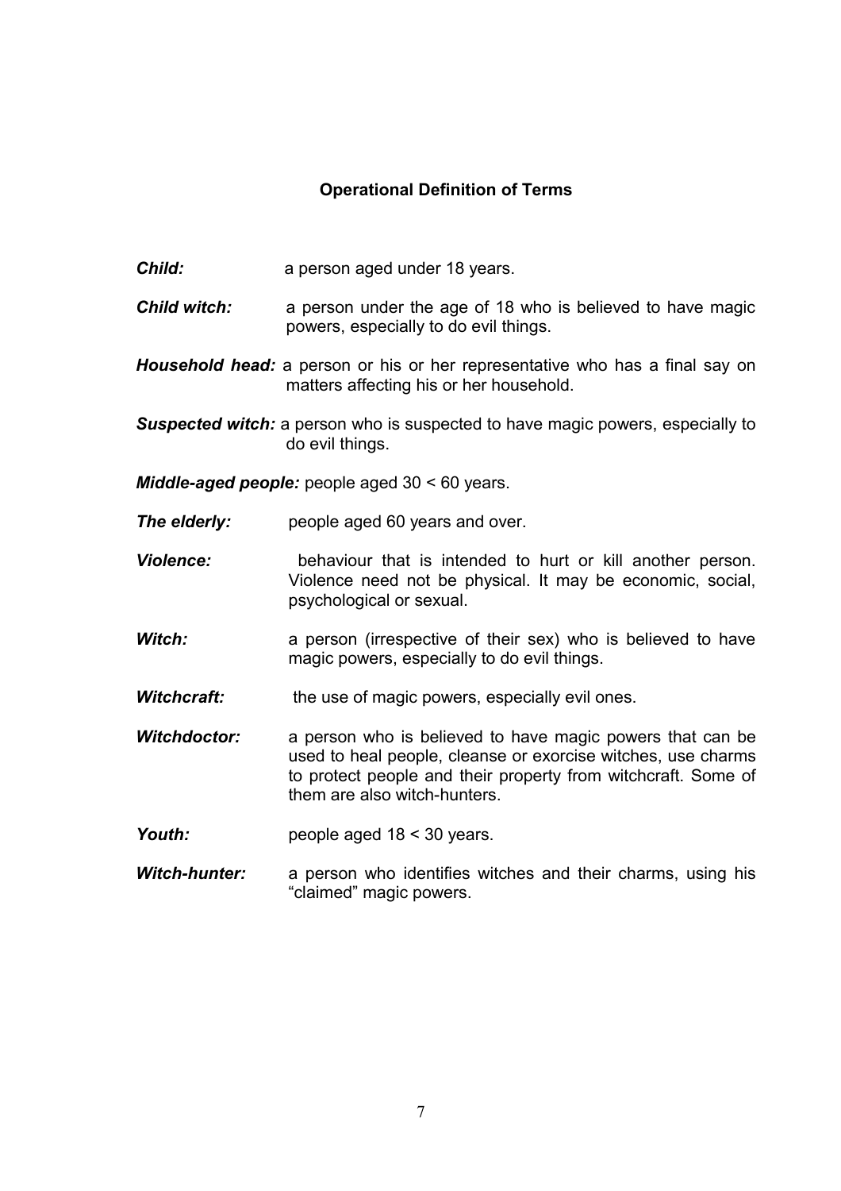## Operational Definition of Terms

***Child:*** a person aged under 18 years.

***Child witch:*** a person under the age of 18 who is believed to have magic powers, especially to do evil things.

***Household head:*** a person or his or her representative who has a final say on matters affecting his or her household.

***Suspected witch:*** a person who is suspected to have magic powers, especially to do evil things.

***Middle-aged people:*** people aged 30 < 60 years.

***The elderly:*** people aged 60 years and over.

***Violence:*** behaviour that is intended to hurt or kill another person. Violence need not be physical. It may be economic, social, psychological or sexual.

***Witch:*** a person (irrespective of their sex) who is believed to have magic powers, especially to do evil things.

***Witchcraft:*** the use of magic powers, especially evil ones.

***Witchdoctor:*** a person who is believed to have magic powers that can be used to heal people, cleanse or exorcise witches, use charms to protect people and their property from witchcraft. Some of them are also witch-hunters.

***Youth:*** people aged 18 < 30 years.

***Witch-hunter:*** a person who identifies witches and their charms, using his "claimed" magic powers.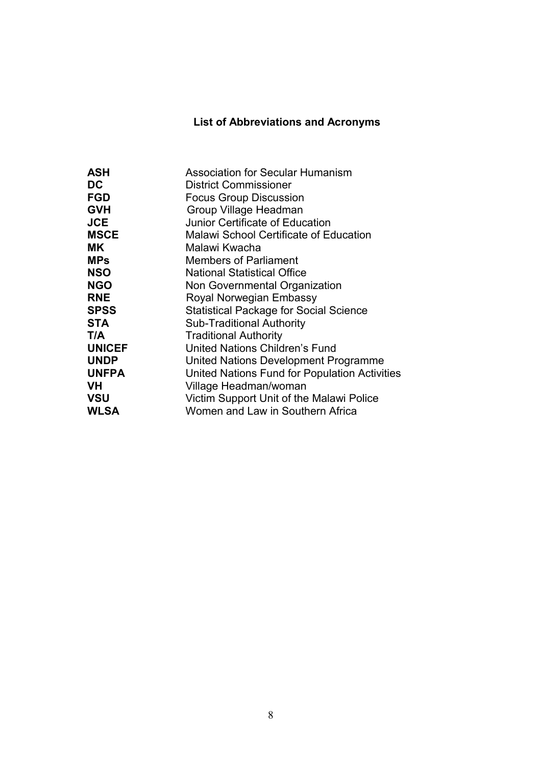## List of Abbreviations and Acronyms

| | |
|---|---|
| **ASH** | Association for Secular Humanism |
| **DC** | District Commissioner |
| **FGD** | Focus Group Discussion |
| **GVH** | Group Village Headman |
| **JCE** | Junior Certificate of Education |
| **MSCE** | Malawi School Certificate of Education |
| **MK** | Malawi Kwacha |
| **MPs** | Members of Parliament |
| **NSO** | National Statistical Office |
| **NGO** | Non Governmental Organization |
| **RNE** | Royal Norwegian Embassy |
| **SPSS** | Statistical Package for Social Science |
| **STA** | Sub-Traditional Authority |
| **T/A** | Traditional Authority |
| **UNICEF** | United Nations Children's Fund |
| **UNDP** | United Nations Development Programme |
| **UNFPA** | United Nations Fund for Population Activities |
| **VH** | Village Headman/woman |
| **VSU** | Victim Support Unit of the Malawi Police |
| **WLSA** | Women and Law in Southern Africa |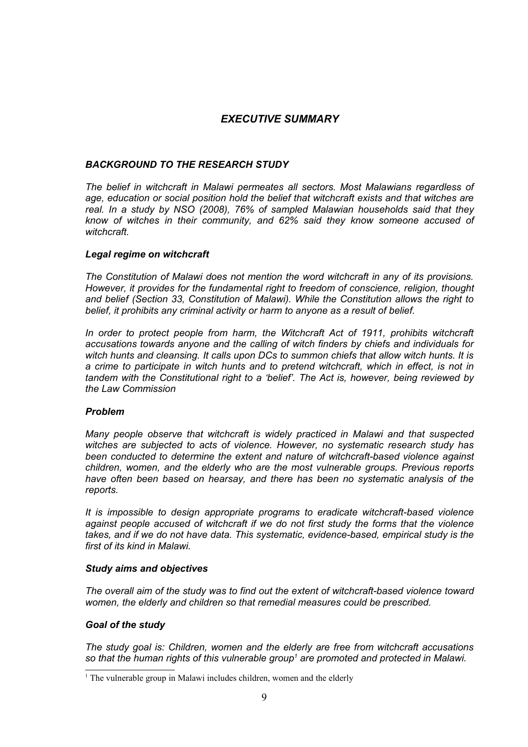# *EXECUTIVE SUMMARY*

## *BACKGROUND TO THE RESEARCH STUDY*

*The belief in witchcraft in Malawi permeates all sectors. Most Malawians regardless of age, education or social position hold the belief that witchcraft exists and that witches are real. In a study by NSO (2008), 76% of sampled Malawian households said that they know of witches in their community, and 62% said they know someone accused of witchcraft.*

### *Legal regime on witchcraft*

*The Constitution of Malawi does not mention the word witchcraft in any of its provisions. However, it provides for the fundamental right to freedom of conscience, religion, thought and belief (Section 33, Constitution of Malawi). While the Constitution allows the right to belief, it prohibits any criminal activity or harm to anyone as a result of belief.*

*In order to protect people from harm, the Witchcraft Act of 1911, prohibits witchcraft accusations towards anyone and the calling of witch finders by chiefs and individuals for witch hunts and cleansing. It calls upon DCs to summon chiefs that allow witch hunts. It is a crime to participate in witch hunts and to pretend witchcraft, which in effect, is not in tandem with the Constitutional right to a 'belief'. The Act is, however, being reviewed by the Law Commission*

### *Problem*

*Many people observe that witchcraft is widely practiced in Malawi and that suspected witches are subjected to acts of violence. However, no systematic research study has been conducted to determine the extent and nature of witchcraft-based violence against children, women, and the elderly who are the most vulnerable groups. Previous reports have often been based on hearsay, and there has been no systematic analysis of the reports.*

*It is impossible to design appropriate programs to eradicate witchcraft-based violence against people accused of witchcraft if we do not first study the forms that the violence takes, and if we do not have data. This systematic, evidence-based, empirical study is the first of its kind in Malawi.*

### *Study aims and objectives*

*The overall aim of the study was to find out the extent of witchcraft-based violence toward women, the elderly and children so that remedial measures could be prescribed.*

### *Goal of the study*

*The study goal is: Children, women and the elderly are free from witchcraft accusations so that the human rights of this vulnerable group[1] are promoted and protected in Malawi.*

[1] The vulnerable group in Malawi includes children, women and the elderly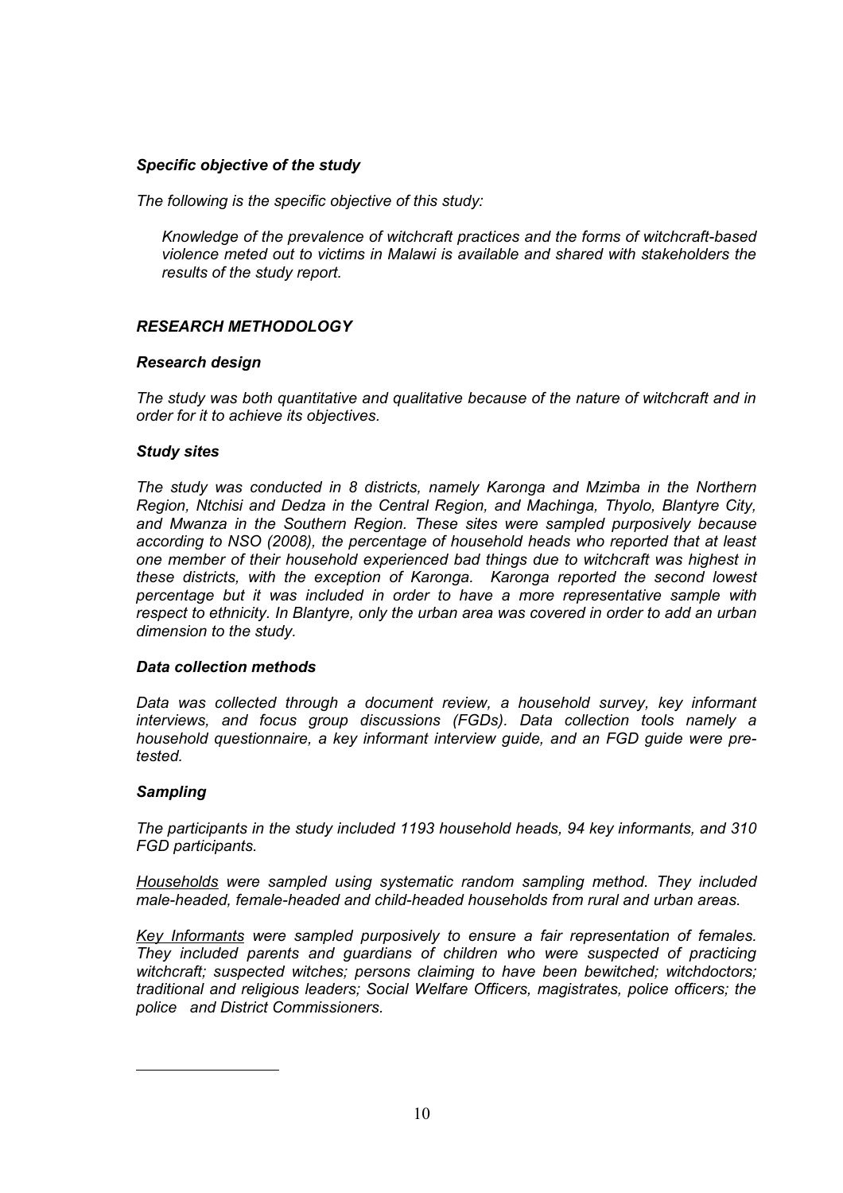### *Specific objective of the study*

*The following is the specific objective of this study:*

> *Knowledge of the prevalence of witchcraft practices and the forms of witchcraft-based violence meted out to victims in Malawi is available and shared with stakeholders the results of the study report.*

## *RESEARCH METHODOLOGY*

### *Research design*

*The study was both quantitative and qualitative because of the nature of witchcraft and in order for it to achieve its objectives.*

### *Study sites*

*The study was conducted in 8 districts, namely Karonga and Mzimba in the Northern Region, Ntchisi and Dedza in the Central Region, and Machinga, Thyolo, Blantyre City, and Mwanza in the Southern Region. These sites were sampled purposively because according to NSO (2008), the percentage of household heads who reported that at least one member of their household experienced bad things due to witchcraft was highest in these districts, with the exception of Karonga. Karonga reported the second lowest percentage but it was included in order to have a more representative sample with respect to ethnicity. In Blantyre, only the urban area was covered in order to add an urban dimension to the study.*

### *Data collection methods*

*Data was collected through a document review, a household survey, key informant interviews, and focus group discussions (FGDs). Data collection tools namely a household questionnaire, a key informant interview guide, and an FGD guide were pre-tested.*

### *Sampling*

*The participants in the study included 1193 household heads, 94 key informants, and 310 FGD participants.*

*Households were sampled using systematic random sampling method. They included male-headed, female-headed and child-headed households from rural and urban areas.*

*Key Informants were sampled purposively to ensure a fair representation of females. They included parents and guardians of children who were suspected of practicing witchcraft; suspected witches; persons claiming to have been bewitched; witchdoctors; traditional and religious leaders; Social Welfare Officers, magistrates, police officers; the police and District Commissioners.*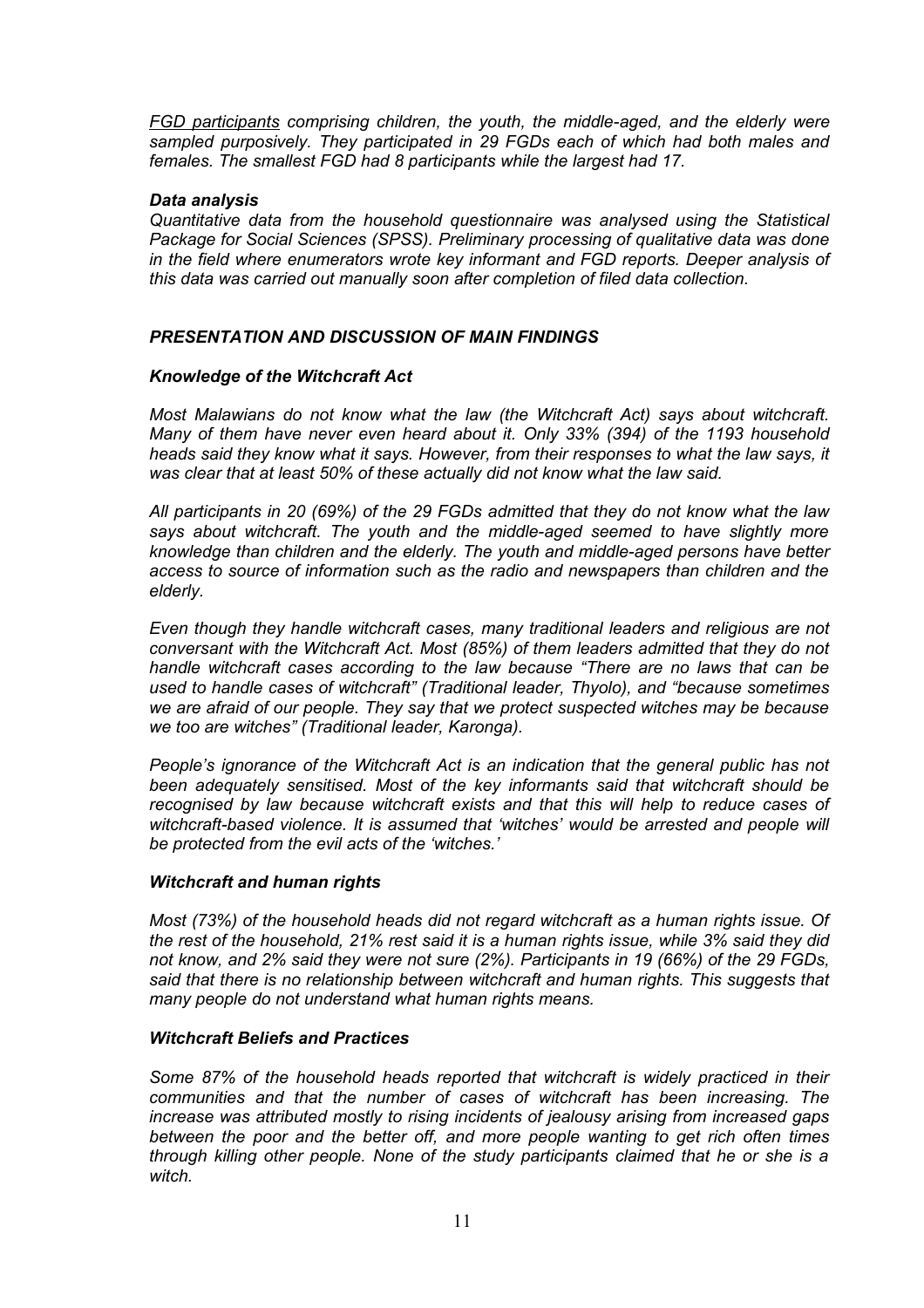*<u>FGD participants</u> comprising children, the youth, the middle-aged, and the elderly were sampled purposively. They participated in 29 FGDs each of which had both males and females. The smallest FGD had 8 participants while the largest had 17.*

### *Data analysis*

*Quantitative data from the household questionnaire was analysed using the Statistical Package for Social Sciences (SPSS). Preliminary processing of qualitative data was done in the field where enumerators wrote key informant and FGD reports. Deeper analysis of this data was carried out manually soon after completion of filed data collection.*

## *PRESENTATION AND DISCUSSION OF MAIN FINDINGS*

### *Knowledge of the Witchcraft Act*

*Most Malawians do not know what the law (the Witchcraft Act) says about witchcraft. Many of them have never even heard about it. Only 33% (394) of the 1193 household heads said they know what it says. However, from their responses to what the law says, it was clear that at least 50% of these actually did not know what the law said.*

*All participants in 20 (69%) of the 29 FGDs admitted that they do not know what the law says about witchcraft. The youth and the middle-aged seemed to have slightly more knowledge than children and the elderly. The youth and middle-aged persons have better access to source of information such as the radio and newspapers than children and the elderly.*

*Even though they handle witchcraft cases, many traditional leaders and religious are not conversant with the Witchcraft Act. Most (85%) of them leaders admitted that they do not handle witchcraft cases according to the law because "There are no laws that can be used to handle cases of witchcraft" (Traditional leader, Thyolo), and "because sometimes we are afraid of our people. They say that we protect suspected witches may be because we too are witches" (Traditional leader, Karonga).*

*People's ignorance of the Witchcraft Act is an indication that the general public has not been adequately sensitised. Most of the key informants said that witchcraft should be recognised by law because witchcraft exists and that this will help to reduce cases of witchcraft-based violence. It is assumed that 'witches' would be arrested and people will be protected from the evil acts of the 'witches.'*

### *Witchcraft and human rights*

*Most (73%) of the household heads did not regard witchcraft as a human rights issue. Of the rest of the household, 21% rest said it is a human rights issue, while 3% said they did not know, and 2% said they were not sure (2%). Participants in 19 (66%) of the 29 FGDs, said that there is no relationship between witchcraft and human rights. This suggests that many people do not understand what human rights means.*

### *Witchcraft Beliefs and Practices*

*Some 87% of the household heads reported that witchcraft is widely practiced in their communities and that the number of cases of witchcraft has been increasing. The increase was attributed mostly to rising incidents of jealousy arising from increased gaps between the poor and the better off, and more people wanting to get rich often times through killing other people. None of the study participants claimed that he or she is a witch.*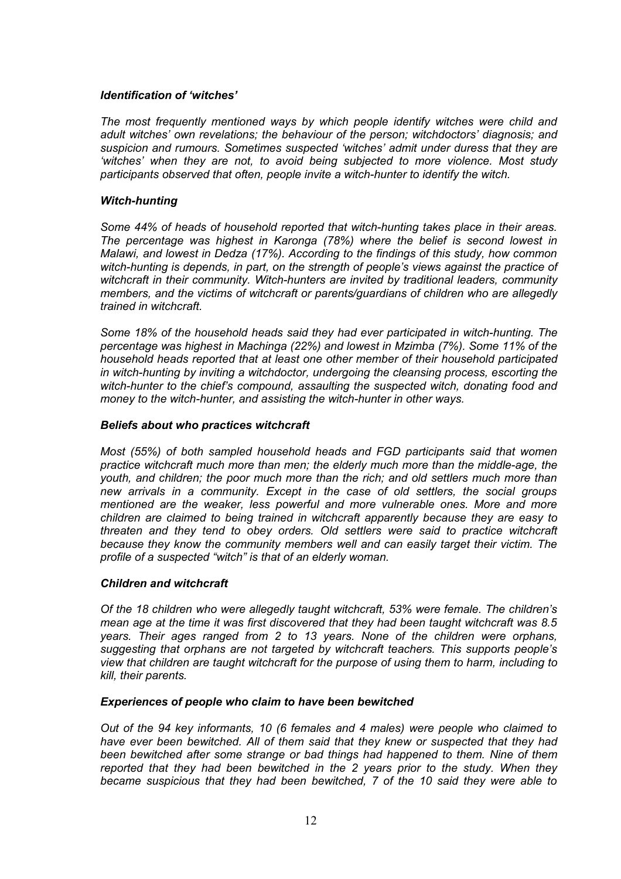### *Identification of 'witches'*

*The most frequently mentioned ways by which people identify witches were child and adult witches' own revelations; the behaviour of the person; witchdoctors' diagnosis; and suspicion and rumours. Sometimes suspected 'witches' admit under duress that they are 'witches' when they are not, to avoid being subjected to more violence. Most study participants observed that often, people invite a witch-hunter to identify the witch.*

### *Witch-hunting*

*Some 44% of heads of household reported that witch-hunting takes place in their areas. The percentage was highest in Karonga (78%) where the belief is second lowest in Malawi, and lowest in Dedza (17%). According to the findings of this study, how common witch-hunting is depends, in part, on the strength of people's views against the practice of witchcraft in their community. Witch-hunters are invited by traditional leaders, community members, and the victims of witchcraft or parents/guardians of children who are allegedly trained in witchcraft.*

*Some 18% of the household heads said they had ever participated in witch-hunting. The percentage was highest in Machinga (22%) and lowest in Mzimba (7%). Some 11% of the household heads reported that at least one other member of their household participated in witch-hunting by inviting a witchdoctor, undergoing the cleansing process, escorting the witch-hunter to the chief's compound, assaulting the suspected witch, donating food and money to the witch-hunter, and assisting the witch-hunter in other ways.*

### *Beliefs about who practices witchcraft*

*Most (55%) of both sampled household heads and FGD participants said that women practice witchcraft much more than men; the elderly much more than the middle-age, the youth, and children; the poor much more than the rich; and old settlers much more than new arrivals in a community. Except in the case of old settlers, the social groups mentioned are the weaker, less powerful and more vulnerable ones. More and more children are claimed to being trained in witchcraft apparently because they are easy to threaten and they tend to obey orders. Old settlers were said to practice witchcraft because they know the community members well and can easily target their victim. The profile of a suspected "witch" is that of an elderly woman.*

### *Children and witchcraft*

*Of the 18 children who were allegedly taught witchcraft, 53% were female. The children's mean age at the time it was first discovered that they had been taught witchcraft was 8.5 years. Their ages ranged from 2 to 13 years. None of the children were orphans, suggesting that orphans are not targeted by witchcraft teachers. This supports people's view that children are taught witchcraft for the purpose of using them to harm, including to kill, their parents.*

### *Experiences of people who claim to have been bewitched*

*Out of the 94 key informants, 10 (6 females and 4 males) were people who claimed to have ever been bewitched. All of them said that they knew or suspected that they had been bewitched after some strange or bad things had happened to them. Nine of them reported that they had been bewitched in the 2 years prior to the study. When they became suspicious that they had been bewitched, 7 of the 10 said they were able to*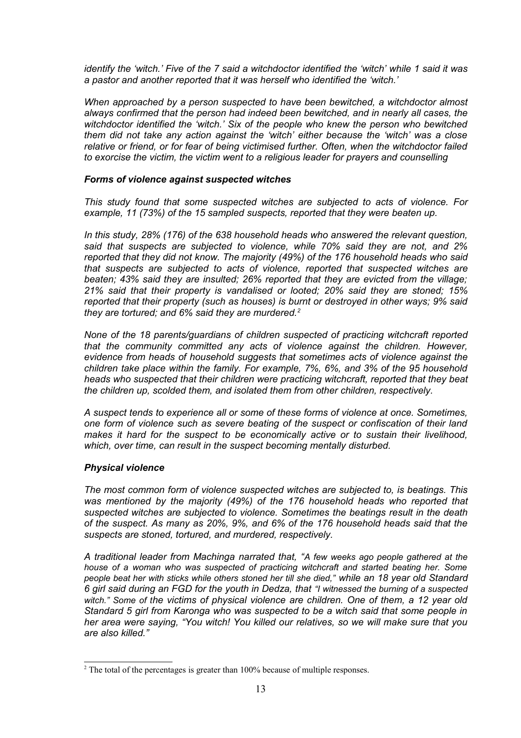*identify the 'witch.' Five of the 7 said a witchdoctor identified the 'witch' while 1 said it was a pastor and another reported that it was herself who identified the 'witch.'*

*When approached by a person suspected to have been bewitched, a witchdoctor almost always confirmed that the person had indeed been bewitched, and in nearly all cases, the witchdoctor identified the 'witch.' Six of the people who knew the person who bewitched them did not take any action against the 'witch' either because the 'witch' was a close relative or friend, or for fear of being victimised further. Often, when the witchdoctor failed to exorcise the victim, the victim went to a religious leader for prayers and counselling*

### *Forms of violence against suspected witches*

*This study found that some suspected witches are subjected to acts of violence. For example, 11 (73%) of the 15 sampled suspects, reported that they were beaten up.*

*In this study, 28% (176) of the 638 household heads who answered the relevant question, said that suspects are subjected to violence, while 70% said they are not, and 2% reported that they did not know. The majority (49%) of the 176 household heads who said that suspects are subjected to acts of violence, reported that suspected witches are beaten; 43% said they are insulted; 26% reported that they are evicted from the village; 21% said that their property is vandalised or looted; 20% said they are stoned; 15% reported that their property (such as houses) is burnt or destroyed in other ways; 9% said they are tortured; and 6% said they are murdered.*[2]

*None of the 18 parents/guardians of children suspected of practicing witchcraft reported that the community committed any acts of violence against the children. However, evidence from heads of household suggests that sometimes acts of violence against the children take place within the family. For example, 7%, 6%, and 3% of the 95 household heads who suspected that their children were practicing witchcraft, reported that they beat the children up, scolded them, and isolated them from other children, respectively.*

*A suspect tends to experience all or some of these forms of violence at once. Sometimes, one form of violence such as severe beating of the suspect or confiscation of their land makes it hard for the suspect to be economically active or to sustain their livelihood, which, over time, can result in the suspect becoming mentally disturbed.*

### *Physical violence*

*The most common form of violence suspected witches are subjected to, is beatings. This was mentioned by the majority (49%) of the 176 household heads who reported that suspected witches are subjected to violence. Sometimes the beatings result in the death of the suspect. As many as 20%, 9%, and 6% of the 176 household heads said that the suspects are stoned, tortured, and murdered, respectively.*

*A traditional leader from Machinga narrated that, "A few weeks ago people gathered at the house of a woman who was suspected of practicing witchcraft and started beating her. Some people beat her with sticks while others stoned her till she died," while an 18 year old Standard 6 girl said during an FGD for the youth in Dedza, that "I witnessed the burning of a suspected witch." Some of the victims of physical violence are children. One of them, a 12 year old Standard 5 girl from Karonga who was suspected to be a witch said that some people in her area were saying, "You witch! You killed our relatives, so we will make sure that you are also killed."*

[2] The total of the percentages is greater than 100% because of multiple responses.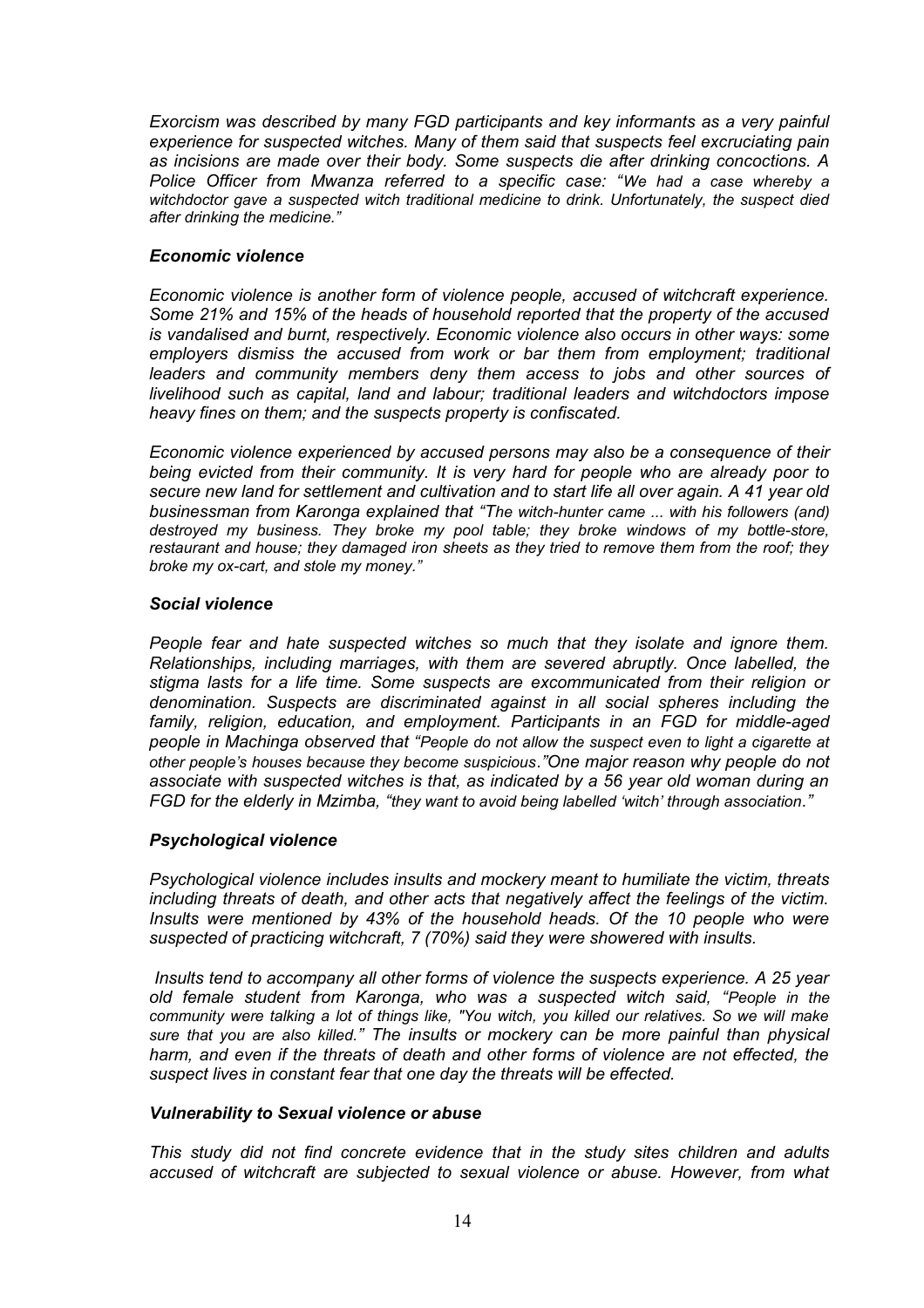*Exorcism was described by many FGD participants and key informants as a very painful experience for suspected witches. Many of them said that suspects feel excruciating pain as incisions are made over their body. Some suspects die after drinking concoctions. A Police Officer from Mwanza referred to a specific case: "We had a case whereby a witchdoctor gave a suspected witch traditional medicine to drink. Unfortunately, the suspect died after drinking the medicine."*

#### *Economic violence*

*Economic violence is another form of violence people, accused of witchcraft experience. Some 21% and 15% of the heads of household reported that the property of the accused is vandalised and burnt, respectively. Economic violence also occurs in other ways: some employers dismiss the accused from work or bar them from employment; traditional leaders and community members deny them access to jobs and other sources of livelihood such as capital, land and labour; traditional leaders and witchdoctors impose heavy fines on them; and the suspects property is confiscated.*

*Economic violence experienced by accused persons may also be a consequence of their being evicted from their community. It is very hard for people who are already poor to secure new land for settlement and cultivation and to start life all over again. A 41 year old businessman from Karonga explained that "The witch-hunter came ... with his followers (and) destroyed my business. They broke my pool table; they broke windows of my bottle-store, restaurant and house; they damaged iron sheets as they tried to remove them from the roof; they broke my ox-cart, and stole my money."*

#### *Social violence*

*People fear and hate suspected witches so much that they isolate and ignore them. Relationships, including marriages, with them are severed abruptly. Once labelled, the stigma lasts for a life time. Some suspects are excommunicated from their religion or denomination. Suspects are discriminated against in all social spheres including the family, religion, education, and employment. Participants in an FGD for middle-aged people in Machinga observed that "People do not allow the suspect even to light a cigarette at other people's houses because they become suspicious."One major reason why people do not associate with suspected witches is that, as indicated by a 56 year old woman during an FGD for the elderly in Mzimba, "they want to avoid being labelled 'witch' through association."*

#### *Psychological violence*

*Psychological violence includes insults and mockery meant to humiliate the victim, threats including threats of death, and other acts that negatively affect the feelings of the victim. Insults were mentioned by 43% of the household heads. Of the 10 people who were suspected of practicing witchcraft, 7 (70%) said they were showered with insults.*

*Insults tend to accompany all other forms of violence the suspects experience. A 25 year old female student from Karonga, who was a suspected witch said, "People in the community were talking a lot of things like, "You witch, you killed our relatives. So we will make sure that you are also killed." The insults or mockery can be more painful than physical harm, and even if the threats of death and other forms of violence are not effected, the suspect lives in constant fear that one day the threats will be effected.*

#### *Vulnerability to Sexual violence or abuse*

*This study did not find concrete evidence that in the study sites children and adults accused of witchcraft are subjected to sexual violence or abuse. However, from what*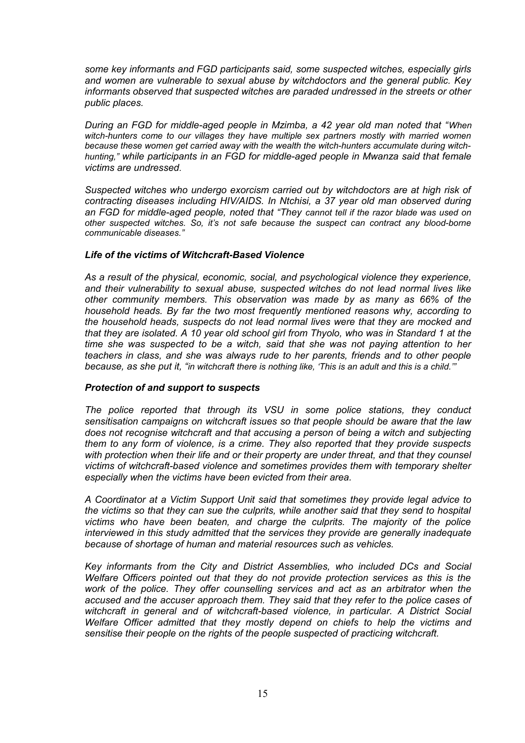*some key informants and FGD participants said, some suspected witches, especially girls and women are vulnerable to sexual abuse by witchdoctors and the general public. Key informants observed that suspected witches are paraded undressed in the streets or other public places.*

*During an FGD for middle-aged people in Mzimba, a 42 year old man noted that "When witch-hunters come to our villages they have multiple sex partners mostly with married women because these women get carried away with the wealth the witch-hunters accumulate during witch-hunting," while participants in an FGD for middle-aged people in Mwanza said that female victims are undressed.*

*Suspected witches who undergo exorcism carried out by witchdoctors are at high risk of contracting diseases including HIV/AIDS. In Ntchisi, a 37 year old man observed during an FGD for middle-aged people, noted that "They cannot tell if the razor blade was used on other suspected witches. So, it's not safe because the suspect can contract any blood-borne communicable diseases."*

### *Life of the victims of Witchcraft-Based Violence*

*As a result of the physical, economic, social, and psychological violence they experience, and their vulnerability to sexual abuse, suspected witches do not lead normal lives like other community members. This observation was made by as many as 66% of the household heads. By far the two most frequently mentioned reasons why, according to the household heads, suspects do not lead normal lives were that they are mocked and that they are isolated. A 10 year old school girl from Thyolo, who was in Standard 1 at the time she was suspected to be a witch, said that she was not paying attention to her teachers in class, and she was always rude to her parents, friends and to other people because, as she put it, "in witchcraft there is nothing like, 'This is an adult and this is a child.'"*

### *Protection of and support to suspects*

*The police reported that through its VSU in some police stations, they conduct sensitisation campaigns on witchcraft issues so that people should be aware that the law does not recognise witchcraft and that accusing a person of being a witch and subjecting them to any form of violence, is a crime. They also reported that they provide suspects with protection when their life and or their property are under threat, and that they counsel victims of witchcraft-based violence and sometimes provides them with temporary shelter especially when the victims have been evicted from their area.*

*A Coordinator at a Victim Support Unit said that sometimes they provide legal advice to the victims so that they can sue the culprits, while another said that they send to hospital victims who have been beaten, and charge the culprits. The majority of the police interviewed in this study admitted that the services they provide are generally inadequate because of shortage of human and material resources such as vehicles.*

*Key informants from the City and District Assemblies, who included DCs and Social Welfare Officers pointed out that they do not provide protection services as this is the work of the police. They offer counselling services and act as an arbitrator when the accused and the accuser approach them. They said that they refer to the police cases of witchcraft in general and of witchcraft-based violence, in particular. A District Social Welfare Officer admitted that they mostly depend on chiefs to help the victims and sensitise their people on the rights of the people suspected of practicing witchcraft.*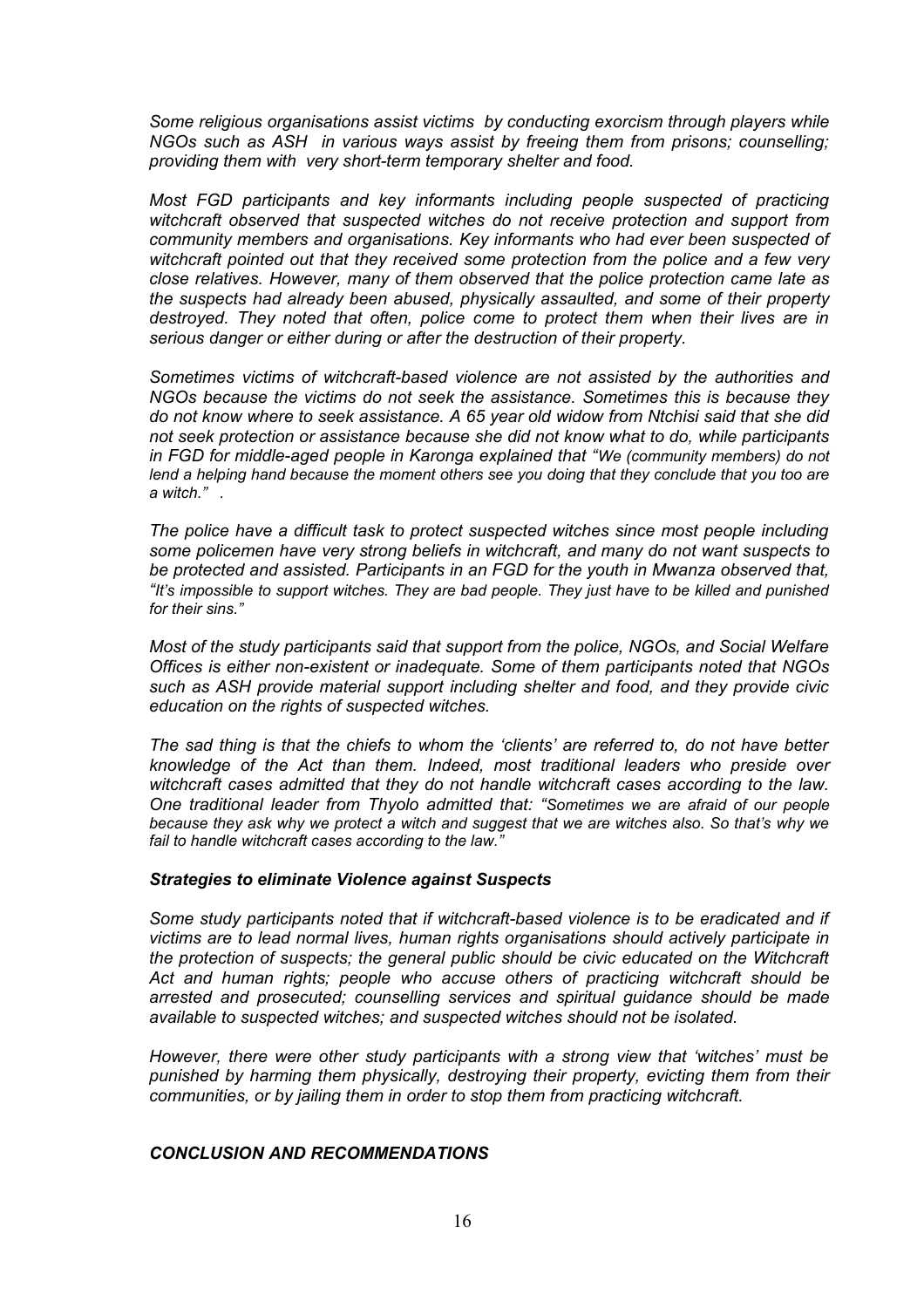*Some religious organisations assist victims by conducting exorcism through players while NGOs such as ASH in various ways assist by freeing them from prisons; counselling; providing them with very short-term temporary shelter and food.*

*Most FGD participants and key informants including people suspected of practicing witchcraft observed that suspected witches do not receive protection and support from community members and organisations. Key informants who had ever been suspected of witchcraft pointed out that they received some protection from the police and a few very close relatives. However, many of them observed that the police protection came late as the suspects had already been abused, physically assaulted, and some of their property destroyed. They noted that often, police come to protect them when their lives are in serious danger or either during or after the destruction of their property.*

*Sometimes victims of witchcraft-based violence are not assisted by the authorities and NGOs because the victims do not seek the assistance. Sometimes this is because they do not know where to seek assistance. A 65 year old widow from Ntchisi said that she did not seek protection or assistance because she did not know what to do, while participants in FGD for middle-aged people in Karonga explained that "We (community members) do not lend a helping hand because the moment others see you doing that they conclude that you too are a witch." .*

*The police have a difficult task to protect suspected witches since most people including some policemen have very strong beliefs in witchcraft, and many do not want suspects to be protected and assisted. Participants in an FGD for the youth in Mwanza observed that, "It's impossible to support witches. They are bad people. They just have to be killed and punished for their sins."*

*Most of the study participants said that support from the police, NGOs, and Social Welfare Offices is either non-existent or inadequate. Some of them participants noted that NGOs such as ASH provide material support including shelter and food, and they provide civic education on the rights of suspected witches.*

*The sad thing is that the chiefs to whom the 'clients' are referred to, do not have better knowledge of the Act than them. Indeed, most traditional leaders who preside over witchcraft cases admitted that they do not handle witchcraft cases according to the law. One traditional leader from Thyolo admitted that: "Sometimes we are afraid of our people because they ask why we protect a witch and suggest that we are witches also. So that's why we fail to handle witchcraft cases according to the law."*

### *Strategies to eliminate Violence against Suspects*

*Some study participants noted that if witchcraft-based violence is to be eradicated and if victims are to lead normal lives, human rights organisations should actively participate in the protection of suspects; the general public should be civic educated on the Witchcraft Act and human rights; people who accuse others of practicing witchcraft should be arrested and prosecuted; counselling services and spiritual guidance should be made available to suspected witches; and suspected witches should not be isolated.*

*However, there were other study participants with a strong view that 'witches' must be punished by harming them physically, destroying their property, evicting them from their communities, or by jailing them in order to stop them from practicing witchcraft.*

## *CONCLUSION AND RECOMMENDATIONS*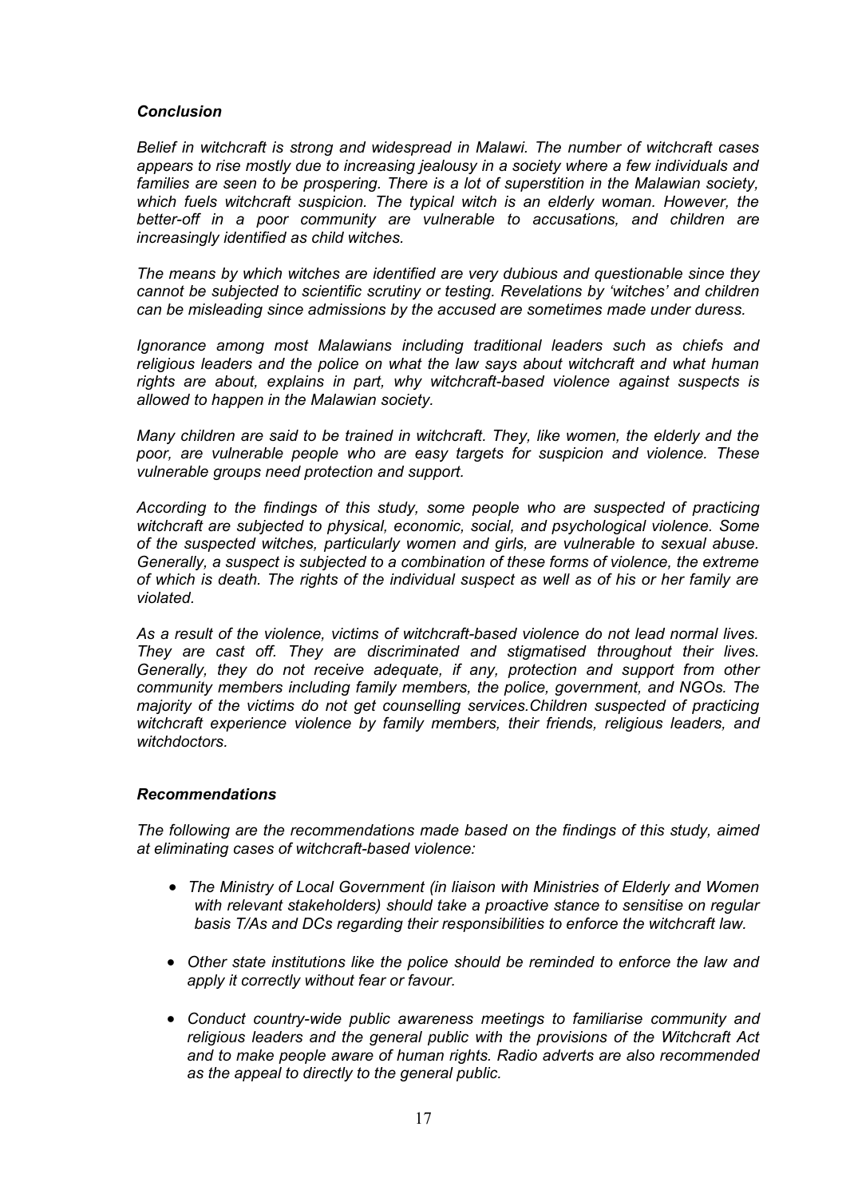### *Conclusion*

*Belief in witchcraft is strong and widespread in Malawi. The number of witchcraft cases appears to rise mostly due to increasing jealousy in a society where a few individuals and families are seen to be prospering. There is a lot of superstition in the Malawian society, which fuels witchcraft suspicion. The typical witch is an elderly woman. However, the better-off in a poor community are vulnerable to accusations, and children are increasingly identified as child witches.*

*The means by which witches are identified are very dubious and questionable since they cannot be subjected to scientific scrutiny or testing. Revelations by 'witches' and children can be misleading since admissions by the accused are sometimes made under duress.*

*Ignorance among most Malawians including traditional leaders such as chiefs and religious leaders and the police on what the law says about witchcraft and what human rights are about, explains in part, why witchcraft-based violence against suspects is allowed to happen in the Malawian society.*

*Many children are said to be trained in witchcraft. They, like women, the elderly and the poor, are vulnerable people who are easy targets for suspicion and violence. These vulnerable groups need protection and support.*

*According to the findings of this study, some people who are suspected of practicing witchcraft are subjected to physical, economic, social, and psychological violence. Some of the suspected witches, particularly women and girls, are vulnerable to sexual abuse. Generally, a suspect is subjected to a combination of these forms of violence, the extreme of which is death. The rights of the individual suspect as well as of his or her family are violated.*

*As a result of the violence, victims of witchcraft-based violence do not lead normal lives. They are cast off. They are discriminated and stigmatised throughout their lives. Generally, they do not receive adequate, if any, protection and support from other community members including family members, the police, government, and NGOs. The majority of the victims do not get counselling services.Children suspected of practicing witchcraft experience violence by family members, their friends, religious leaders, and witchdoctors.*

### *Recommendations*

*The following are the recommendations made based on the findings of this study, aimed at eliminating cases of witchcraft-based violence:*

- *The Ministry of Local Government (in liaison with Ministries of Elderly and Women with relevant stakeholders) should take a proactive stance to sensitise on regular basis T/As and DCs regarding their responsibilities to enforce the witchcraft law.*
- *Other state institutions like the police should be reminded to enforce the law and apply it correctly without fear or favour.*
- *Conduct country-wide public awareness meetings to familiarise community and religious leaders and the general public with the provisions of the Witchcraft Act and to make people aware of human rights. Radio adverts are also recommended as the appeal to directly to the general public.*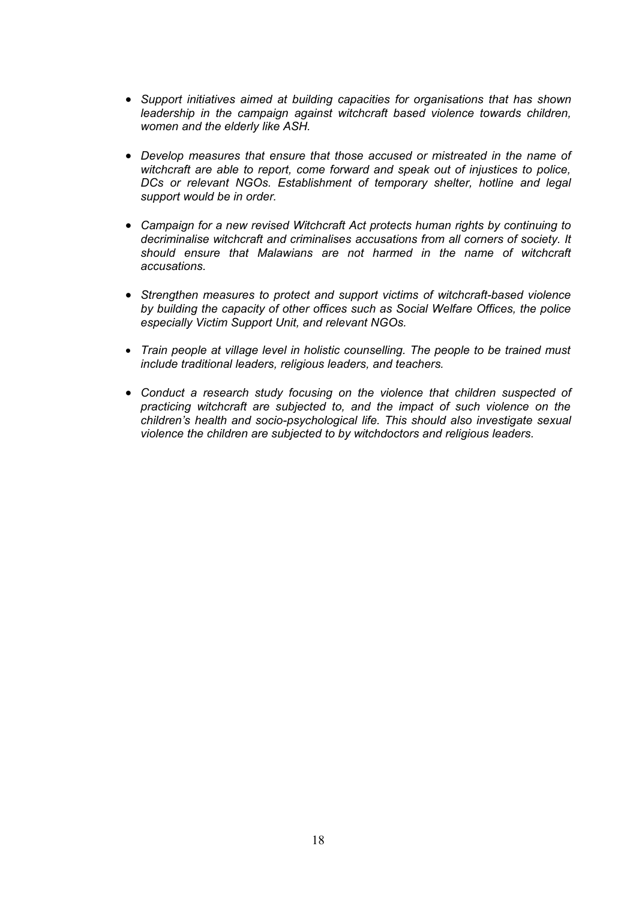- *Support initiatives aimed at building capacities for organisations that has shown leadership in the campaign against witchcraft based violence towards children, women and the elderly like ASH.*

- *Develop measures that ensure that those accused or mistreated in the name of witchcraft are able to report, come forward and speak out of injustices to police, DCs or relevant NGOs. Establishment of temporary shelter, hotline and legal support would be in order.*

- *Campaign for a new revised Witchcraft Act protects human rights by continuing to decriminalise witchcraft and criminalises accusations from all corners of society. It should ensure that Malawians are not harmed in the name of witchcraft accusations.*

- *Strengthen measures to protect and support victims of witchcraft-based violence by building the capacity of other offices such as Social Welfare Offices, the police especially Victim Support Unit, and relevant NGOs.*

- *Train people at village level in holistic counselling. The people to be trained must include traditional leaders, religious leaders, and teachers.*

- *Conduct a research study focusing on the violence that children suspected of practicing witchcraft are subjected to, and the impact of such violence on the children's health and socio-psychological life. This should also investigate sexual violence the children are subjected to by witchdoctors and religious leaders.*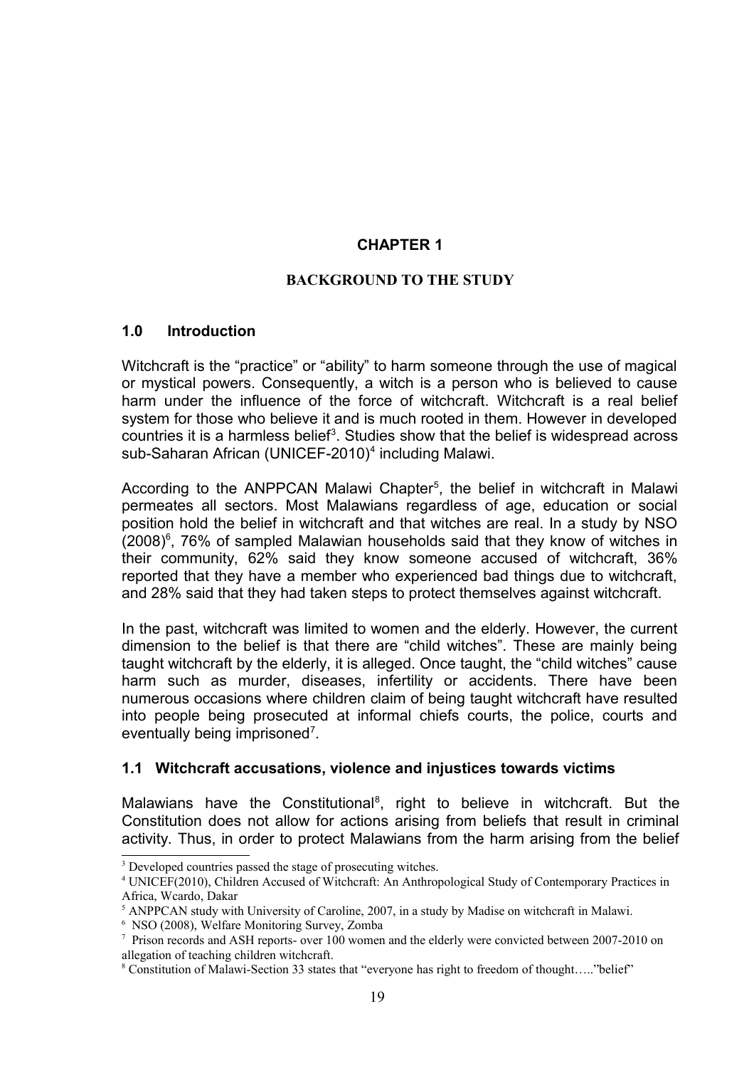# CHAPTER 1

## BACKGROUND TO THE STUDY

### 1.0 Introduction

Witchcraft is the "practice" or "ability" to harm someone through the use of magical or mystical powers. Consequently, a witch is a person who is believed to cause harm under the influence of the force of witchcraft. Witchcraft is a real belief system for those who believe it and is much rooted in them. However in developed countries it is a harmless belief[3]. Studies show that the belief is widespread across sub-Saharan African (UNICEF-2010)[4] including Malawi.

According to the ANPPCAN Malawi Chapter[5], the belief in witchcraft in Malawi permeates all sectors. Most Malawians regardless of age, education or social position hold the belief in witchcraft and that witches are real. In a study by NSO (2008)[6], 76% of sampled Malawian households said that they know of witches in their community, 62% said they know someone accused of witchcraft, 36% reported that they have a member who experienced bad things due to witchcraft, and 28% said that they had taken steps to protect themselves against witchcraft.

In the past, witchcraft was limited to women and the elderly. However, the current dimension to the belief is that there are "child witches". These are mainly being taught witchcraft by the elderly, it is alleged. Once taught, the "child witches" cause harm such as murder, diseases, infertility or accidents. There have been numerous occasions where children claim of being taught witchcraft have resulted into people being prosecuted at informal chiefs courts, the police, courts and eventually being imprisoned[7].

### 1.1 Witchcraft accusations, violence and injustices towards victims

Malawians have the Constitutional[8], right to believe in witchcraft. But the Constitution does not allow for actions arising from beliefs that result in criminal activity. Thus, in order to protect Malawians from the harm arising from the belief

---

[3] Developed countries passed the stage of prosecuting witches.

[4] UNICEF(2010), Children Accused of Witchcraft: An Anthropological Study of Contemporary Practices in Africa, Wcardo, Dakar

[5] ANPPCAN study with University of Caroline, 2007, in a study by Madise on witchcraft in Malawi.

[6] NSO (2008), Welfare Monitoring Survey, Zomba

[7] Prison records and ASH reports- over 100 women and the elderly were convicted between 2007-2010 on allegation of teaching children witchcraft.

[8] Constitution of Malawi-Section 33 states that "everyone has right to freedom of thought….."belief"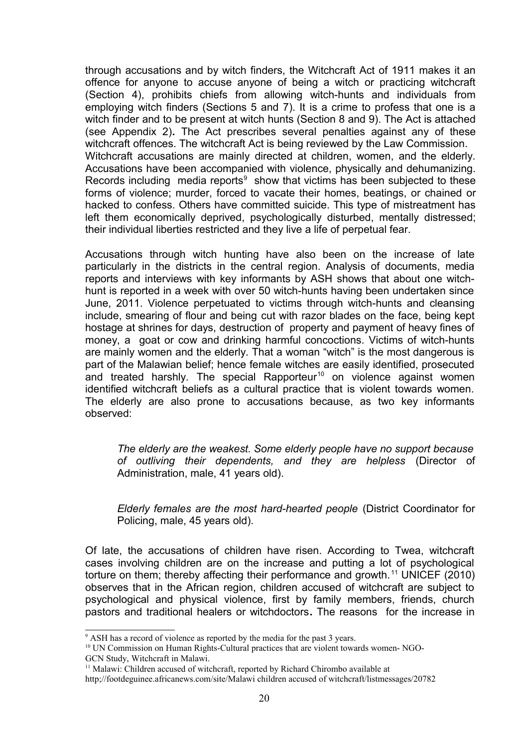through accusations and by witch finders, the Witchcraft Act of 1911 makes it an offence for anyone to accuse anyone of being a witch or practicing witchcraft (Section 4), prohibits chiefs from allowing witch-hunts and individuals from employing witch finders (Sections 5 and 7). It is a crime to profess that one is a witch finder and to be present at witch hunts (Section 8 and 9). The Act is attached (see Appendix 2)**.** The Act prescribes several penalties against any of these witchcraft offences. The witchcraft Act is being reviewed by the Law Commission.
Witchcraft accusations are mainly directed at children, women, and the elderly. Accusations have been accompanied with violence, physically and dehumanizing. Records including media reports[9] show that victims has been subjected to these forms of violence; murder, forced to vacate their homes, beatings, or chained or hacked to confess. Others have committed suicide. This type of mistreatment has left them economically deprived, psychologically disturbed, mentally distressed; their individual liberties restricted and they live a life of perpetual fear.

Accusations through witch hunting have also been on the increase of late particularly in the districts in the central region. Analysis of documents, media reports and interviews with key informants by ASH shows that about one witch-hunt is reported in a week with over 50 witch-hunts having been undertaken since June, 2011. Violence perpetuated to victims through witch-hunts and cleansing include, smearing of flour and being cut with razor blades on the face, being kept hostage at shrines for days, destruction of property and payment of heavy fines of money, a goat or cow and drinking harmful concoctions. Victims of witch-hunts are mainly women and the elderly. That a woman "witch" is the most dangerous is part of the Malawian belief; hence female witches are easily identified, prosecuted and treated harshly. The special Rapporteur[10] on violence against women identified witchcraft beliefs as a cultural practice that is violent towards women. The elderly are also prone to accusations because, as two key informants observed:

> *The elderly are the weakest. Some elderly people have no support because of outliving their dependents, and they are helpless* (Director of Administration, male, 41 years old).

> *Elderly females are the most hard-hearted people* (District Coordinator for Policing, male, 45 years old).

Of late, the accusations of children have risen. According to Twea, witchcraft cases involving children are on the increase and putting a lot of psychological torture on them; thereby affecting their performance and growth.[11] UNICEF (2010) observes that in the African region, children accused of witchcraft are subject to psychological and physical violence, first by family members, friends, church pastors and traditional healers or witchdoctors**.** The reasons for the increase in

---

[9] ASH has a record of violence as reported by the media for the past 3 years.

[10] UN Commission on Human Rights-Cultural practices that are violent towards women- NGO-GCN Study, Witchcraft in Malawi.

[11] Malawi: Children accused of witchcraft, reported by Richard Chirombo available at http;//footdeguinee.africanews.com/site/Malawi children accused of witchcraft/listmessages/20782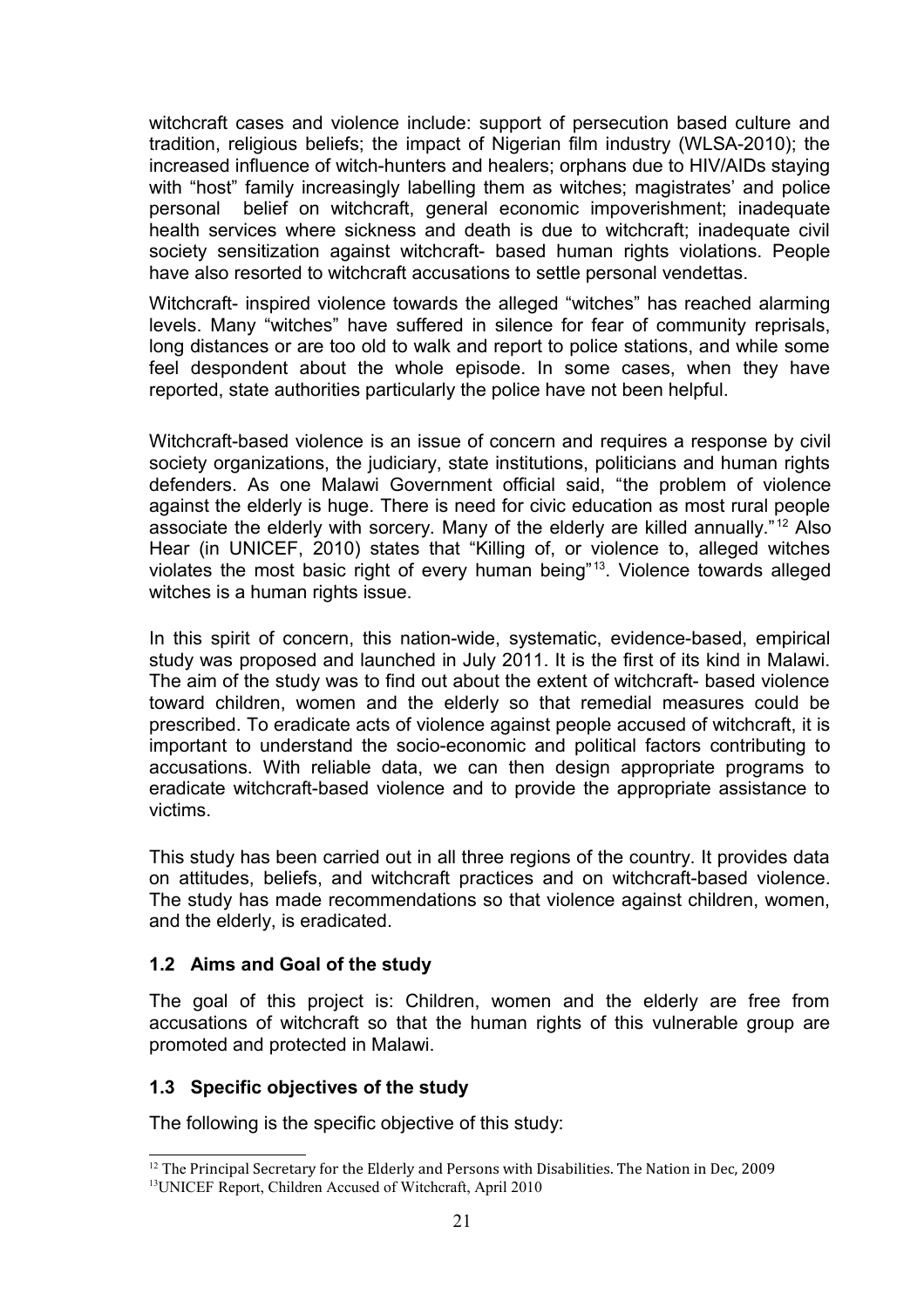witchcraft cases and violence include: support of persecution based culture and tradition, religious beliefs; the impact of Nigerian film industry (WLSA-2010); the increased influence of witch-hunters and healers; orphans due to HIV/AIDs staying with "host" family increasingly labelling them as witches; magistrates' and police personal belief on witchcraft, general economic impoverishment; inadequate health services where sickness and death is due to witchcraft; inadequate civil society sensitization against witchcraft- based human rights violations. People have also resorted to witchcraft accusations to settle personal vendettas.

Witchcraft- inspired violence towards the alleged "witches" has reached alarming levels. Many "witches" have suffered in silence for fear of community reprisals, long distances or are too old to walk and report to police stations, and while some feel despondent about the whole episode. In some cases, when they have reported, state authorities particularly the police have not been helpful.

Witchcraft-based violence is an issue of concern and requires a response by civil society organizations, the judiciary, state institutions, politicians and human rights defenders. As one Malawi Government official said, "the problem of violence against the elderly is huge. There is need for civic education as most rural people associate the elderly with sorcery. Many of the elderly are killed annually."[12] Also Hear (in UNICEF, 2010) states that "Killing of, or violence to, alleged witches violates the most basic right of every human being"[13]. Violence towards alleged witches is a human rights issue.

In this spirit of concern, this nation-wide, systematic, evidence-based, empirical study was proposed and launched in July 2011. It is the first of its kind in Malawi. The aim of the study was to find out about the extent of witchcraft- based violence toward children, women and the elderly so that remedial measures could be prescribed. To eradicate acts of violence against people accused of witchcraft, it is important to understand the socio-economic and political factors contributing to accusations. With reliable data, we can then design appropriate programs to eradicate witchcraft-based violence and to provide the appropriate assistance to victims.

This study has been carried out in all three regions of the country. It provides data on attitudes, beliefs, and witchcraft practices and on witchcraft-based violence. The study has made recommendations so that violence against children, women, and the elderly, is eradicated.

### 1.2 Aims and Goal of the study

The goal of this project is: Children, women and the elderly are free from accusations of witchcraft so that the human rights of this vulnerable group are promoted and protected in Malawi.

### 1.3 Specific objectives of the study

The following is the specific objective of this study:

---

[12] The Principal Secretary for the Elderly and Persons with Disabilities. The Nation in Dec, 2009

[13] UNICEF Report, Children Accused of Witchcraft, April 2010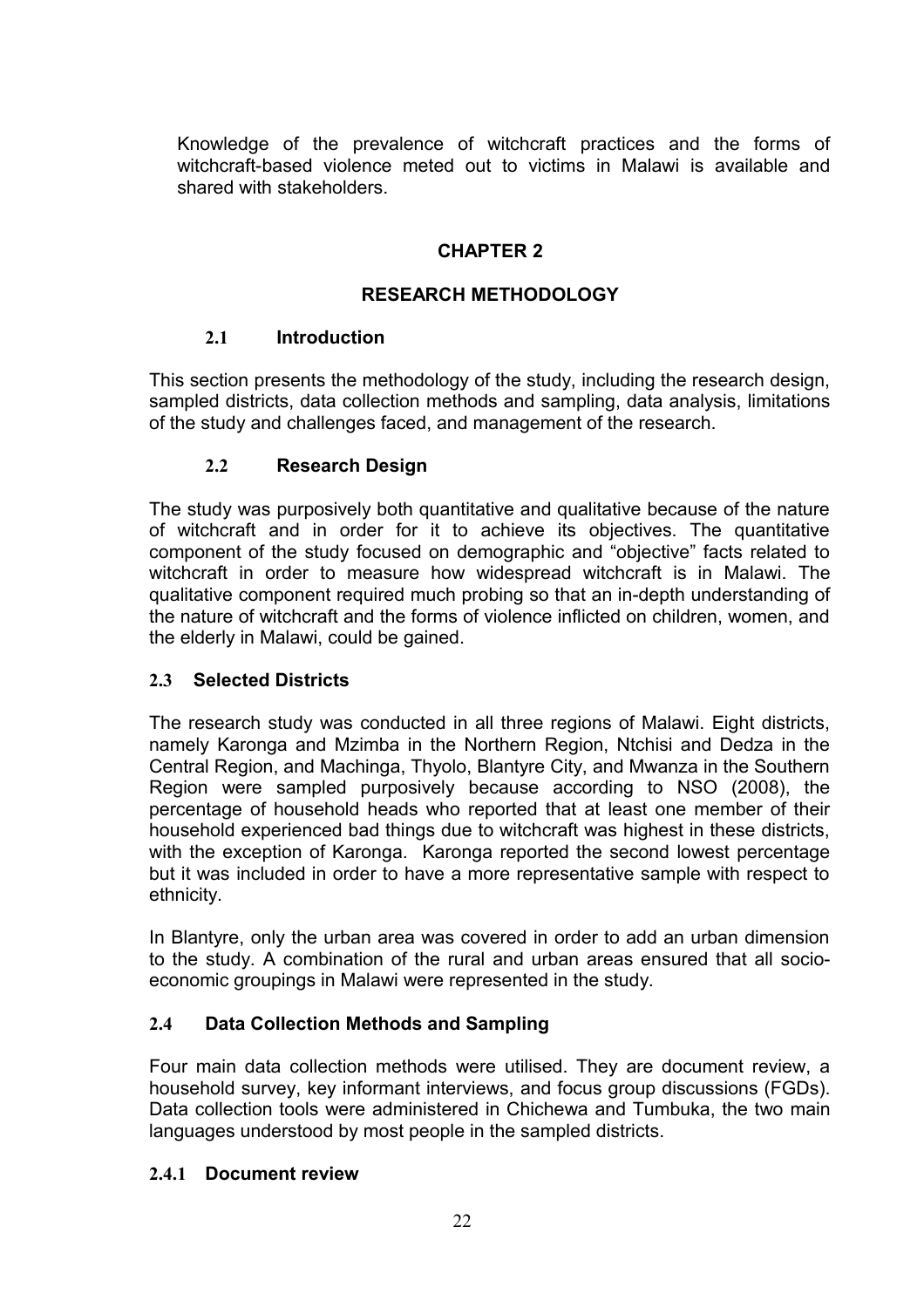Knowledge of the prevalence of witchcraft practices and the forms of witchcraft-based violence meted out to victims in Malawi is available and shared with stakeholders.

# CHAPTER 2

# RESEARCH METHODOLOGY

## 2.1 Introduction

This section presents the methodology of the study, including the research design, sampled districts, data collection methods and sampling, data analysis, limitations of the study and challenges faced, and management of the research.

## 2.2 Research Design

The study was purposively both quantitative and qualitative because of the nature of witchcraft and in order for it to achieve its objectives. The quantitative component of the study focused on demographic and "objective" facts related to witchcraft in order to measure how widespread witchcraft is in Malawi. The qualitative component required much probing so that an in-depth understanding of the nature of witchcraft and the forms of violence inflicted on children, women, and the elderly in Malawi, could be gained.

## 2.3 Selected Districts

The research study was conducted in all three regions of Malawi. Eight districts, namely Karonga and Mzimba in the Northern Region, Ntchisi and Dedza in the Central Region, and Machinga, Thyolo, Blantyre City, and Mwanza in the Southern Region were sampled purposively because according to NSO (2008), the percentage of household heads who reported that at least one member of their household experienced bad things due to witchcraft was highest in these districts, with the exception of Karonga. Karonga reported the second lowest percentage but it was included in order to have a more representative sample with respect to ethnicity.

In Blantyre, only the urban area was covered in order to add an urban dimension to the study. A combination of the rural and urban areas ensured that all socio-economic groupings in Malawi were represented in the study.

## 2.4 Data Collection Methods and Sampling

Four main data collection methods were utilised. They are document review, a household survey, key informant interviews, and focus group discussions (FGDs). Data collection tools were administered in Chichewa and Tumbuka, the two main languages understood by most people in the sampled districts.

### 2.4.1 Document review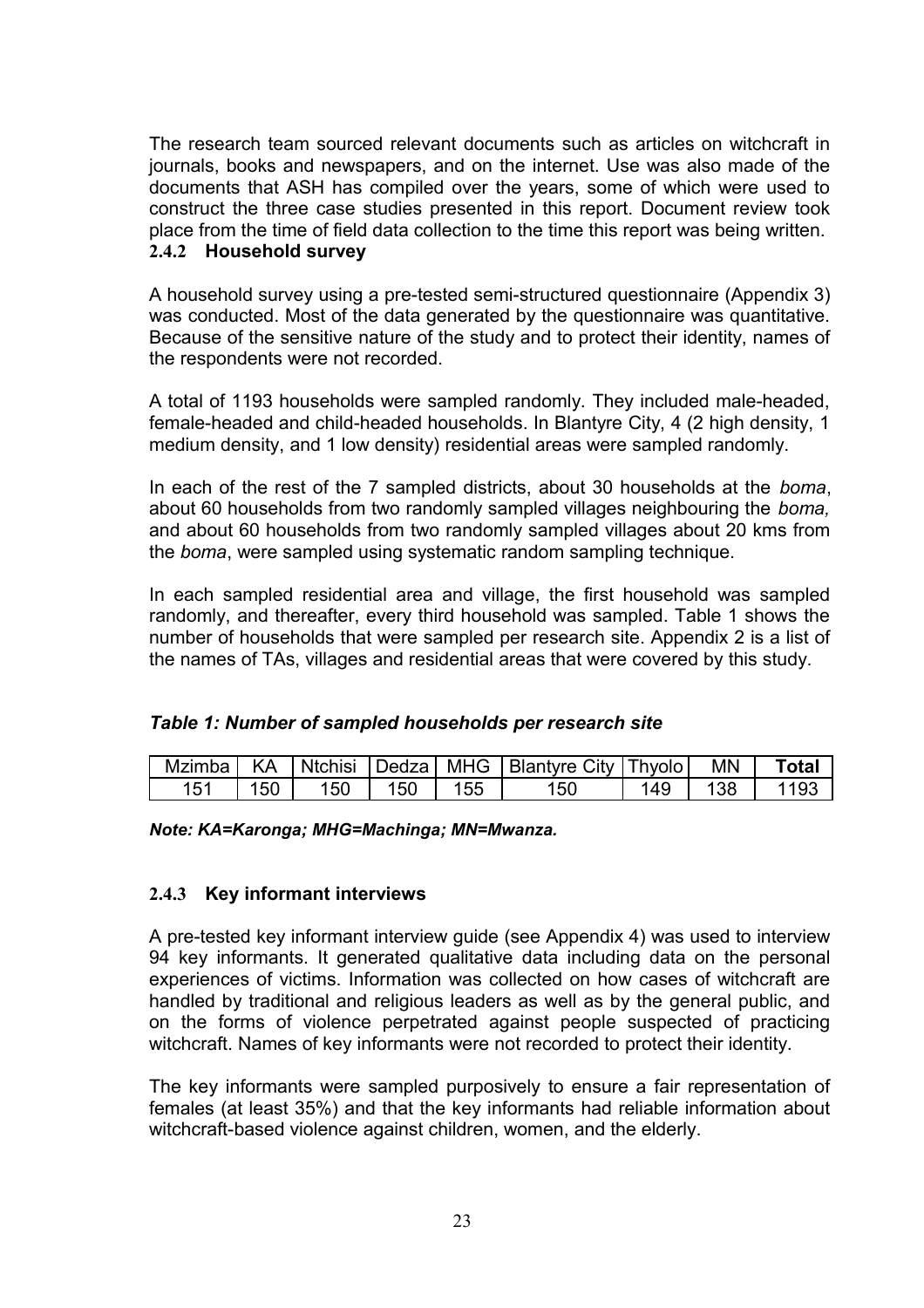The research team sourced relevant documents such as articles on witchcraft in journals, books and newspapers, and on the internet. Use was also made of the documents that ASH has compiled over the years, some of which were used to construct the three case studies presented in this report. Document review took place from the time of field data collection to the time this report was being written.

### 2.4.2 Household survey

A household survey using a pre-tested semi-structured questionnaire (Appendix 3) was conducted. Most of the data generated by the questionnaire was quantitative. Because of the sensitive nature of the study and to protect their identity, names of the respondents were not recorded.

A total of 1193 households were sampled randomly. They included male-headed, female-headed and child-headed households. In Blantyre City, 4 (2 high density, 1 medium density, and 1 low density) residential areas were sampled randomly.

In each of the rest of the 7 sampled districts, about 30 households at the *boma*, about 60 households from two randomly sampled villages neighbouring the *boma,* and about 60 households from two randomly sampled villages about 20 kms from the *boma*, were sampled using systematic random sampling technique.

In each sampled residential area and village, the first household was sampled randomly, and thereafter, every third household was sampled. Table 1 shows the number of households that were sampled per research site. Appendix 2 is a list of the names of TAs, villages and residential areas that were covered by this study.

***Table 1: Number of sampled households per research site***

| Mzimba | KA | Ntchisi | Dedza | MHG | Blantyre City | Thyolo | MN | **Total** |
|---|---|---|---|---|---|---|---|---|
| 151 | 150 | 150 | 150 | 155 | 150 | 149 | 138 | 1193 |

***Note: KA=Karonga; MHG=Machinga; MN=Mwanza.***

### 2.4.3 Key informant interviews

A pre-tested key informant interview guide (see Appendix 4) was used to interview 94 key informants. It generated qualitative data including data on the personal experiences of victims. Information was collected on how cases of witchcraft are handled by traditional and religious leaders as well as by the general public, and on the forms of violence perpetrated against people suspected of practicing witchcraft. Names of key informants were not recorded to protect their identity.

The key informants were sampled purposively to ensure a fair representation of females (at least 35%) and that the key informants had reliable information about witchcraft-based violence against children, women, and the elderly.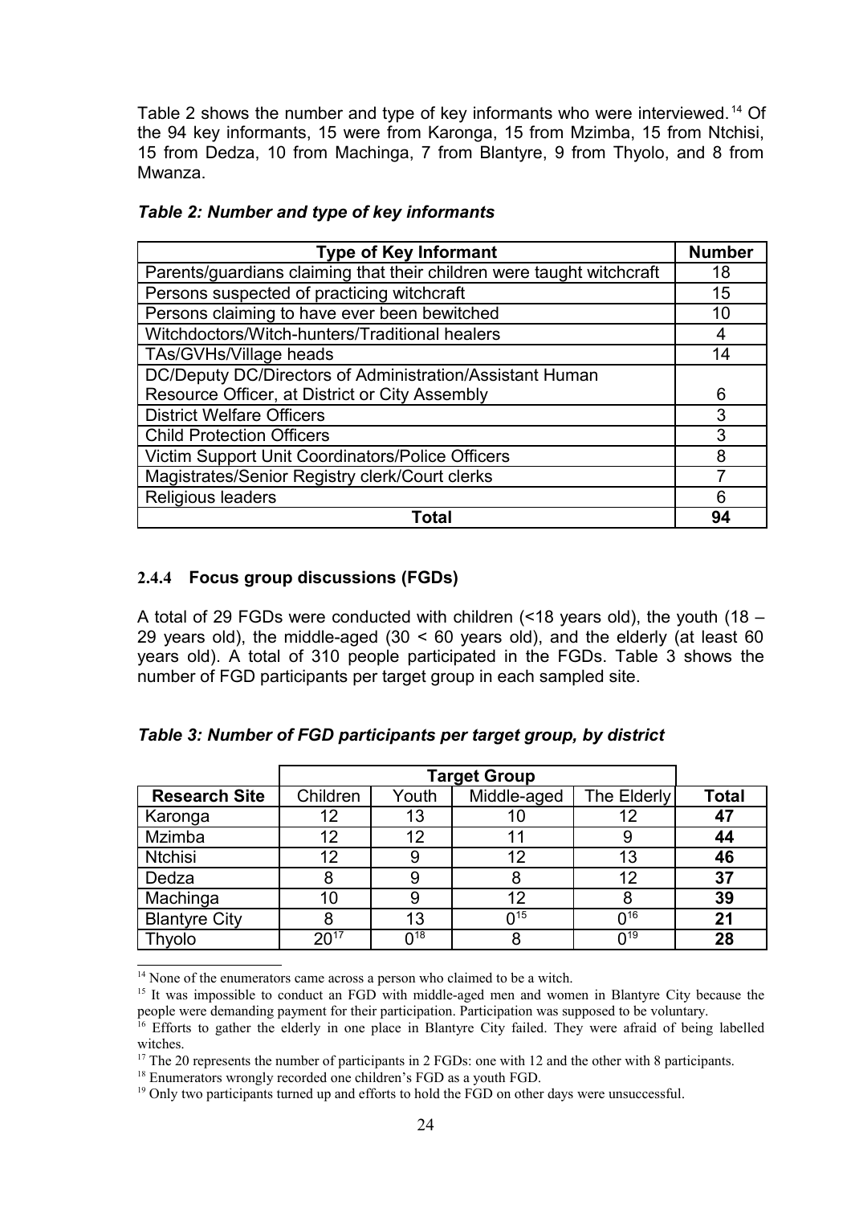Table 2 shows the number and type of key informants who were interviewed.[14] Of the 94 key informants, 15 were from Karonga, 15 from Mzimba, 15 from Ntchisi, 15 from Dedza, 10 from Machinga, 7 from Blantyre, 9 from Thyolo, and 8 from Mwanza.

***Table 2: Number and type of key informants***

| Type of Key Informant | Number |
|---|---|
| Parents/guardians claiming that their children were taught witchcraft | 18 |
| Persons suspected of practicing witchcraft | 15 |
| Persons claiming to have ever been bewitched | 10 |
| Witchdoctors/Witch-hunters/Traditional healers | 4 |
| TAs/GVHs/Village heads | 14 |
| DC/Deputy DC/Directors of Administration/Assistant Human Resource Officer, at District or City Assembly | 6 |
| District Welfare Officers | 3 |
| Child Protection Officers | 3 |
| Victim Support Unit Coordinators/Police Officers | 8 |
| Magistrates/Senior Registry clerk/Court clerks | 7 |
| Religious leaders | 6 |
| **Total** | **94** |

### 2.4.4 Focus group discussions (FGDs)

A total of 29 FGDs were conducted with children (<18 years old), the youth (18 – 29 years old), the middle-aged (30 < 60 years old), and the elderly (at least 60 years old). A total of 310 people participated in the FGDs. Table 3 shows the number of FGD participants per target group in each sampled site.

***Table 3: Number of FGD participants per target group, by district***

| | Target Group | | | | |
|---|---|---|---|---|---|
| **Research Site** | Children | Youth | Middle-aged | The Elderly | **Total** |
| Karonga | 12 | 13 | 10 | 12 | **47** |
| Mzimba | 12 | 12 | 11 | 9 | **44** |
| Ntchisi | 12 | 9 | 12 | 13 | **46** |
| Dedza | 8 | 9 | 8 | 12 | **37** |
| Machinga | 10 | 9 | 12 | 8 | **39** |
| Blantyre City | 8 | 13 | 0[15] | 0[16] | **21** |
| Thyolo | 20[17] | 0[18] | 8 | 0[19] | **28** |

[14] None of the enumerators came across a person who claimed to be a witch.

[15] It was impossible to conduct an FGD with middle-aged men and women in Blantyre City because the people were demanding payment for their participation. Participation was supposed to be voluntary.

[16] Efforts to gather the elderly in one place in Blantyre City failed. They were afraid of being labelled witches.

[17] The 20 represents the number of participants in 2 FGDs: one with 12 and the other with 8 participants.

[18] Enumerators wrongly recorded one children's FGD as a youth FGD.

[19] Only two participants turned up and efforts to hold the FGD on other days were unsuccessful.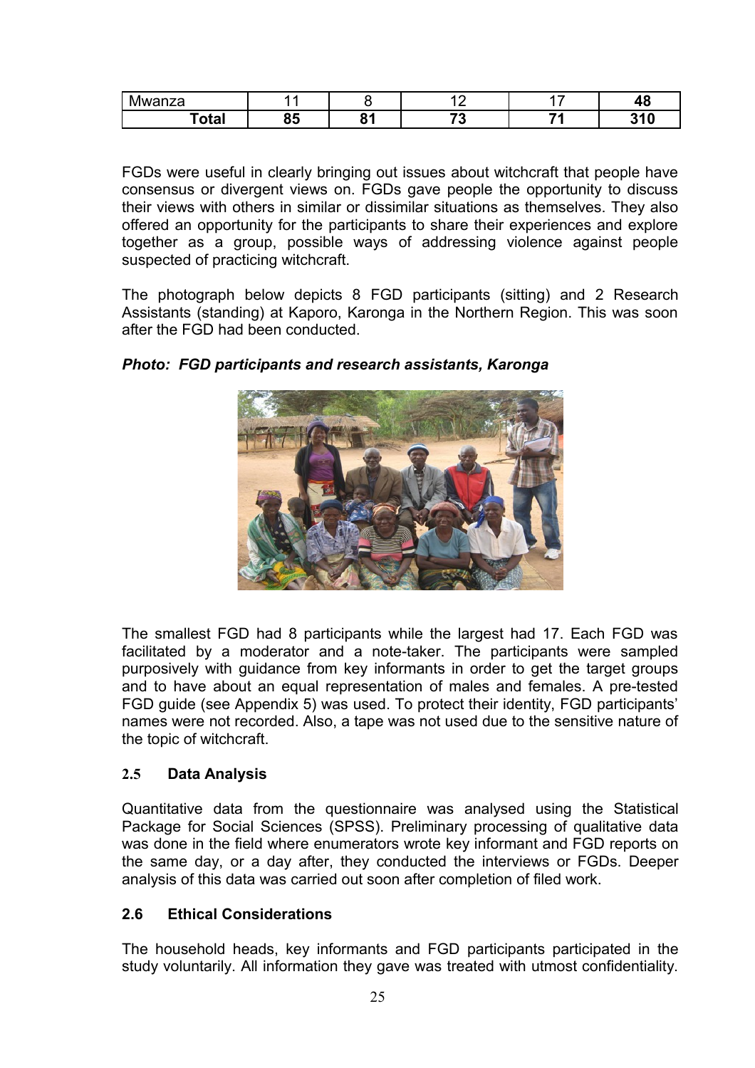| Mwanza | 11 | 8 | 12 | 17 | 48 |
|---|---|---|---|---|---|
| **Total** | **85** | **81** | **73** | **71** | **310** |

FGDs were useful in clearly bringing out issues about witchcraft that people have consensus or divergent views on. FGDs gave people the opportunity to discuss their views with others in similar or dissimilar situations as themselves. They also offered an opportunity for the participants to share their experiences and explore together as a group, possible ways of addressing violence against people suspected of practicing witchcraft.

The photograph below depicts 8 FGD participants (sitting) and 2 Research Assistants (standing) at Kaporo, Karonga in the Northern Region. This was soon after the FGD had been conducted.

***Photo: FGD participants and research assistants, Karonga***

The smallest FGD had 8 participants while the largest had 17. Each FGD was facilitated by a moderator and a note-taker. The participants were sampled purposively with guidance from key informants in order to get the target groups and to have about an equal representation of males and females. A pre-tested FGD guide (see Appendix 5) was used. To protect their identity, FGD participants' names were not recorded. Also, a tape was not used due to the sensitive nature of the topic of witchcraft.

### 2.5 Data Analysis

Quantitative data from the questionnaire was analysed using the Statistical Package for Social Sciences (SPSS). Preliminary processing of qualitative data was done in the field where enumerators wrote key informant and FGD reports on the same day, or a day after, they conducted the interviews or FGDs. Deeper analysis of this data was carried out soon after completion of filed work.

### 2.6 Ethical Considerations

The household heads, key informants and FGD participants participated in the study voluntarily. All information they gave was treated with utmost confidentiality.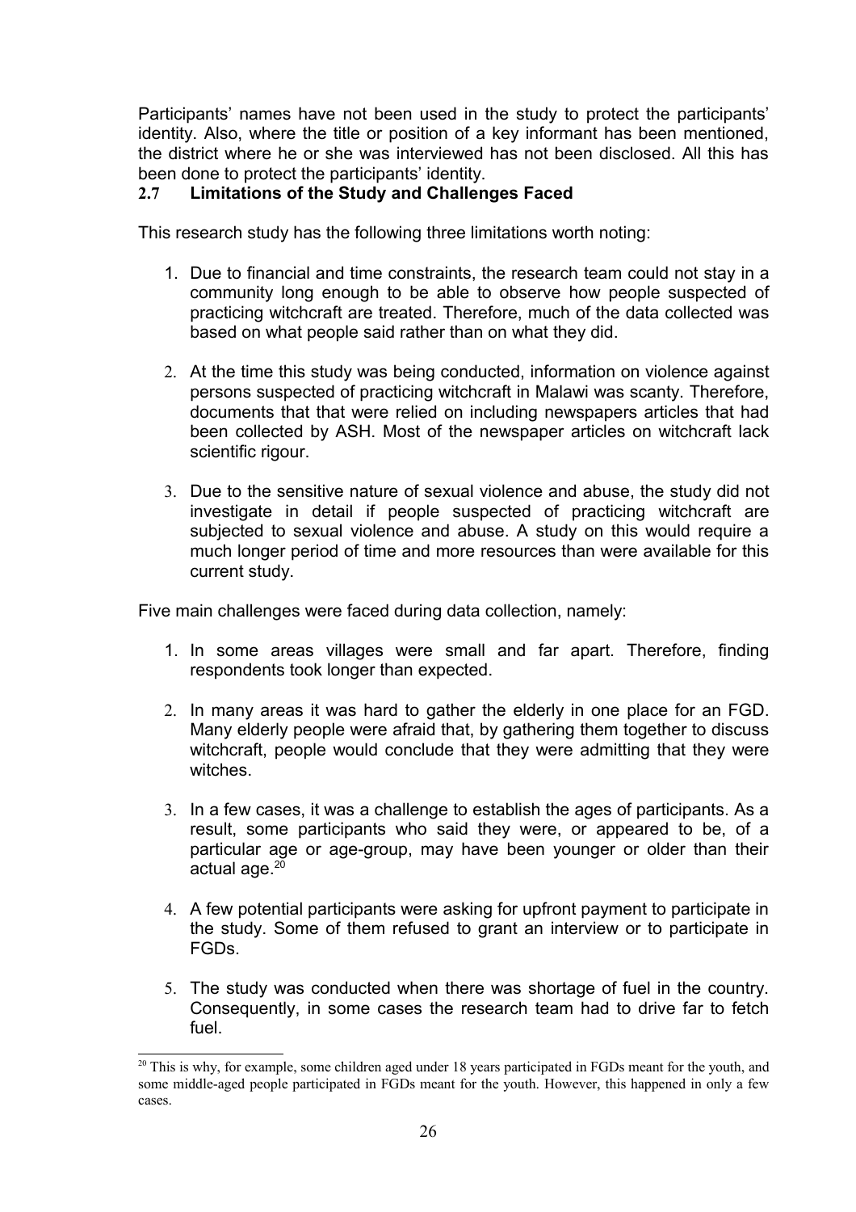Participants' names have not been used in the study to protect the participants' identity. Also, where the title or position of a key informant has been mentioned, the district where he or she was interviewed has not been disclosed. All this has been done to protect the participants' identity.

## 2.7 Limitations of the Study and Challenges Faced

This research study has the following three limitations worth noting:

1. Due to financial and time constraints, the research team could not stay in a community long enough to be able to observe how people suspected of practicing witchcraft are treated. Therefore, much of the data collected was based on what people said rather than on what they did.

2. At the time this study was being conducted, information on violence against persons suspected of practicing witchcraft in Malawi was scanty. Therefore, documents that that were relied on including newspapers articles that had been collected by ASH. Most of the newspaper articles on witchcraft lack scientific rigour.

3. Due to the sensitive nature of sexual violence and abuse, the study did not investigate in detail if people suspected of practicing witchcraft are subjected to sexual violence and abuse. A study on this would require a much longer period of time and more resources than were available for this current study.

Five main challenges were faced during data collection, namely:

1. In some areas villages were small and far apart. Therefore, finding respondents took longer than expected.

2. In many areas it was hard to gather the elderly in one place for an FGD. Many elderly people were afraid that, by gathering them together to discuss witchcraft, people would conclude that they were admitting that they were witches.

3. In a few cases, it was a challenge to establish the ages of participants. As a result, some participants who said they were, or appeared to be, of a particular age or age-group, may have been younger or older than their actual age.[20]

4. A few potential participants were asking for upfront payment to participate in the study. Some of them refused to grant an interview or to participate in FGDs.

5. The study was conducted when there was shortage of fuel in the country. Consequently, in some cases the research team had to drive far to fetch fuel.

---

[20] This is why, for example, some children aged under 18 years participated in FGDs meant for the youth, and some middle-aged people participated in FGDs meant for the youth. However, this happened in only a few cases.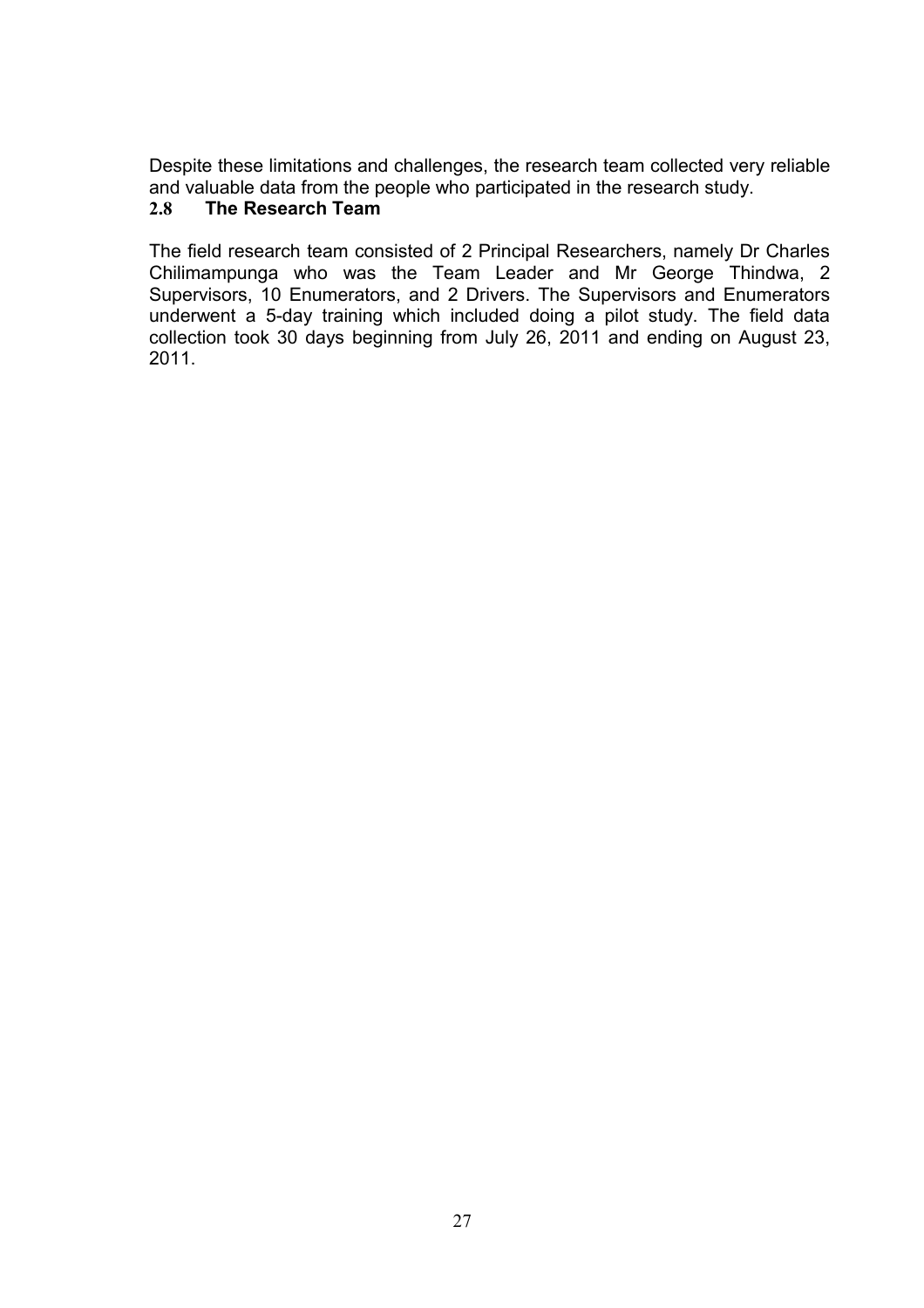Despite these limitations and challenges, the research team collected very reliable and valuable data from the people who participated in the research study.

## 2.8 The Research Team

The field research team consisted of 2 Principal Researchers, namely Dr Charles Chilimampunga who was the Team Leader and Mr George Thindwa, 2 Supervisors, 10 Enumerators, and 2 Drivers. The Supervisors and Enumerators underwent a 5-day training which included doing a pilot study. The field data collection took 30 days beginning from July 26, 2011 and ending on August 23, 2011.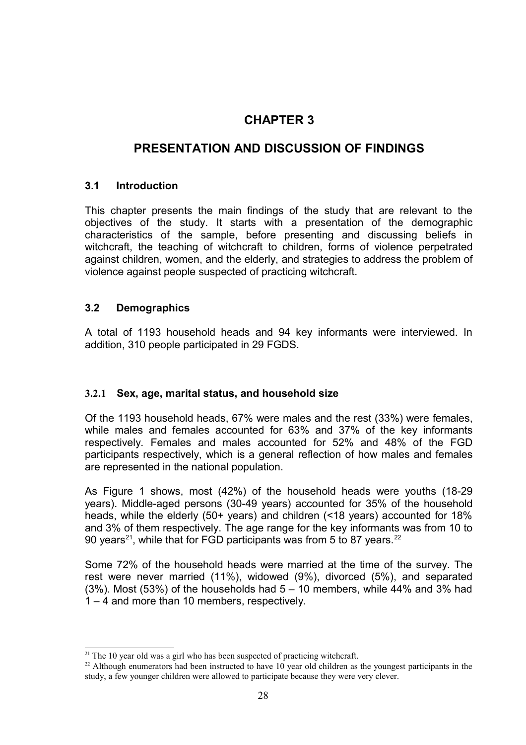# CHAPTER 3

# PRESENTATION AND DISCUSSION OF FINDINGS

## 3.1 Introduction

This chapter presents the main findings of the study that are relevant to the objectives of the study. It starts with a presentation of the demographic characteristics of the sample, before presenting and discussing beliefs in witchcraft, the teaching of witchcraft to children, forms of violence perpetrated against children, women, and the elderly, and strategies to address the problem of violence against people suspected of practicing witchcraft.

## 3.2 Demographics

A total of 1193 household heads and 94 key informants were interviewed. In addition, 310 people participated in 29 FGDS.

### 3.2.1 Sex, age, marital status, and household size

Of the 1193 household heads, 67% were males and the rest (33%) were females, while males and females accounted for 63% and 37% of the key informants respectively. Females and males accounted for 52% and 48% of the FGD participants respectively, which is a general reflection of how males and females are represented in the national population.

As Figure 1 shows, most (42%) of the household heads were youths (18-29 years). Middle-aged persons (30-49 years) accounted for 35% of the household heads, while the elderly (50+ years) and children (<18 years) accounted for 18% and 3% of them respectively. The age range for the key informants was from 10 to 90 years[21], while that for FGD participants was from 5 to 87 years.[22]

Some 72% of the household heads were married at the time of the survey. The rest were never married (11%), widowed (9%), divorced (5%), and separated (3%). Most (53%) of the households had 5 – 10 members, while 44% and 3% had 1 – 4 and more than 10 members, respectively.

[21] The 10 year old was a girl who has been suspected of practicing witchcraft.

[22] Although enumerators had been instructed to have 10 year old children as the youngest participants in the study, a few younger children were allowed to participate because they were very clever.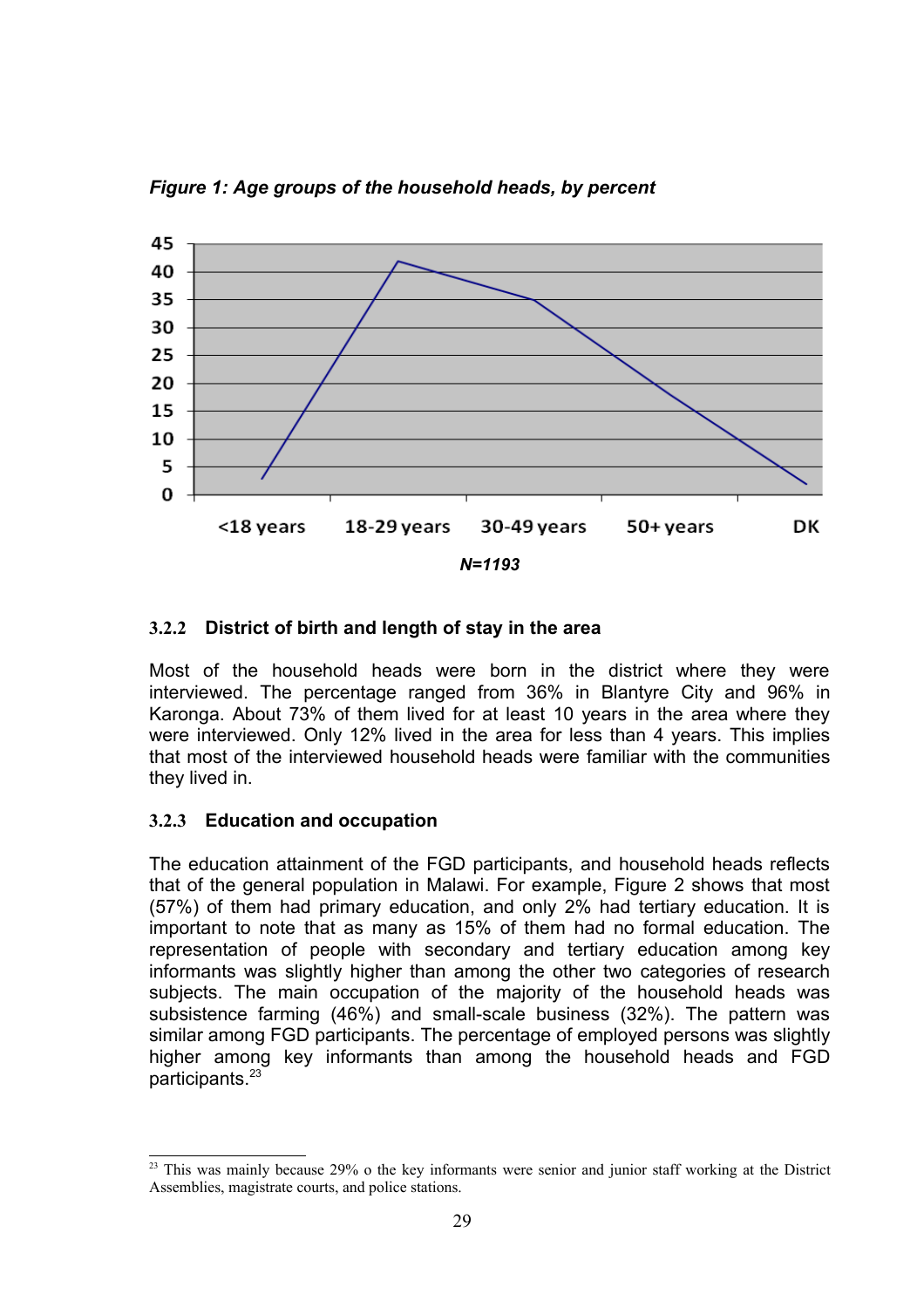*Figure 1: Age groups of the household heads, by percent*

*N=1193*

### 3.2.2 District of birth and length of stay in the area

Most of the household heads were born in the district where they were interviewed. The percentage ranged from 36% in Blantyre City and 96% in Karonga. About 73% of them lived for at least 10 years in the area where they were interviewed. Only 12% lived in the area for less than 4 years. This implies that most of the interviewed household heads were familiar with the communities they lived in.

### 3.2.3 Education and occupation

The education attainment of the FGD participants, and household heads reflects that of the general population in Malawi. For example, Figure 2 shows that most (57%) of them had primary education, and only 2% had tertiary education. It is important to note that as many as 15% of them had no formal education. The representation of people with secondary and tertiary education among key informants was slightly higher than among the other two categories of research subjects. The main occupation of the majority of the household heads was subsistence farming (46%) and small-scale business (32%). The pattern was similar among FGD participants. The percentage of employed persons was slightly higher among key informants than among the household heads and FGD participants.[23]

[23] This was mainly because 29% o the key informants were senior and junior staff working at the District Assemblies, magistrate courts, and police stations.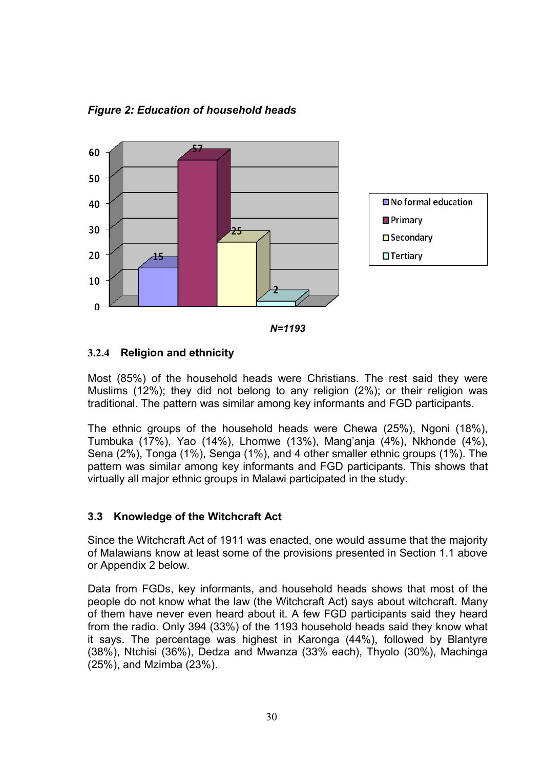*Figure 2: Education of household heads*

| | No formal education | Primary | Secondary | Tertiary |
|---|---|---|---|---|
| % | 15 | 57 | 25 | 2 |

*N=1193*

### 3.2.4 Religion and ethnicity

Most (85%) of the household heads were Christians. The rest said they were Muslims (12%); they did not belong to any religion (2%); or their religion was traditional. The pattern was similar among key informants and FGD participants.

The ethnic groups of the household heads were Chewa (25%), Ngoni (18%), Tumbuka (17%), Yao (14%), Lhomwe (13%), Mang'anja (4%), Nkhonde (4%), Sena (2%), Tonga (1%), Senga (1%), and 4 other smaller ethnic groups (1%). The pattern was similar among key informants and FGD participants. This shows that virtually all major ethnic groups in Malawi participated in the study.

## 3.3 Knowledge of the Witchcraft Act

Since the Witchcraft Act of 1911 was enacted, one would assume that the majority of Malawians know at least some of the provisions presented in Section 1.1 above or Appendix 2 below.

Data from FGDs, key informants, and household heads shows that most of the people do not know what the law (the Witchcraft Act) says about witchcraft. Many of them have never even heard about it. A few FGD participants said they heard from the radio. Only 394 (33%) of the 1193 household heads said they know what it says. The percentage was highest in Karonga (44%), followed by Blantyre (38%), Ntchisi (36%), Dedza and Mwanza (33% each), Thyolo (30%), Machinga (25%), and Mzimba (23%).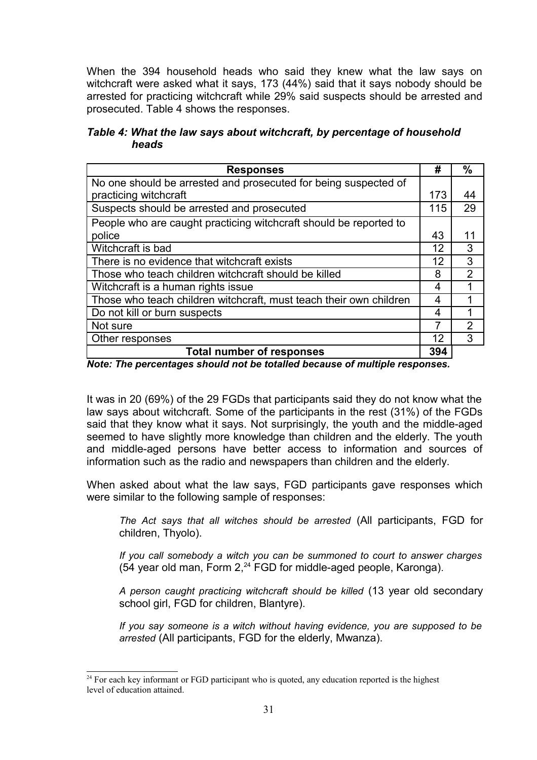When the 394 household heads who said they knew what the law says on witchcraft were asked what it says, 173 (44%) said that it says nobody should be arrested for practicing witchcraft while 29% said suspects should be arrested and prosecuted. Table 4 shows the responses.

***Table 4: What the law says about witchcraft, by percentage of household heads***

| Responses | # | % |
|---|---|---|
| No one should be arrested and prosecuted for being suspected of practicing witchcraft | 173 | 44 |
| Suspects should be arrested and prosecuted | 115 | 29 |
| People who are caught practicing witchcraft should be reported to police | 43 | 11 |
| Witchcraft is bad | 12 | 3 |
| There is no evidence that witchcraft exists | 12 | 3 |
| Those who teach children witchcraft should be killed | 8 | 2 |
| Witchcraft is a human rights issue | 4 | 1 |
| Those who teach children witchcraft, must teach their own children | 4 | 1 |
| Do not kill or burn suspects | 4 | 1 |
| Not sure | 7 | 2 |
| Other responses | 12 | 3 |
| **Total number of responses** | **394** | |

***Note: The percentages should not be totalled because of multiple responses.***

It was in 20 (69%) of the 29 FGDs that participants said they do not know what the law says about witchcraft. Some of the participants in the rest (31%) of the FGDs said that they know what it says. Not surprisingly, the youth and the middle-aged seemed to have slightly more knowledge than children and the elderly. The youth and middle-aged persons have better access to information and sources of information such as the radio and newspapers than children and the elderly.

When asked about what the law says, FGD participants gave responses which were similar to the following sample of responses:

> *The Act says that all witches should be arrested* (All participants, FGD for children, Thyolo).
>
> *If you call somebody a witch you can be summoned to court to answer charges* (54 year old man, Form 2,[24] FGD for middle-aged people, Karonga).
>
> *A person caught practicing witchcraft should be killed* (13 year old secondary school girl, FGD for children, Blantyre).
>
> *If you say someone is a witch without having evidence, you are supposed to be arrested* (All participants, FGD for the elderly, Mwanza).

[24] For each key informant or FGD participant who is quoted, any education reported is the highest level of education attained.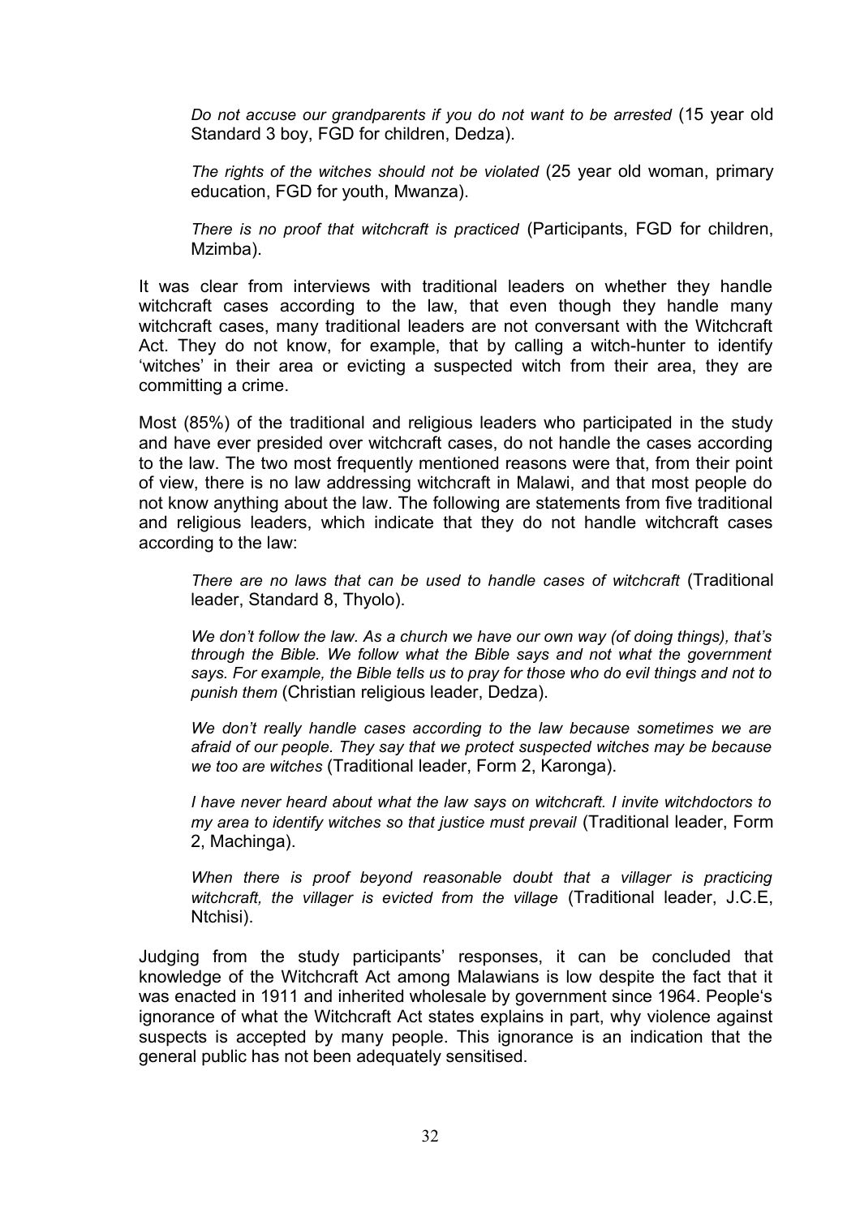> *Do not accuse our grandparents if you do not want to be arrested* (15 year old Standard 3 boy, FGD for children, Dedza).

> *The rights of the witches should not be violated* (25 year old woman, primary education, FGD for youth, Mwanza).

> *There is no proof that witchcraft is practiced* (Participants, FGD for children, Mzimba).

It was clear from interviews with traditional leaders on whether they handle witchcraft cases according to the law, that even though they handle many witchcraft cases, many traditional leaders are not conversant with the Witchcraft Act. They do not know, for example, that by calling a witch-hunter to identify 'witches' in their area or evicting a suspected witch from their area, they are committing a crime.

Most (85%) of the traditional and religious leaders who participated in the study and have ever presided over witchcraft cases, do not handle the cases according to the law. The two most frequently mentioned reasons were that, from their point of view, there is no law addressing witchcraft in Malawi, and that most people do not know anything about the law. The following are statements from five traditional and religious leaders, which indicate that they do not handle witchcraft cases according to the law:

> *There are no laws that can be used to handle cases of witchcraft* (Traditional leader, Standard 8, Thyolo).

> *We don't follow the law. As a church we have our own way (of doing things), that's through the Bible. We follow what the Bible says and not what the government says. For example, the Bible tells us to pray for those who do evil things and not to punish them* (Christian religious leader, Dedza).

> *We don't really handle cases according to the law because sometimes we are afraid of our people. They say that we protect suspected witches may be because we too are witches* (Traditional leader, Form 2, Karonga).

> *I have never heard about what the law says on witchcraft. I invite witchdoctors to my area to identify witches so that justice must prevail* (Traditional leader, Form 2, Machinga).

> *When there is proof beyond reasonable doubt that a villager is practicing witchcraft, the villager is evicted from the village* (Traditional leader, J.C.E, Ntchisi).

Judging from the study participants' responses, it can be concluded that knowledge of the Witchcraft Act among Malawians is low despite the fact that it was enacted in 1911 and inherited wholesale by government since 1964. People's ignorance of what the Witchcraft Act states explains in part, why violence against suspects is accepted by many people. This ignorance is an indication that the general public has not been adequately sensitised.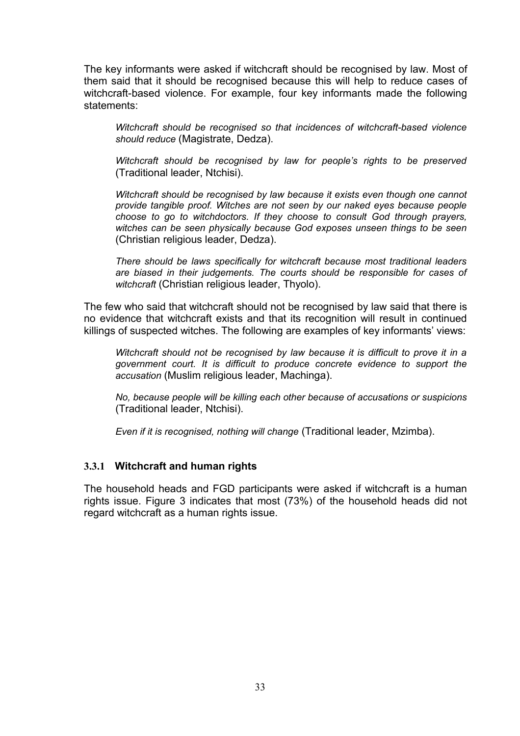The key informants were asked if witchcraft should be recognised by law. Most of them said that it should be recognised because this will help to reduce cases of witchcraft-based violence. For example, four key informants made the following statements:

> *Witchcraft should be recognised so that incidences of witchcraft-based violence should reduce* (Magistrate, Dedza).
>
> *Witchcraft should be recognised by law for people's rights to be preserved* (Traditional leader, Ntchisi).
>
> *Witchcraft should be recognised by law because it exists even though one cannot provide tangible proof. Witches are not seen by our naked eyes because people choose to go to witchdoctors. If they choose to consult God through prayers, witches can be seen physically because God exposes unseen things to be seen* (Christian religious leader, Dedza).
>
> *There should be laws specifically for witchcraft because most traditional leaders are biased in their judgements. The courts should be responsible for cases of witchcraft* (Christian religious leader, Thyolo).

The few who said that witchcraft should not be recognised by law said that there is no evidence that witchcraft exists and that its recognition will result in continued killings of suspected witches. The following are examples of key informants' views:

> *Witchcraft should not be recognised by law because it is difficult to prove it in a government court. It is difficult to produce concrete evidence to support the accusation* (Muslim religious leader, Machinga).
>
> *No, because people will be killing each other because of accusations or suspicions* (Traditional leader, Ntchisi).
>
> *Even if it is recognised, nothing will change* (Traditional leader, Mzimba).

### 3.3.1 Witchcraft and human rights

The household heads and FGD participants were asked if witchcraft is a human rights issue. Figure 3 indicates that most (73%) of the household heads did not regard witchcraft as a human rights issue.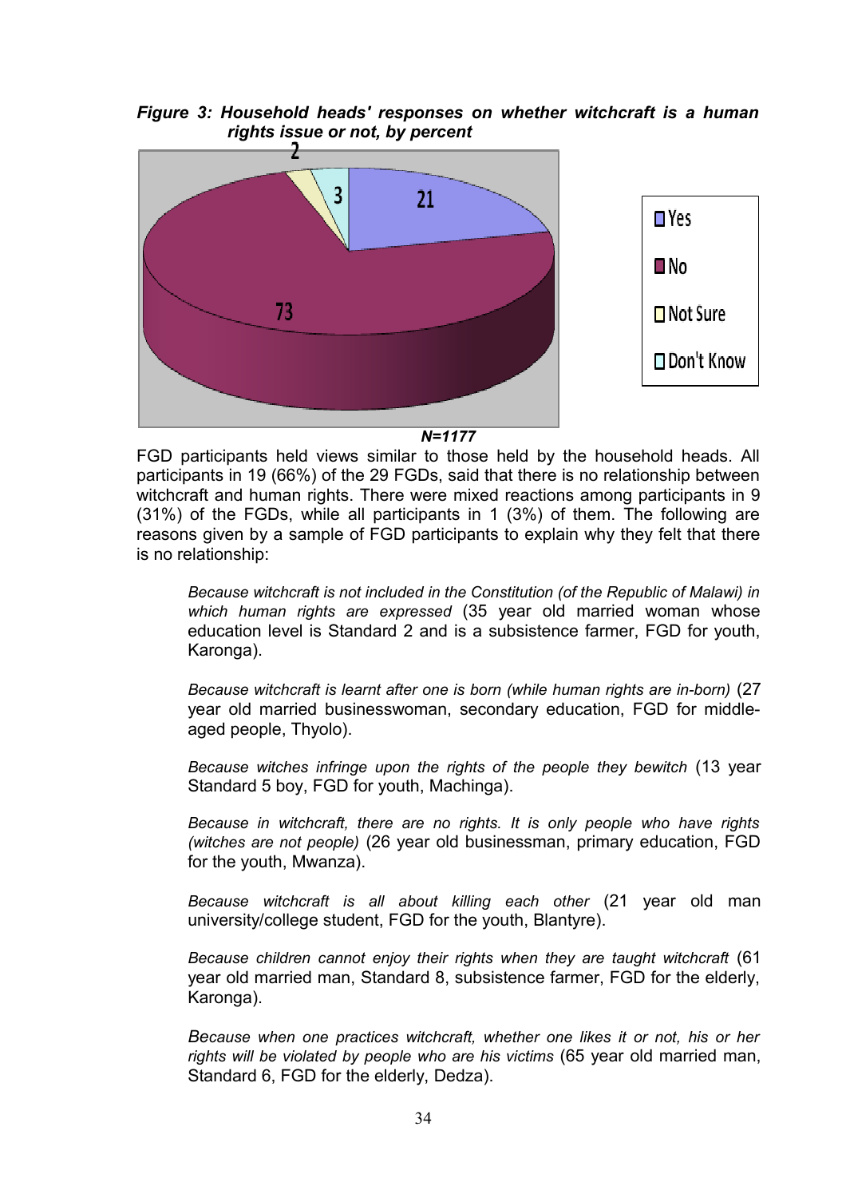***Figure 3: Household heads' responses on whether witchcraft is a human rights issue or not, by percent***

| Response | Percent |
| --- | --- |
| Yes | 21 |
| No | 73 |
| Not Sure | 2 |
| Don't Know | 3 |

***N=1177***

FGD participants held views similar to those held by the household heads. All participants in 19 (66%) of the 29 FGDs, said that there is no relationship between witchcraft and human rights. There were mixed reactions among participants in 9 (31%) of the FGDs, while all participants in 1 (3%) of them. The following are reasons given by a sample of FGD participants to explain why they felt that there is no relationship:

> *Because witchcraft is not included in the Constitution (of the Republic of Malawi) in which human rights are expressed* (35 year old married woman whose education level is Standard 2 and is a subsistence farmer, FGD for youth, Karonga).

> *Because witchcraft is learnt after one is born (while human rights are in-born)* (27 year old married businesswoman, secondary education, FGD for middle-aged people, Thyolo).

> *Because witches infringe upon the rights of the people they bewitch* (13 year Standard 5 boy, FGD for youth, Machinga).

> *Because in witchcraft, there are no rights. It is only people who have rights (witches are not people)* (26 year old businessman, primary education, FGD for the youth, Mwanza).

> *Because witchcraft is all about killing each other* (21 year old man university/college student, FGD for the youth, Blantyre).

> *Because children cannot enjoy their rights when they are taught witchcraft* (61 year old married man, Standard 8, subsistence farmer, FGD for the elderly, Karonga).

> *Because when one practices witchcraft, whether one likes it or not, his or her rights will be violated by people who are his victims* (65 year old married man, Standard 6, FGD for the elderly, Dedza).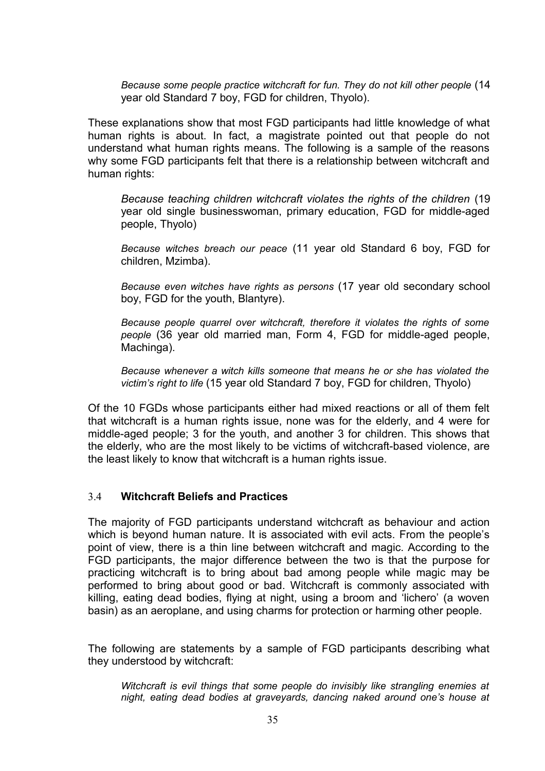> *Because some people practice witchcraft for fun. They do not kill other people* (14 year old Standard 7 boy, FGD for children, Thyolo).

These explanations show that most FGD participants had little knowledge of what human rights is about. In fact, a magistrate pointed out that people do not understand what human rights means. The following is a sample of the reasons why some FGD participants felt that there is a relationship between witchcraft and human rights:

> *Because teaching children witchcraft violates the rights of the children* (19 year old single businesswoman, primary education, FGD for middle-aged people, Thyolo)

> *Because witches breach our peace* (11 year old Standard 6 boy, FGD for children, Mzimba).

> *Because even witches have rights as persons* (17 year old secondary school boy, FGD for the youth, Blantyre).

> *Because people quarrel over witchcraft, therefore it violates the rights of some people* (36 year old married man, Form 4, FGD for middle-aged people, Machinga).

> *Because whenever a witch kills someone that means he or she has violated the victim's right to life* (15 year old Standard 7 boy, FGD for children, Thyolo)

Of the 10 FGDs whose participants either had mixed reactions or all of them felt that witchcraft is a human rights issue, none was for the elderly, and 4 were for middle-aged people; 3 for the youth, and another 3 for children. This shows that the elderly, who are the most likely to be victims of witchcraft-based violence, are the least likely to know that witchcraft is a human rights issue.

### 3.4 **Witchcraft Beliefs and Practices**

The majority of FGD participants understand witchcraft as behaviour and action which is beyond human nature. It is associated with evil acts. From the people's point of view, there is a thin line between witchcraft and magic. According to the FGD participants, the major difference between the two is that the purpose for practicing witchcraft is to bring about bad among people while magic may be performed to bring about good or bad. Witchcraft is commonly associated with killing, eating dead bodies, flying at night, using a broom and 'lichero' (a woven basin) as an aeroplane, and using charms for protection or harming other people.

The following are statements by a sample of FGD participants describing what they understood by witchcraft:

> *Witchcraft is evil things that some people do invisibly like strangling enemies at night, eating dead bodies at graveyards, dancing naked around one's house at*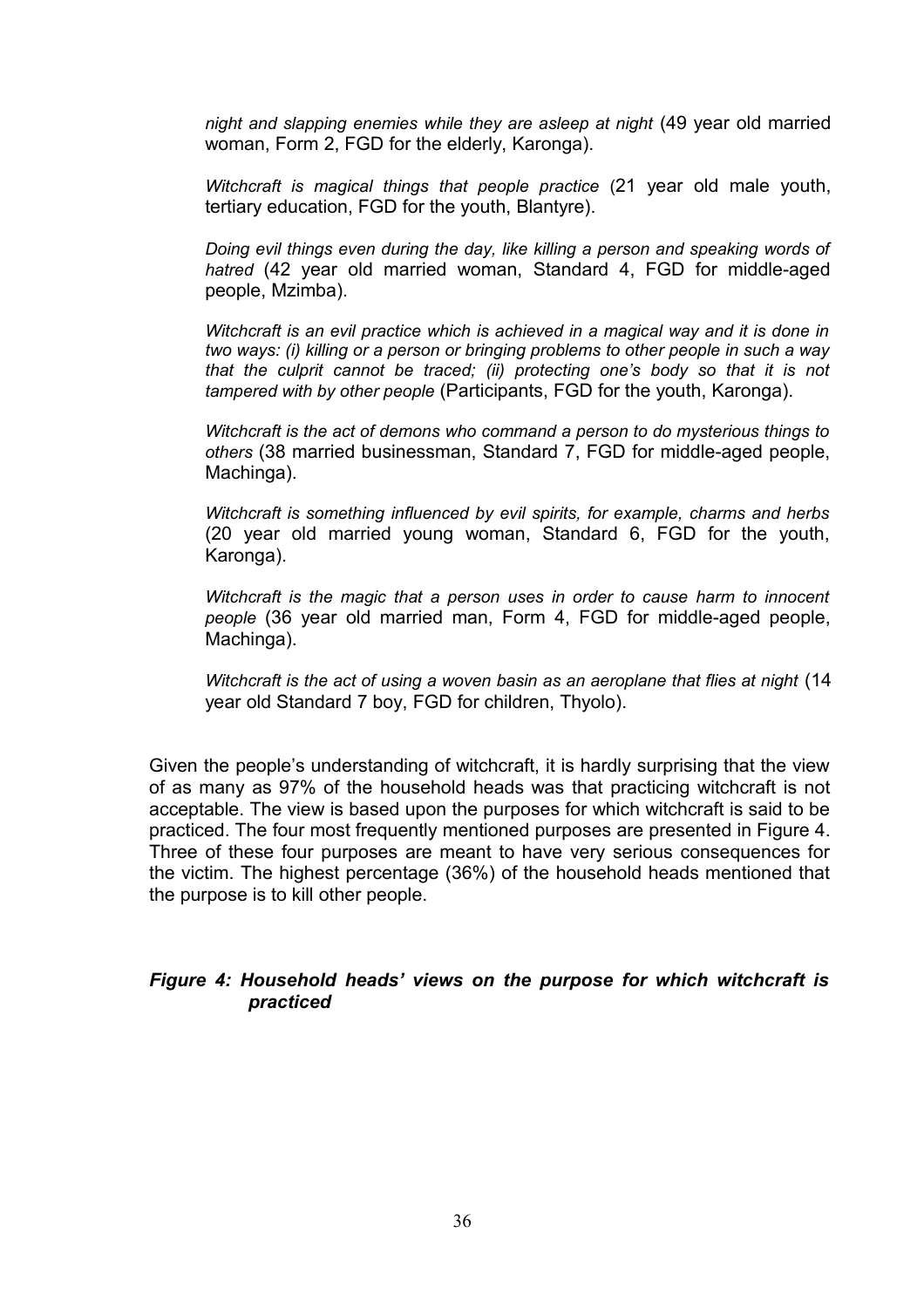*night and slapping enemies while they are asleep at night* (49 year old married woman, Form 2, FGD for the elderly, Karonga).

*Witchcraft is magical things that people practice* (21 year old male youth, tertiary education, FGD for the youth, Blantyre).

*Doing evil things even during the day, like killing a person and speaking words of hatred* (42 year old married woman, Standard 4, FGD for middle-aged people, Mzimba).

*Witchcraft is an evil practice which is achieved in a magical way and it is done in two ways: (i) killing or a person or bringing problems to other people in such a way that the culprit cannot be traced; (ii) protecting one's body so that it is not tampered with by other people* (Participants, FGD for the youth, Karonga).

*Witchcraft is the act of demons who command a person to do mysterious things to others* (38 married businessman, Standard 7, FGD for middle-aged people, Machinga).

*Witchcraft is something influenced by evil spirits, for example, charms and herbs* (20 year old married young woman, Standard 6, FGD for the youth, Karonga).

*Witchcraft is the magic that a person uses in order to cause harm to innocent people* (36 year old married man, Form 4, FGD for middle-aged people, Machinga).

*Witchcraft is the act of using a woven basin as an aeroplane that flies at night* (14 year old Standard 7 boy, FGD for children, Thyolo).

Given the people's understanding of witchcraft, it is hardly surprising that the view of as many as 97% of the household heads was that practicing witchcraft is not acceptable. The view is based upon the purposes for which witchcraft is said to be practiced. The four most frequently mentioned purposes are presented in Figure 4. Three of these four purposes are meant to have very serious consequences for the victim. The highest percentage (36%) of the household heads mentioned that the purpose is to kill other people.

***Figure 4: Household heads' views on the purpose for which witchcraft is practiced***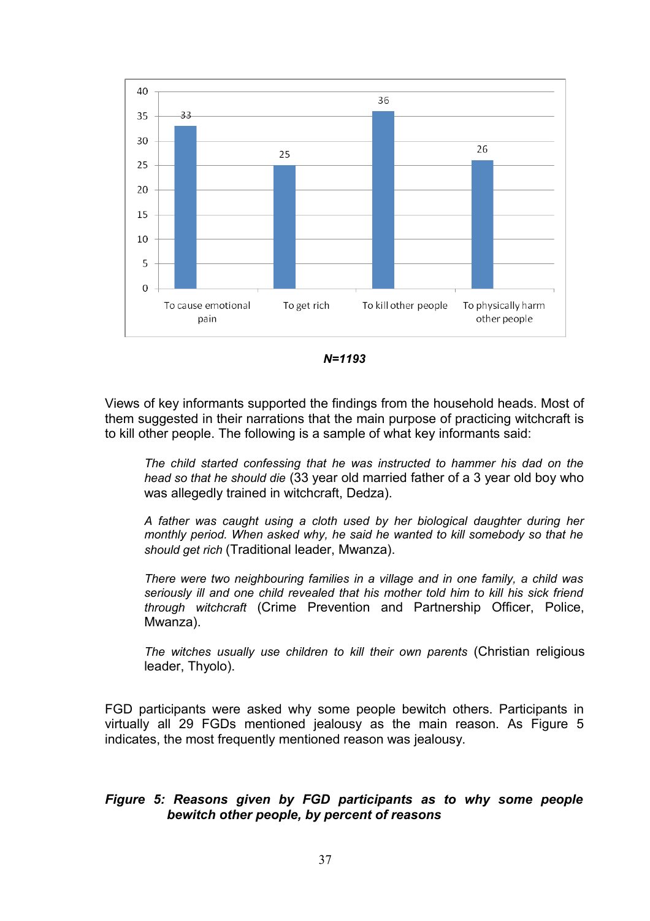N=1193

Views of key informants supported the findings from the household heads. Most of them suggested in their narrations that the main purpose of practicing witchcraft is to kill other people. The following is a sample of what key informants said:

> *The child started confessing that he was instructed to hammer his dad on the head so that he should die* (33 year old married father of a 3 year old boy who was allegedly trained in witchcraft, Dedza).
>
> *A father was caught using a cloth used by her biological daughter during her monthly period. When asked why, he said he wanted to kill somebody so that he should get rich* (Traditional leader, Mwanza).
>
> *There were two neighbouring families in a village and in one family, a child was seriously ill and one child revealed that his mother told him to kill his sick friend through witchcraft* (Crime Prevention and Partnership Officer, Police, Mwanza).
>
> *The witches usually use children to kill their own parents* (Christian religious leader, Thyolo).

FGD participants were asked why some people bewitch others. Participants in virtually all 29 FGDs mentioned jealousy as the main reason. As Figure 5 indicates, the most frequently mentioned reason was jealousy.

***Figure 5: Reasons given by FGD participants as to why some people bewitch other people, by percent of reasons***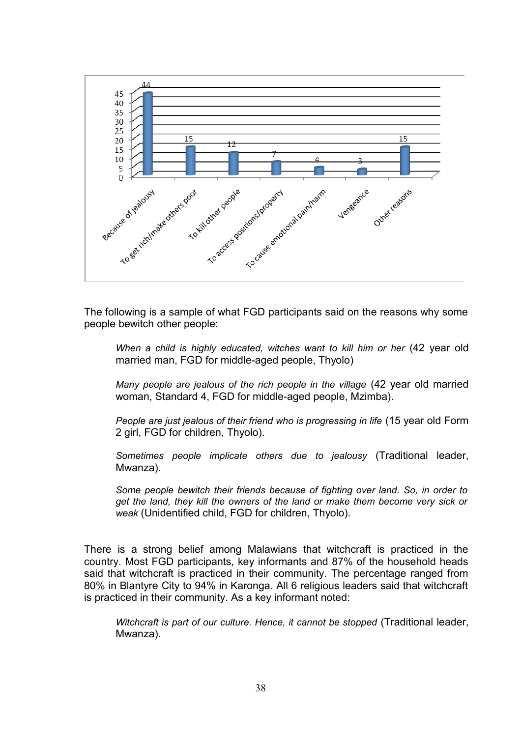| Reason | Value |
|---|---|
| Because of jealousy | 44 |
| To get rich/make others poor | 15 |
| To kill other people | 12 |
| To access positions/property | 7 |
| To cause emotional pain/harm | 4 |
| Vengeance | 3 |
| Other reasons | 15 |

The following is a sample of what FGD participants said on the reasons why some people bewitch other people:

> *When a child is highly educated, witches want to kill him or her* (42 year old married man, FGD for middle-aged people, Thyolo)

> *Many people are jealous of the rich people in the village* (42 year old married woman, Standard 4, FGD for middle-aged people, Mzimba).

> *People are just jealous of their friend who is progressing in life* (15 year old Form 2 girl, FGD for children, Thyolo).

> *Sometimes people implicate others due to jealousy* (Traditional leader, Mwanza).

> *Some people bewitch their friends because of fighting over land. So, in order to get the land, they kill the owners of the land or make them become very sick or weak* (Unidentified child, FGD for children, Thyolo).

There is a strong belief among Malawians that witchcraft is practiced in the country. Most FGD participants, key informants and 87% of the household heads said that witchcraft is practiced in their community. The percentage ranged from 80% in Blantyre City to 94% in Karonga. All 6 religious leaders said that witchcraft is practiced in their community. As a key informant noted:

> *Witchcraft is part of our culture. Hence, it cannot be stopped* (Traditional leader, Mwanza).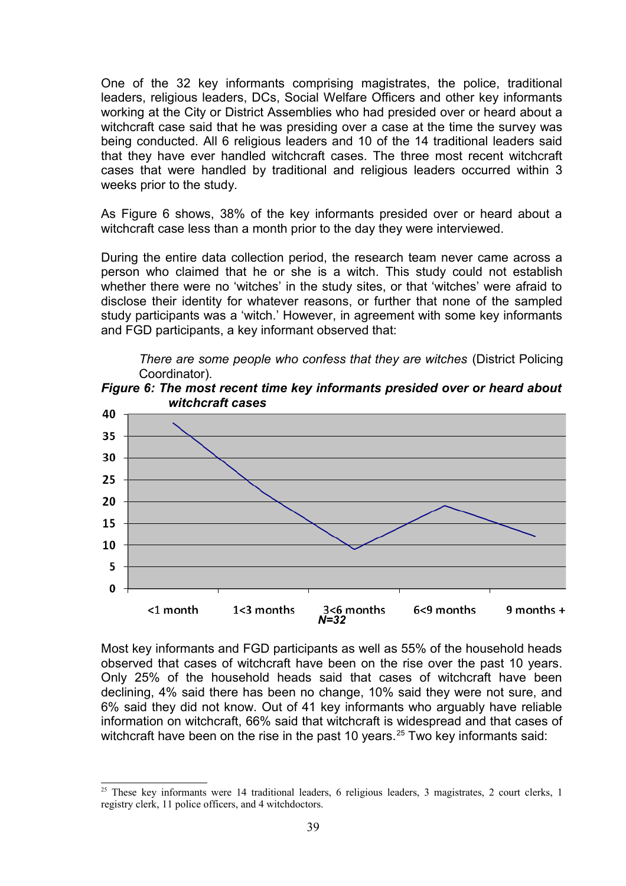One of the 32 key informants comprising magistrates, the police, traditional leaders, religious leaders, DCs, Social Welfare Officers and other key informants working at the City or District Assemblies who had presided over or heard about a witchcraft case said that he was presiding over a case at the time the survey was being conducted. All 6 religious leaders and 10 of the 14 traditional leaders said that they have ever handled witchcraft cases. The three most recent witchcraft cases that were handled by traditional and religious leaders occurred within 3 weeks prior to the study.

As Figure 6 shows, 38% of the key informants presided over or heard about a witchcraft case less than a month prior to the day they were interviewed.

During the entire data collection period, the research team never came across a person who claimed that he or she is a witch. This study could not establish whether there were no 'witches' in the study sites, or that 'witches' were afraid to disclose their identity for whatever reasons, or further that none of the sampled study participants was a 'witch.' However, in agreement with some key informants and FGD participants, a key informant observed that:

> *There are some people who confess that they are witches* (District Policing Coordinator).

***Figure 6: The most recent time key informants presided over or heard about witchcraft cases***

| Time | % |
|---|---|
| <1 month | 38 |
| 1<3 months | 22 |
| 3<6 months | 9 |
| 6<9 months | 19 |
| 9 months + | 12 |

***N=32***

Most key informants and FGD participants as well as 55% of the household heads observed that cases of witchcraft have been on the rise over the past 10 years. Only 25% of the household heads said that cases of witchcraft have been declining, 4% said there has been no change, 10% said they were not sure, and 6% said they did not know. Out of 41 key informants who arguably have reliable information on witchcraft, 66% said that witchcraft is widespread and that cases of witchcraft have been on the rise in the past 10 years.[25] Two key informants said:

[25] These key informants were 14 traditional leaders, 6 religious leaders, 3 magistrates, 2 court clerks, 1 registry clerk, 11 police officers, and 4 witchdoctors.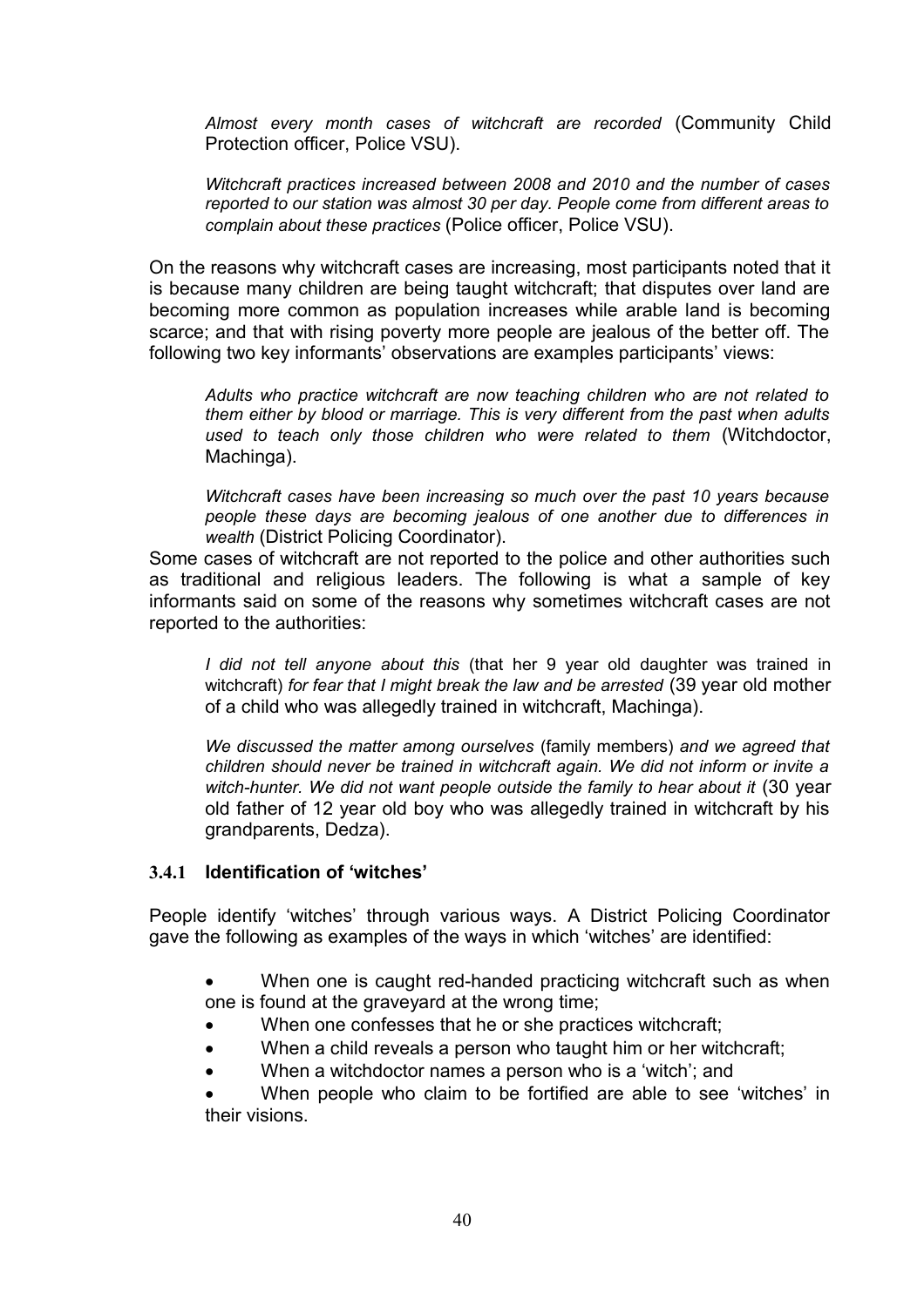> *Almost every month cases of witchcraft are recorded* (Community Child Protection officer, Police VSU).
>
> *Witchcraft practices increased between 2008 and 2010 and the number of cases reported to our station was almost 30 per day. People come from different areas to complain about these practices* (Police officer, Police VSU).

On the reasons why witchcraft cases are increasing, most participants noted that it is because many children are being taught witchcraft; that disputes over land are becoming more common as population increases while arable land is becoming scarce; and that with rising poverty more people are jealous of the better off. The following two key informants' observations are examples participants' views:

> *Adults who practice witchcraft are now teaching children who are not related to them either by blood or marriage. This is very different from the past when adults used to teach only those children who were related to them* (Witchdoctor, Machinga).
>
> *Witchcraft cases have been increasing so much over the past 10 years because people these days are becoming jealous of one another due to differences in wealth* (District Policing Coordinator).

Some cases of witchcraft are not reported to the police and other authorities such as traditional and religious leaders. The following is what a sample of key informants said on some of the reasons why sometimes witchcraft cases are not reported to the authorities:

> *I did not tell anyone about this* (that her 9 year old daughter was trained in witchcraft) *for fear that I might break the law and be arrested* (39 year old mother of a child who was allegedly trained in witchcraft, Machinga).
>
> *We discussed the matter among ourselves* (family members) *and we agreed that children should never be trained in witchcraft again. We did not inform or invite a witch-hunter. We did not want people outside the family to hear about it* (30 year old father of 12 year old boy who was allegedly trained in witchcraft by his grandparents, Dedza).

### 3.4.1 Identification of 'witches'

People identify 'witches' through various ways. A District Policing Coordinator gave the following as examples of the ways in which 'witches' are identified:

- When one is caught red-handed practicing witchcraft such as when one is found at the graveyard at the wrong time;
- When one confesses that he or she practices witchcraft;
- When a child reveals a person who taught him or her witchcraft;
- When a witchdoctor names a person who is a 'witch'; and
- When people who claim to be fortified are able to see 'witches' in their visions.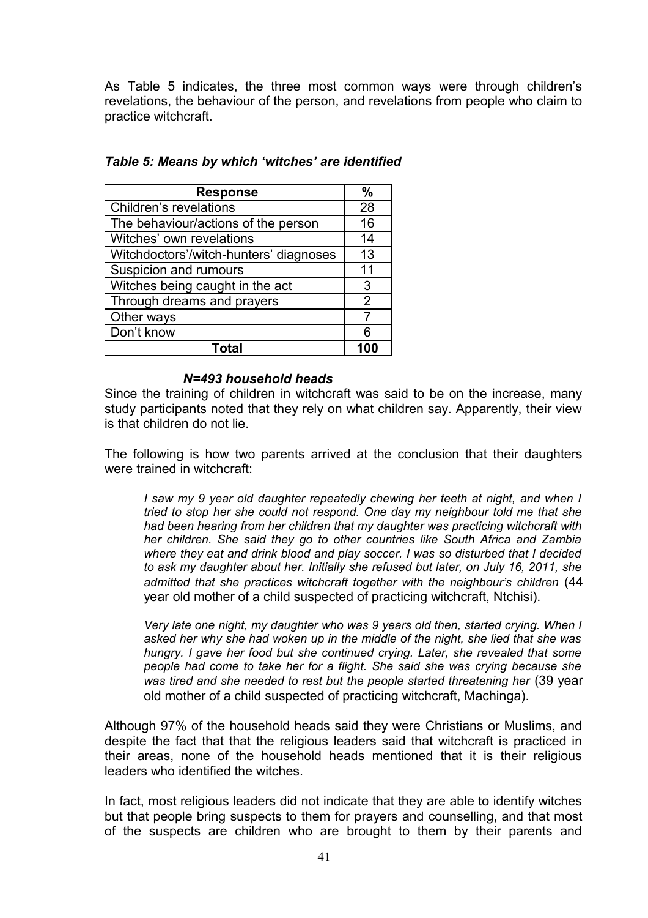As Table 5 indicates, the three most common ways were through children's revelations, the behaviour of the person, and revelations from people who claim to practice witchcraft.

***Table 5: Means by which 'witches' are identified***

| Response | % |
|---|---|
| Children's revelations | 28 |
| The behaviour/actions of the person | 16 |
| Witches' own revelations | 14 |
| Witchdoctors'/witch-hunters' diagnoses | 13 |
| Suspicion and rumours | 11 |
| Witches being caught in the act | 3 |
| Through dreams and prayers | 2 |
| Other ways | 7 |
| Don't know | 6 |
| **Total** | **100** |

***N=493 household heads***

Since the training of children in witchcraft was said to be on the increase, many study participants noted that they rely on what children say. Apparently, their view is that children do not lie.

The following is how two parents arrived at the conclusion that their daughters were trained in witchcraft:

> *I saw my 9 year old daughter repeatedly chewing her teeth at night, and when I tried to stop her she could not respond. One day my neighbour told me that she had been hearing from her children that my daughter was practicing witchcraft with her children. She said they go to other countries like South Africa and Zambia where they eat and drink blood and play soccer. I was so disturbed that I decided to ask my daughter about her. Initially she refused but later, on July 16, 2011, she admitted that she practices witchcraft together with the neighbour's children* (44 year old mother of a child suspected of practicing witchcraft, Ntchisi).

> *Very late one night, my daughter who was 9 years old then, started crying. When I asked her why she had woken up in the middle of the night, she lied that she was hungry. I gave her food but she continued crying. Later, she revealed that some people had come to take her for a flight. She said she was crying because she was tired and she needed to rest but the people started threatening her* (39 year old mother of a child suspected of practicing witchcraft, Machinga).

Although 97% of the household heads said they were Christians or Muslims, and despite the fact that that the religious leaders said that witchcraft is practiced in their areas, none of the household heads mentioned that it is their religious leaders who identified the witches.

In fact, most religious leaders did not indicate that they are able to identify witches but that people bring suspects to them for prayers and counselling, and that most of the suspects are children who are brought to them by their parents and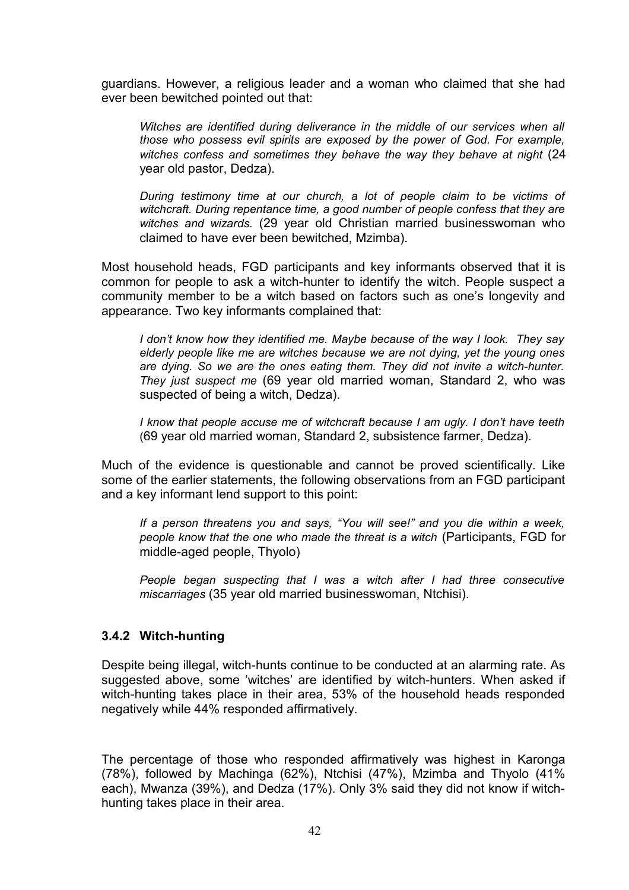guardians. However, a religious leader and a woman who claimed that she had ever been bewitched pointed out that:

> *Witches are identified during deliverance in the middle of our services when all those who possess evil spirits are exposed by the power of God. For example, witches confess and sometimes they behave the way they behave at night* (24 year old pastor, Dedza).

> *During testimony time at our church, a lot of people claim to be victims of witchcraft. During repentance time, a good number of people confess that they are witches and wizards.* (29 year old Christian married businesswoman who claimed to have ever been bewitched, Mzimba).

Most household heads, FGD participants and key informants observed that it is common for people to ask a witch-hunter to identify the witch. People suspect a community member to be a witch based on factors such as one's longevity and appearance. Two key informants complained that:

> *I don't know how they identified me. Maybe because of the way I look. They say elderly people like me are witches because we are not dying, yet the young ones are dying. So we are the ones eating them. They did not invite a witch-hunter. They just suspect me* (69 year old married woman, Standard 2, who was suspected of being a witch, Dedza).

> *I know that people accuse me of witchcraft because I am ugly. I don't have teeth* (69 year old married woman, Standard 2, subsistence farmer, Dedza).

Much of the evidence is questionable and cannot be proved scientifically. Like some of the earlier statements, the following observations from an FGD participant and a key informant lend support to this point:

> *If a person threatens you and says, "You will see!" and you die within a week, people know that the one who made the threat is a witch* (Participants, FGD for middle-aged people, Thyolo)

> *People began suspecting that I was a witch after I had three consecutive miscarriages* (35 year old married businesswoman, Ntchisi).

### 3.4.2 Witch-hunting

Despite being illegal, witch-hunts continue to be conducted at an alarming rate. As suggested above, some 'witches' are identified by witch-hunters. When asked if witch-hunting takes place in their area, 53% of the household heads responded negatively while 44% responded affirmatively.

The percentage of those who responded affirmatively was highest in Karonga (78%), followed by Machinga (62%), Ntchisi (47%), Mzimba and Thyolo (41% each), Mwanza (39%), and Dedza (17%). Only 3% said they did not know if witch-hunting takes place in their area.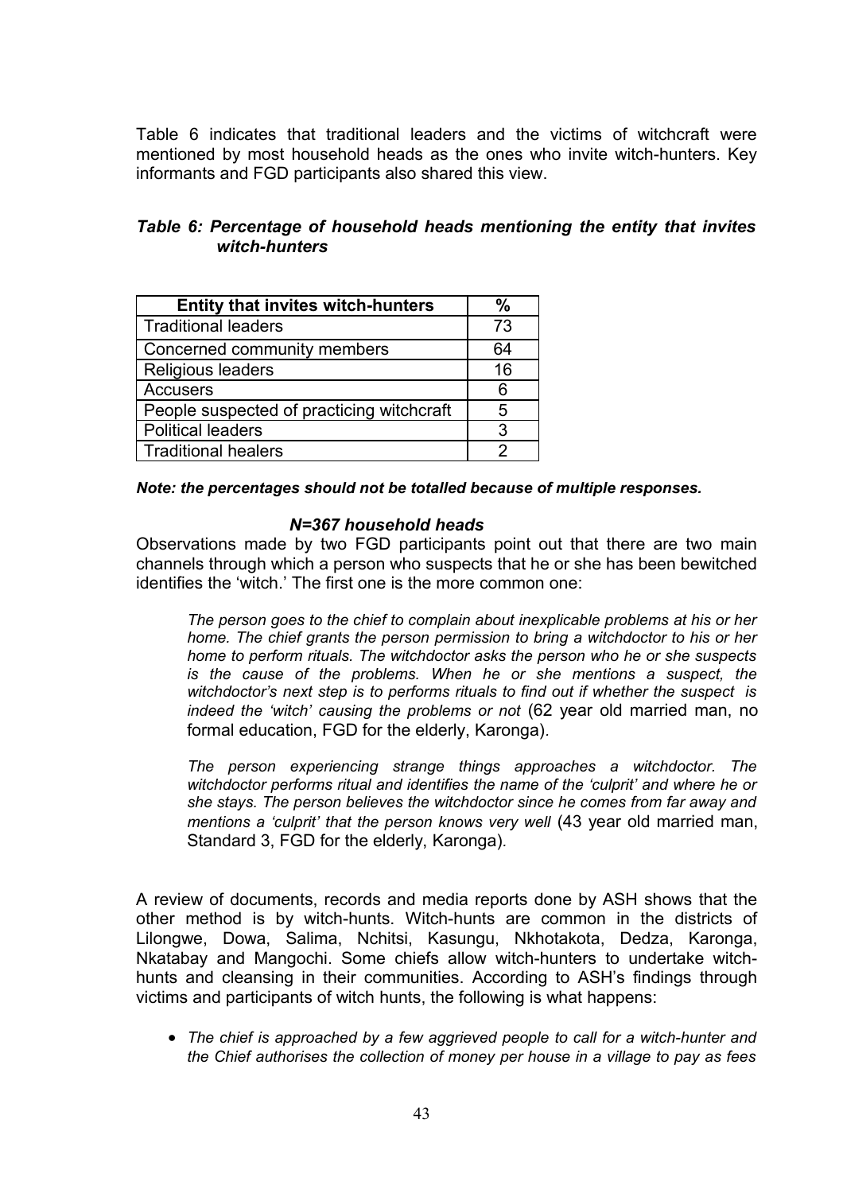Table 6 indicates that traditional leaders and the victims of witchcraft were mentioned by most household heads as the ones who invite witch-hunters. Key informants and FGD participants also shared this view.

***Table 6: Percentage of household heads mentioning the entity that invites witch-hunters***

| Entity that invites witch-hunters | % |
|---|---|
| Traditional leaders | 73 |
| Concerned community members | 64 |
| Religious leaders | 16 |
| Accusers | 6 |
| People suspected of practicing witchcraft | 5 |
| Political leaders | 3 |
| Traditional healers | 2 |

***Note: the percentages should not be totalled because of multiple responses.***

***N=367 household heads***

Observations made by two FGD participants point out that there are two main channels through which a person who suspects that he or she has been bewitched identifies the 'witch.' The first one is the more common one:

> *The person goes to the chief to complain about inexplicable problems at his or her home. The chief grants the person permission to bring a witchdoctor to his or her home to perform rituals. The witchdoctor asks the person who he or she suspects is the cause of the problems. When he or she mentions a suspect, the witchdoctor's next step is to performs rituals to find out if whether the suspect is indeed the 'witch' causing the problems or not* (62 year old married man, no formal education, FGD for the elderly, Karonga).

> *The person experiencing strange things approaches a witchdoctor. The witchdoctor performs ritual and identifies the name of the 'culprit' and where he or she stays. The person believes the witchdoctor since he comes from far away and mentions a 'culprit' that the person knows very well* (43 year old married man, Standard 3, FGD for the elderly, Karonga).

A review of documents, records and media reports done by ASH shows that the other method is by witch-hunts. Witch-hunts are common in the districts of Lilongwe, Dowa, Salima, Nchitsi, Kasungu, Nkhotakota, Dedza, Karonga, Nkatabay and Mangochi. Some chiefs allow witch-hunters to undertake witch-hunts and cleansing in their communities. According to ASH's findings through victims and participants of witch hunts, the following is what happens:

- *The chief is approached by a few aggrieved people to call for a witch-hunter and the Chief authorises the collection of money per house in a village to pay as fees*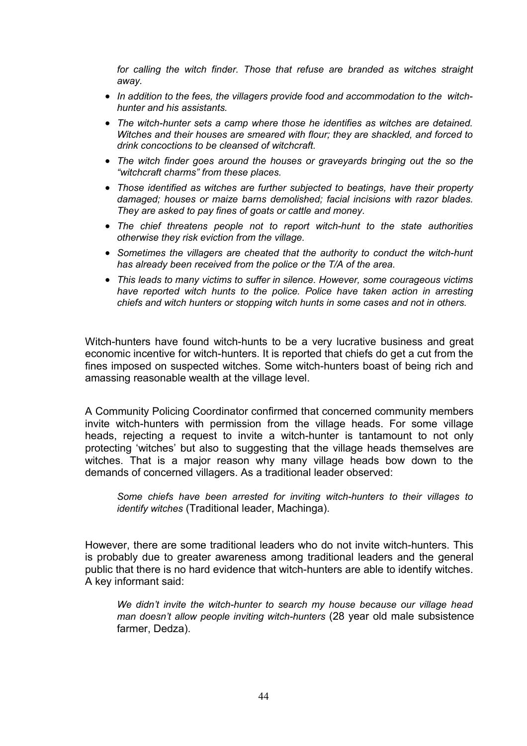*for calling the witch finder. Those that refuse are branded as witches straight away.*

- *In addition to the fees, the villagers provide food and accommodation to the witch-hunter and his assistants.*
- *The witch-hunter sets a camp where those he identifies as witches are detained. Witches and their houses are smeared with flour; they are shackled, and forced to drink concoctions to be cleansed of witchcraft.*
- *The witch finder goes around the houses or graveyards bringing out the so the "witchcraft charms" from these places.*
- *Those identified as witches are further subjected to beatings, have their property damaged; houses or maize barns demolished; facial incisions with razor blades. They are asked to pay fines of goats or cattle and money.*
- *The chief threatens people not to report witch-hunt to the state authorities otherwise they risk eviction from the village.*
- *Sometimes the villagers are cheated that the authority to conduct the witch-hunt has already been received from the police or the T/A of the area.*
- *This leads to many victims to suffer in silence. However, some courageous victims have reported witch hunts to the police. Police have taken action in arresting chiefs and witch hunters or stopping witch hunts in some cases and not in others.*

Witch-hunters have found witch-hunts to be a very lucrative business and great economic incentive for witch-hunters. It is reported that chiefs do get a cut from the fines imposed on suspected witches. Some witch-hunters boast of being rich and amassing reasonable wealth at the village level.

A Community Policing Coordinator confirmed that concerned community members invite witch-hunters with permission from the village heads. For some village heads, rejecting a request to invite a witch-hunter is tantamount to not only protecting 'witches' but also to suggesting that the village heads themselves are witches. That is a major reason why many village heads bow down to the demands of concerned villagers. As a traditional leader observed:

> *Some chiefs have been arrested for inviting witch-hunters to their villages to identify witches* (Traditional leader, Machinga).

However, there are some traditional leaders who do not invite witch-hunters. This is probably due to greater awareness among traditional leaders and the general public that there is no hard evidence that witch-hunters are able to identify witches. A key informant said:

> *We didn't invite the witch-hunter to search my house because our village head man doesn't allow people inviting witch-hunters* (28 year old male subsistence farmer, Dedza).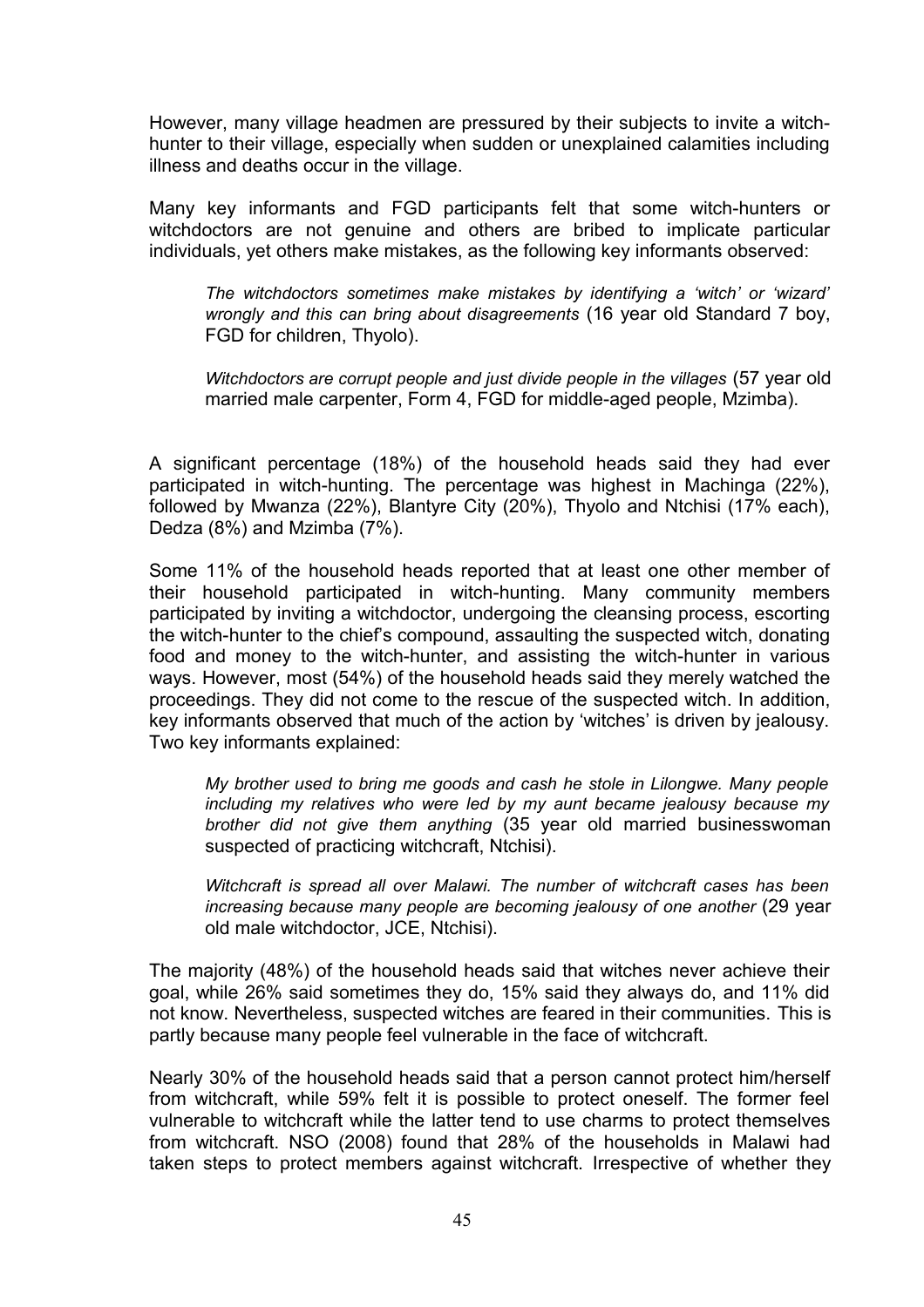However, many village headmen are pressured by their subjects to invite a witch-hunter to their village, especially when sudden or unexplained calamities including illness and deaths occur in the village.

Many key informants and FGD participants felt that some witch-hunters or witchdoctors are not genuine and others are bribed to implicate particular individuals, yet others make mistakes, as the following key informants observed:

> *The witchdoctors sometimes make mistakes by identifying a 'witch' or 'wizard' wrongly and this can bring about disagreements* (16 year old Standard 7 boy, FGD for children, Thyolo).
>
> *Witchdoctors are corrupt people and just divide people in the villages* (57 year old married male carpenter, Form 4, FGD for middle-aged people, Mzimba).

A significant percentage (18%) of the household heads said they had ever participated in witch-hunting. The percentage was highest in Machinga (22%), followed by Mwanza (22%), Blantyre City (20%), Thyolo and Ntchisi (17% each), Dedza (8%) and Mzimba (7%).

Some 11% of the household heads reported that at least one other member of their household participated in witch-hunting. Many community members participated by inviting a witchdoctor, undergoing the cleansing process, escorting the witch-hunter to the chief's compound, assaulting the suspected witch, donating food and money to the witch-hunter, and assisting the witch-hunter in various ways. However, most (54%) of the household heads said they merely watched the proceedings. They did not come to the rescue of the suspected witch. In addition, key informants observed that much of the action by 'witches' is driven by jealousy. Two key informants explained:

> *My brother used to bring me goods and cash he stole in Lilongwe. Many people including my relatives who were led by my aunt became jealousy because my brother did not give them anything* (35 year old married businesswoman suspected of practicing witchcraft, Ntchisi).
>
> *Witchcraft is spread all over Malawi. The number of witchcraft cases has been increasing because many people are becoming jealousy of one another* (29 year old male witchdoctor, JCE, Ntchisi).

The majority (48%) of the household heads said that witches never achieve their goal, while 26% said sometimes they do, 15% said they always do, and 11% did not know. Nevertheless, suspected witches are feared in their communities. This is partly because many people feel vulnerable in the face of witchcraft.

Nearly 30% of the household heads said that a person cannot protect him/herself from witchcraft, while 59% felt it is possible to protect oneself. The former feel vulnerable to witchcraft while the latter tend to use charms to protect themselves from witchcraft. NSO (2008) found that 28% of the households in Malawi had taken steps to protect members against witchcraft. Irrespective of whether they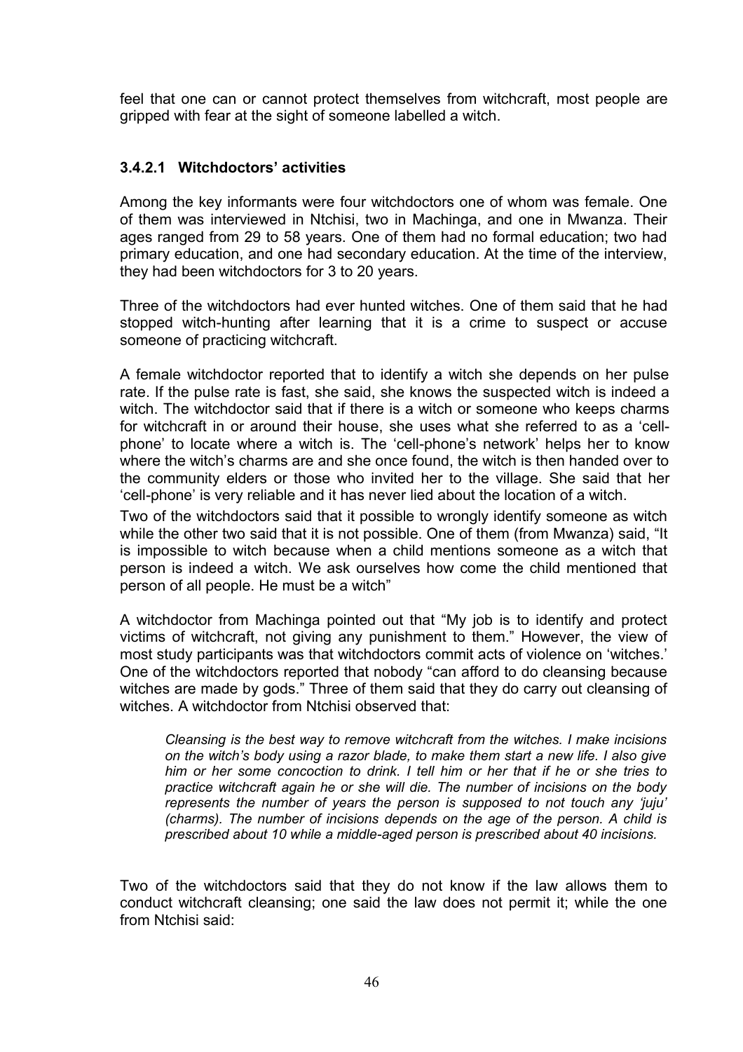feel that one can or cannot protect themselves from witchcraft, most people are gripped with fear at the sight of someone labelled a witch.

#### 3.4.2.1 Witchdoctors' activities

Among the key informants were four witchdoctors one of whom was female. One of them was interviewed in Ntchisi, two in Machinga, and one in Mwanza. Their ages ranged from 29 to 58 years. One of them had no formal education; two had primary education, and one had secondary education. At the time of the interview, they had been witchdoctors for 3 to 20 years.

Three of the witchdoctors had ever hunted witches. One of them said that he had stopped witch-hunting after learning that it is a crime to suspect or accuse someone of practicing witchcraft.

A female witchdoctor reported that to identify a witch she depends on her pulse rate. If the pulse rate is fast, she said, she knows the suspected witch is indeed a witch. The witchdoctor said that if there is a witch or someone who keeps charms for witchcraft in or around their house, she uses what she referred to as a 'cell-phone' to locate where a witch is. The 'cell-phone's network' helps her to know where the witch's charms are and she once found, the witch is then handed over to the community elders or those who invited her to the village. She said that her 'cell-phone' is very reliable and it has never lied about the location of a witch.

Two of the witchdoctors said that it possible to wrongly identify someone as witch while the other two said that it is not possible. One of them (from Mwanza) said, "It is impossible to witch because when a child mentions someone as a witch that person is indeed a witch. We ask ourselves how come the child mentioned that person of all people. He must be a witch"

A witchdoctor from Machinga pointed out that "My job is to identify and protect victims of witchcraft, not giving any punishment to them." However, the view of most study participants was that witchdoctors commit acts of violence on 'witches.' One of the witchdoctors reported that nobody "can afford to do cleansing because witches are made by gods." Three of them said that they do carry out cleansing of witches. A witchdoctor from Ntchisi observed that:

> *Cleansing is the best way to remove witchcraft from the witches. I make incisions on the witch's body using a razor blade, to make them start a new life. I also give him or her some concoction to drink. I tell him or her that if he or she tries to practice witchcraft again he or she will die. The number of incisions on the body represents the number of years the person is supposed to not touch any 'juju' (charms). The number of incisions depends on the age of the person. A child is prescribed about 10 while a middle-aged person is prescribed about 40 incisions.*

Two of the witchdoctors said that they do not know if the law allows them to conduct witchcraft cleansing; one said the law does not permit it; while the one from Ntchisi said: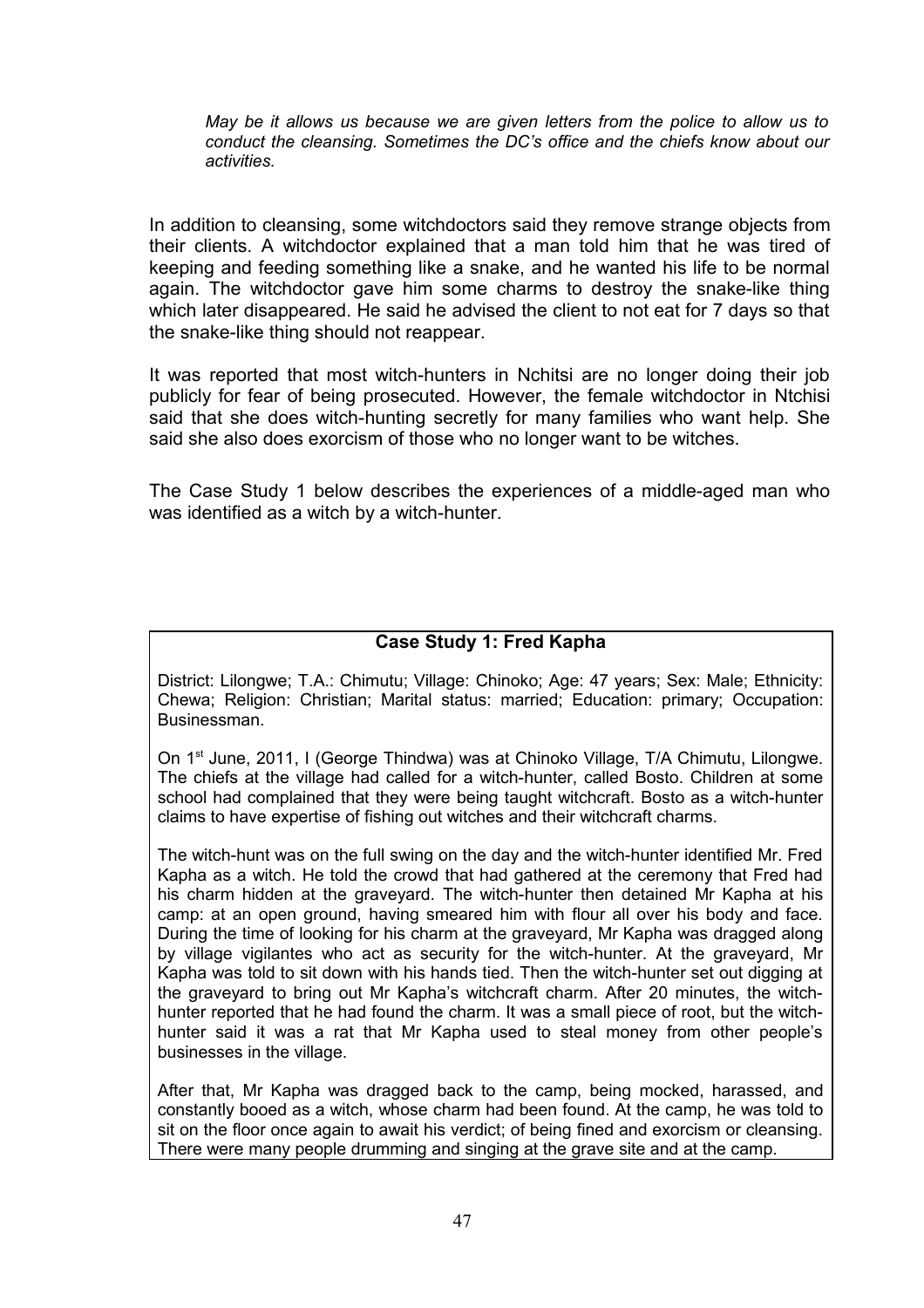*May be it allows us because we are given letters from the police to allow us to conduct the cleansing. Sometimes the DC's office and the chiefs know about our activities.*

In addition to cleansing, some witchdoctors said they remove strange objects from their clients. A witchdoctor explained that a man told him that he was tired of keeping and feeding something like a snake, and he wanted his life to be normal again. The witchdoctor gave him some charms to destroy the snake-like thing which later disappeared. He said he advised the client to not eat for 7 days so that the snake-like thing should not reappear.

It was reported that most witch-hunters in Nchitsi are no longer doing their job publicly for fear of being prosecuted. However, the female witchdoctor in Ntchisi said that she does witch-hunting secretly for many families who want help. She said she also does exorcism of those who no longer want to be witches.

The Case Study 1 below describes the experiences of a middle-aged man who was identified as a witch by a witch-hunter.

**Case Study 1: Fred Kapha**

District: Lilongwe; T.A.: Chimutu; Village: Chinoko; Age: 47 years; Sex: Male; Ethnicity: Chewa; Religion: Christian; Marital status: married; Education: primary; Occupation: Businessman.

On 1st June, 2011, I (George Thindwa) was at Chinoko Village, T/A Chimutu, Lilongwe. The chiefs at the village had called for a witch-hunter, called Bosto. Children at some school had complained that they were being taught witchcraft. Bosto as a witch-hunter claims to have expertise of fishing out witches and their witchcraft charms.

The witch-hunt was on the full swing on the day and the witch-hunter identified Mr. Fred Kapha as a witch. He told the crowd that had gathered at the ceremony that Fred had his charm hidden at the graveyard. The witch-hunter then detained Mr Kapha at his camp: at an open ground, having smeared him with flour all over his body and face. During the time of looking for his charm at the graveyard, Mr Kapha was dragged along by village vigilantes who act as security for the witch-hunter. At the graveyard, Mr Kapha was told to sit down with his hands tied. Then the witch-hunter set out digging at the graveyard to bring out Mr Kapha's witchcraft charm. After 20 minutes, the witch-hunter reported that he had found the charm. It was a small piece of root, but the witch-hunter said it was a rat that Mr Kapha used to steal money from other people's businesses in the village.

After that, Mr Kapha was dragged back to the camp, being mocked, harassed, and constantly booed as a witch, whose charm had been found. At the camp, he was told to sit on the floor once again to await his verdict; of being fined and exorcism or cleansing. There were many people drumming and singing at the grave site and at the camp.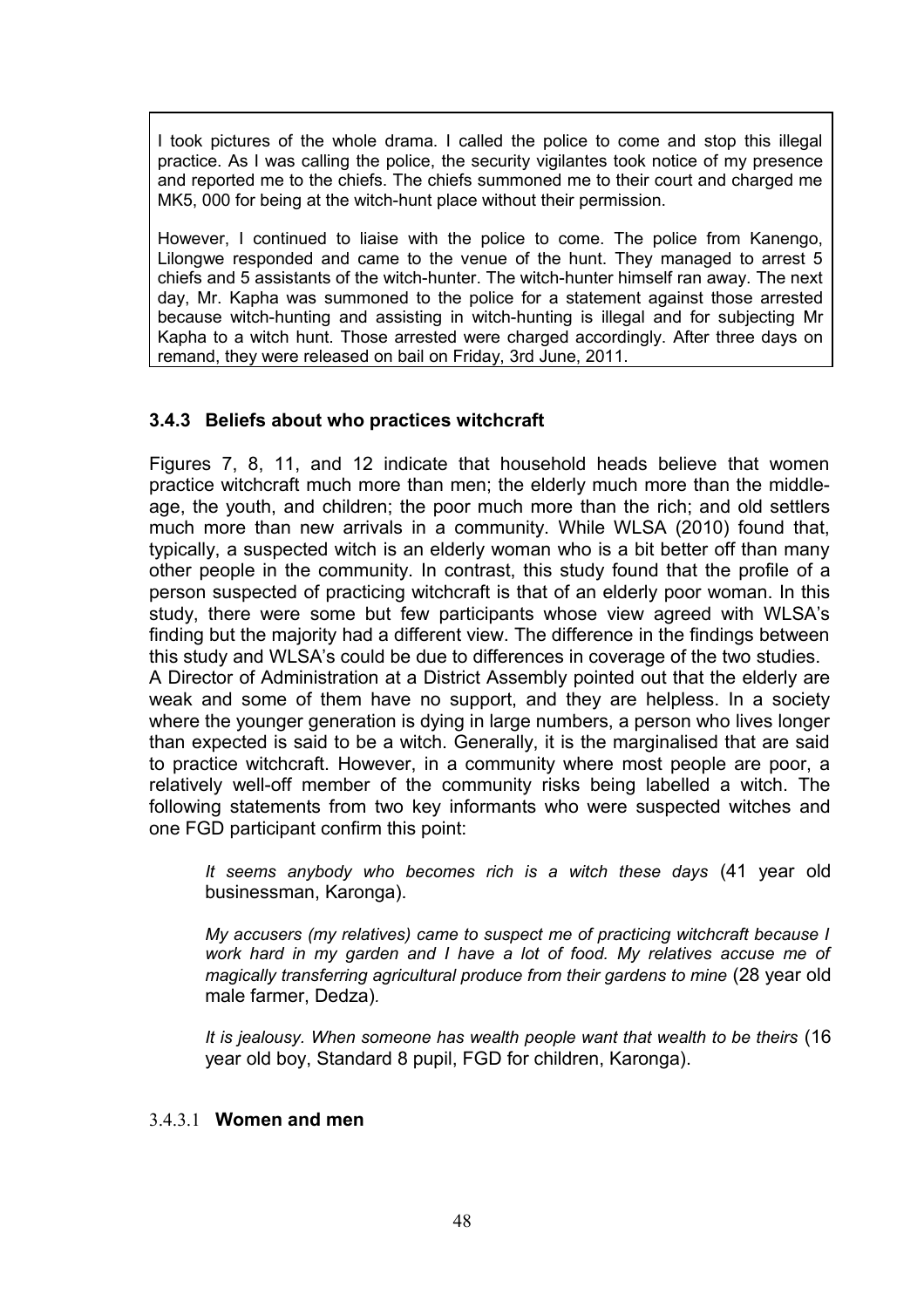> I took pictures of the whole drama. I called the police to come and stop this illegal practice. As I was calling the police, the security vigilantes took notice of my presence and reported me to the chiefs. The chiefs summoned me to their court and charged me MK5, 000 for being at the witch-hunt place without their permission.
>
> However, I continued to liaise with the police to come. The police from Kanengo, Lilongwe responded and came to the venue of the hunt. They managed to arrest 5 chiefs and 5 assistants of the witch-hunter. The witch-hunter himself ran away. The next day, Mr. Kapha was summoned to the police for a statement against those arrested because witch-hunting and assisting in witch-hunting is illegal and for subjecting Mr Kapha to a witch hunt. Those arrested were charged accordingly. After three days on remand, they were released on bail on Friday, 3rd June, 2011.

### 3.4.3 Beliefs about who practices witchcraft

Figures 7, 8, 11, and 12 indicate that household heads believe that women practice witchcraft much more than men; the elderly much more than the middle-age, the youth, and children; the poor much more than the rich; and old settlers much more than new arrivals in a community. While WLSA (2010) found that, typically, a suspected witch is an elderly woman who is a bit better off than many other people in the community. In contrast, this study found that the profile of a person suspected of practicing witchcraft is that of an elderly poor woman. In this study, there were some but few participants whose view agreed with WLSA's finding but the majority had a different view. The difference in the findings between this study and WLSA's could be due to differences in coverage of the two studies.
A Director of Administration at a District Assembly pointed out that the elderly are weak and some of them have no support, and they are helpless. In a society where the younger generation is dying in large numbers, a person who lives longer than expected is said to be a witch. Generally, it is the marginalised that are said to practice witchcraft. However, in a community where most people are poor, a relatively well-off member of the community risks being labelled a witch. The following statements from two key informants who were suspected witches and one FGD participant confirm this point:

> *It seems anybody who becomes rich is a witch these days* (41 year old businessman, Karonga).
>
> *My accusers (my relatives) came to suspect me of practicing witchcraft because I work hard in my garden and I have a lot of food. My relatives accuse me of magically transferring agricultural produce from their gardens to mine* (28 year old male farmer, Dedza).
>
> *It is jealousy. When someone has wealth people want that wealth to be theirs* (16 year old boy, Standard 8 pupil, FGD for children, Karonga).

#### 3.4.3.1 Women and men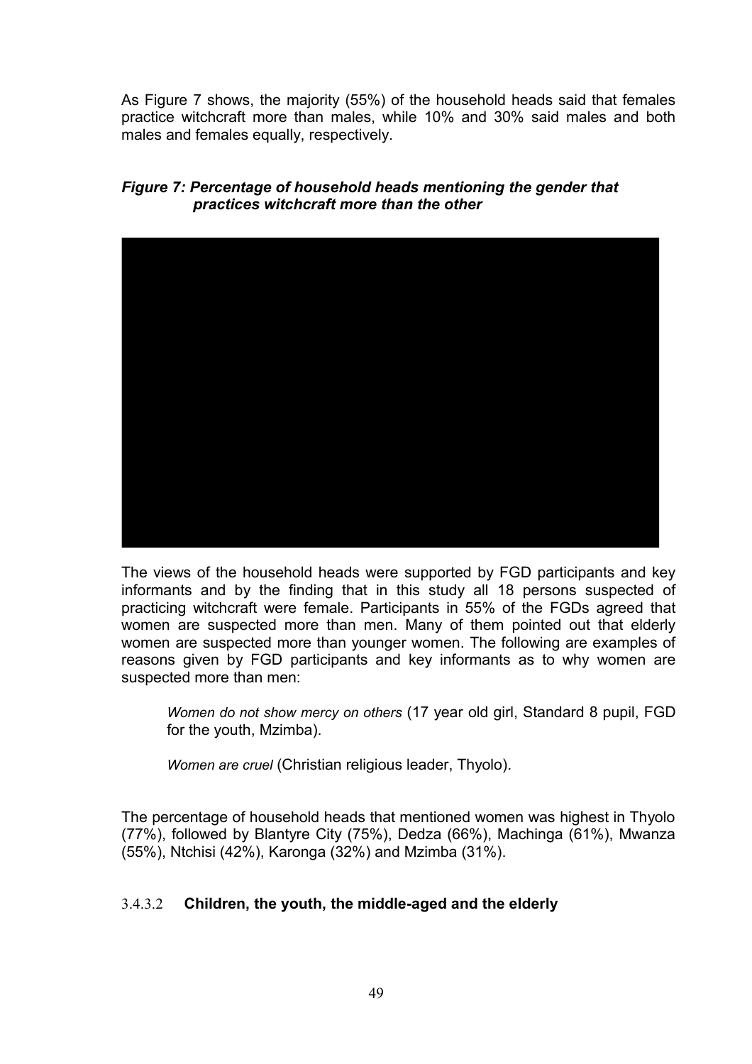As Figure 7 shows, the majority (55%) of the household heads said that females practice witchcraft more than males, while 10% and 30% said males and both males and females equally, respectively.

***Figure 7: Percentage of household heads mentioning the gender that practices witchcraft more than the other***

The views of the household heads were supported by FGD participants and key informants and by the finding that in this study all 18 persons suspected of practicing witchcraft were female. Participants in 55% of the FGDs agreed that women are suspected more than men. Many of them pointed out that elderly women are suspected more than younger women. The following are examples of reasons given by FGD participants and key informants as to why women are suspected more than men:

> *Women do not show mercy on others* (17 year old girl, Standard 8 pupil, FGD for the youth, Mzimba).
>
> *Women are cruel* (Christian religious leader, Thyolo).

The percentage of household heads that mentioned women was highest in Thyolo (77%), followed by Blantyre City (75%), Dedza (66%), Machinga (61%), Mwanza (55%), Ntchisi (42%), Karonga (32%) and Mzimba (31%).

#### 3.4.3.2 **Children, the youth, the middle-aged and the elderly**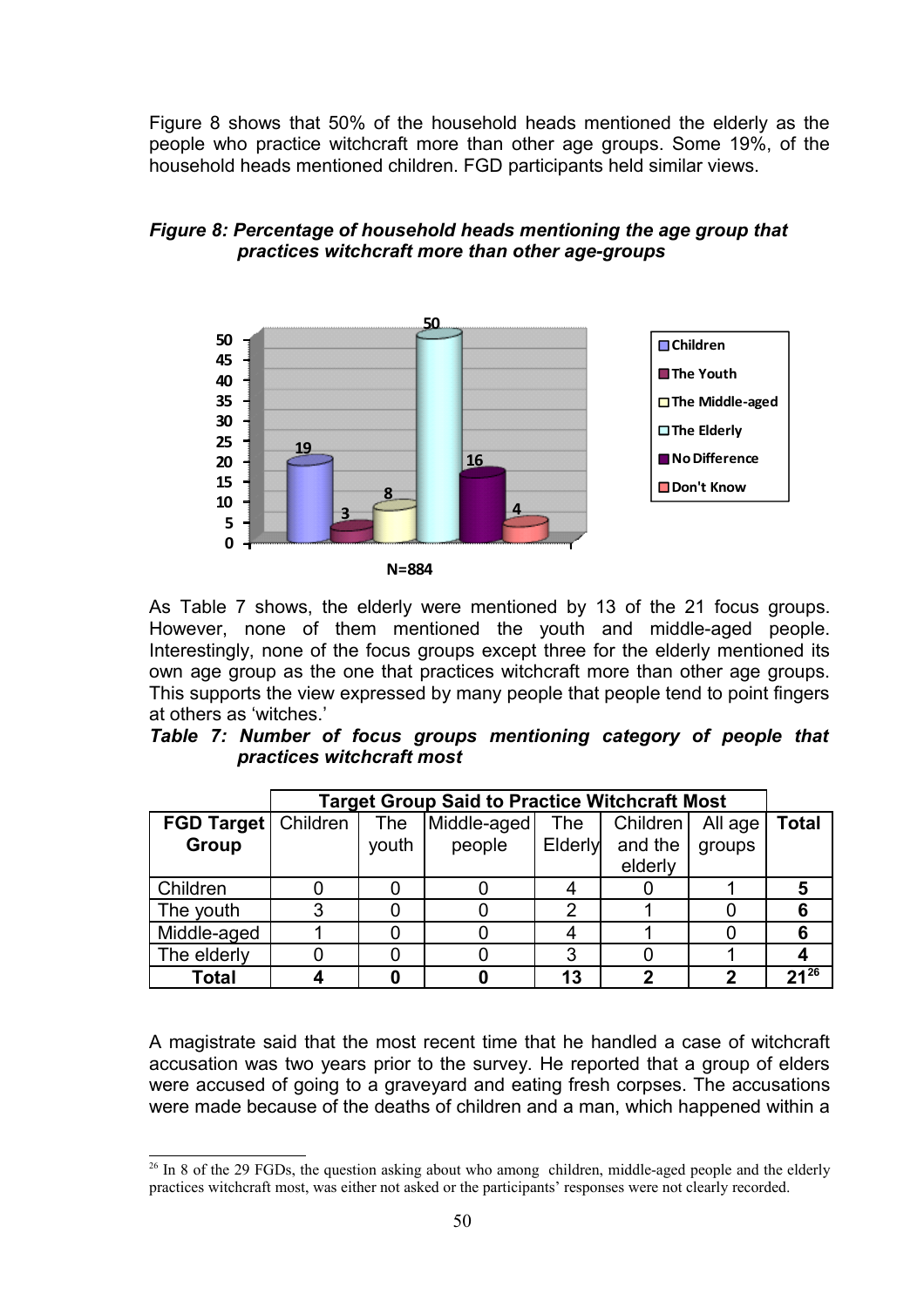Figure 8 shows that 50% of the household heads mentioned the elderly as the people who practice witchcraft more than other age groups. Some 19%, of the household heads mentioned children. FGD participants held similar views.

***Figure 8: Percentage of household heads mentioning the age group that practices witchcraft more than other age-groups***

| Age group | Percentage |
|---|---|
| Children | 19 |
| The Youth | 3 |
| The Middle-aged | 8 |
| The Elderly | 50 |
| No Difference | 16 |
| Don't Know | 4 |

N=884

As Table 7 shows, the elderly were mentioned by 13 of the 21 focus groups. However, none of them mentioned the youth and middle-aged people. Interestingly, none of the focus groups except three for the elderly mentioned its own age group as the one that practices witchcraft more than other age groups. This supports the view expressed by many people that people tend to point fingers at others as 'witches.'

***Table 7: Number of focus groups mentioning category of people that practices witchcraft most***

| | Target Group Said to Practice Witchcraft Most | | | | | | |
|---|---|---|---|---|---|---|---|
| **FGD Target Group** | Children | The youth | Middle-aged people | The Elderly | Children and the elderly | All age groups | **Total** |
| Children | 0 | 0 | 0 | 4 | 0 | 1 | **5** |
| The youth | 3 | 0 | 0 | 2 | 1 | 0 | **6** |
| Middle-aged | 1 | 0 | 0 | 4 | 1 | 0 | **6** |
| The elderly | 0 | 0 | 0 | 3 | 0 | 1 | **4** |
| **Total** | **4** | **0** | **0** | **13** | **2** | **2** | **21**[26] |

A magistrate said that the most recent time that he handled a case of witchcraft accusation was two years prior to the survey. He reported that a group of elders were accused of going to a graveyard and eating fresh corpses. The accusations were made because of the deaths of children and a man, which happened within a

[26] In 8 of the 29 FGDs, the question asking about who among children, middle-aged people and the elderly practices witchcraft most, was either not asked or the participants' responses were not clearly recorded.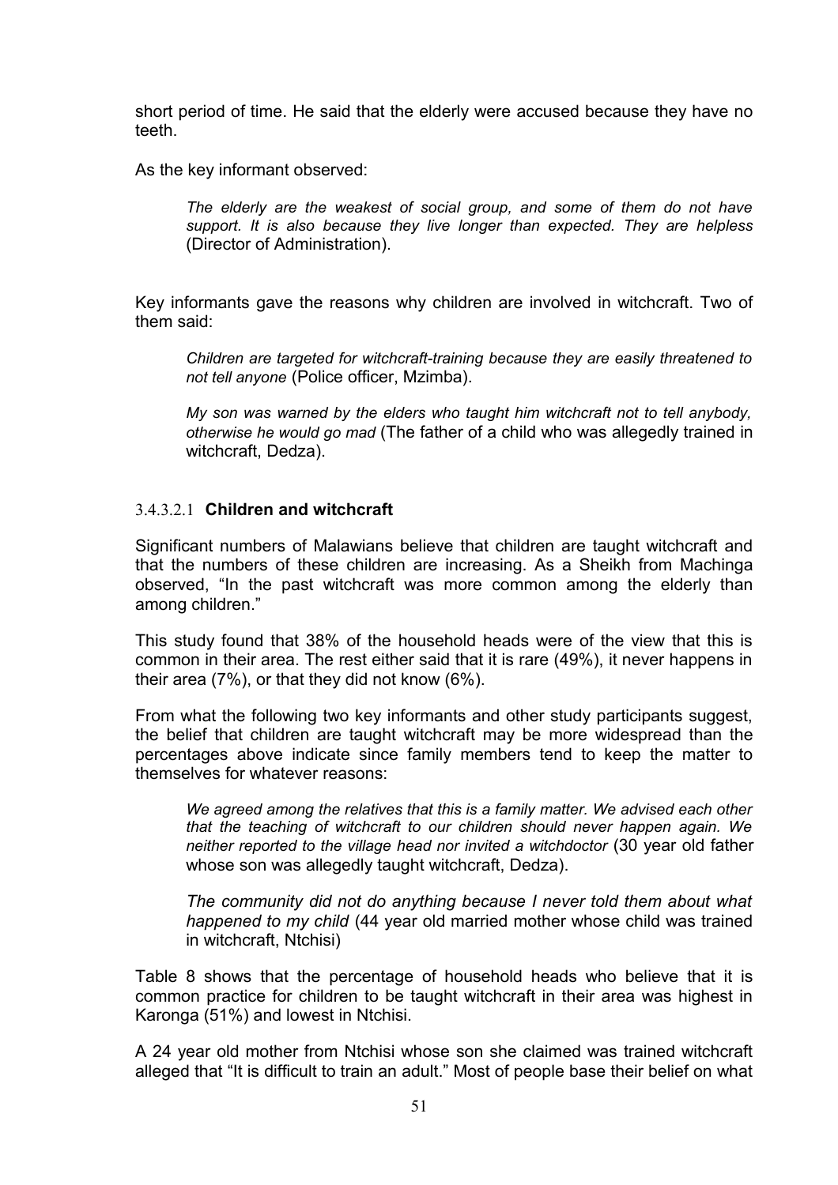short period of time. He said that the elderly were accused because they have no teeth.

As the key informant observed:

> *The elderly are the weakest of social group, and some of them do not have support. It is also because they live longer than expected. They are helpless* (Director of Administration).

Key informants gave the reasons why children are involved in witchcraft. Two of them said:

> *Children are targeted for witchcraft-training because they are easily threatened to not tell anyone* (Police officer, Mzimba).
>
> *My son was warned by the elders who taught him witchcraft not to tell anybody, otherwise he would go mad* (The father of a child who was allegedly trained in witchcraft, Dedza).

###### 3.4.3.2.1 **Children and witchcraft**

Significant numbers of Malawians believe that children are taught witchcraft and that the numbers of these children are increasing. As a Sheikh from Machinga observed, "In the past witchcraft was more common among the elderly than among children."

This study found that 38% of the household heads were of the view that this is common in their area. The rest either said that it is rare (49%), it never happens in their area (7%), or that they did not know (6%).

From what the following two key informants and other study participants suggest, the belief that children are taught witchcraft may be more widespread than the percentages above indicate since family members tend to keep the matter to themselves for whatever reasons:

> *We agreed among the relatives that this is a family matter. We advised each other that the teaching of witchcraft to our children should never happen again. We neither reported to the village head nor invited a witchdoctor* (30 year old father whose son was allegedly taught witchcraft, Dedza).
>
> *The community did not do anything because I never told them about what happened to my child* (44 year old married mother whose child was trained in witchcraft, Ntchisi)

Table 8 shows that the percentage of household heads who believe that it is common practice for children to be taught witchcraft in their area was highest in Karonga (51%) and lowest in Ntchisi.

A 24 year old mother from Ntchisi whose son she claimed was trained witchcraft alleged that "It is difficult to train an adult." Most of people base their belief on what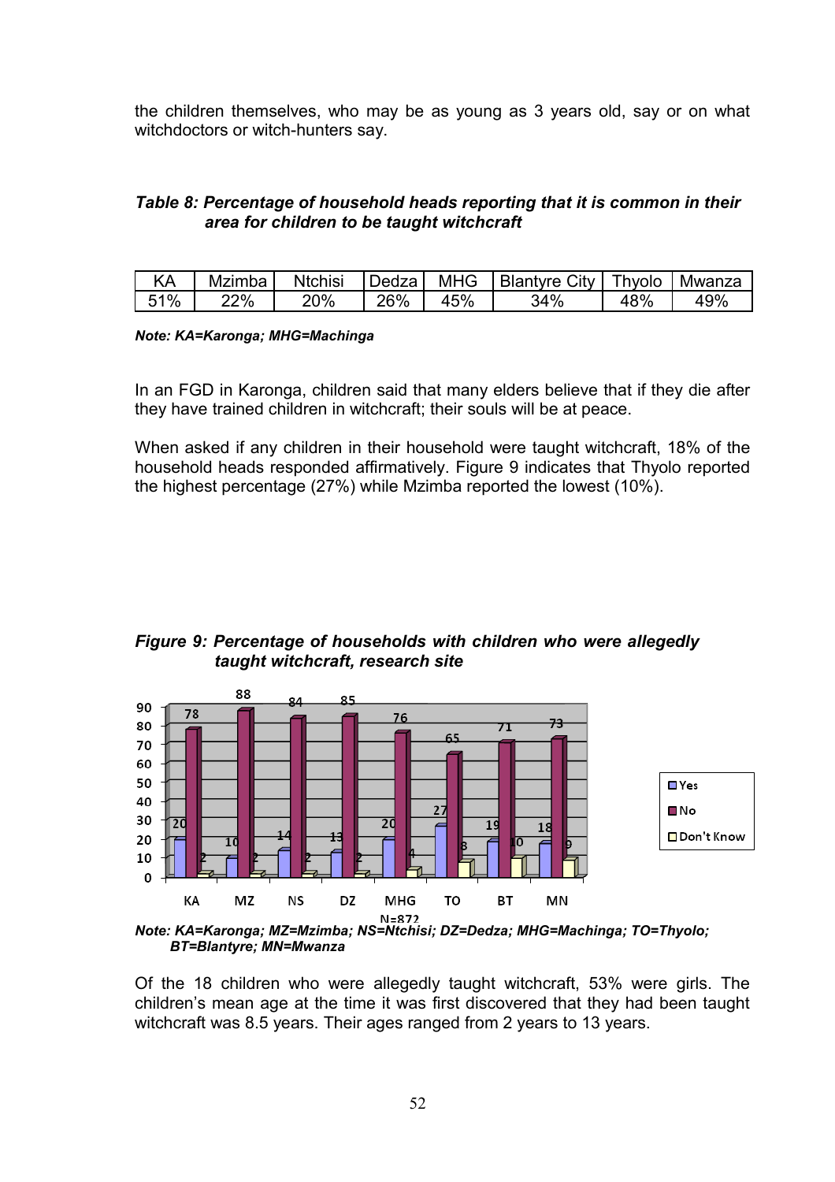the children themselves, who may be as young as 3 years old, say or on what witchdoctors or witch-hunters say.

***Table 8: Percentage of household heads reporting that it is common in their area for children to be taught witchcraft***

| KA | Mzimba | Ntchisi | Dedza | MHG | Blantyre City | Thyolo | Mwanza |
|---|---|---|---|---|---|---|---|
| 51% | 22% | 20% | 26% | 45% | 34% | 48% | 49% |

***Note: KA=Karonga; MHG=Machinga***

In an FGD in Karonga, children said that many elders believe that if they die after they have trained children in witchcraft; their souls will be at peace.

When asked if any children in their household were taught witchcraft, 18% of the household heads responded affirmatively. Figure 9 indicates that Thyolo reported the highest percentage (27%) while Mzimba reported the lowest (10%).

***Figure 9: Percentage of households with children who were allegedly taught witchcraft, research site***

| | KA | MZ | NS | DZ | MHG | TO | BT | MN |
|---|---|---|---|---|---|---|---|---|
| Yes | 20 | 10 | 14 | 13 | 20 | 27 | 19 | 18 |
| No | 78 | 88 | 84 | 85 | 76 | 65 | 71 | 73 |
| Don't Know | 2 | 2 | 2 | 2 | 4 | 8 | 10 | 9 |

N=872

***Note: KA=Karonga; MZ=Mzimba; NS=Ntchisi; DZ=Dedza; MHG=Machinga; TO=Thyolo; BT=Blantyre; MN=Mwanza***

Of the 18 children who were allegedly taught witchcraft, 53% were girls. The children's mean age at the time it was first discovered that they had been taught witchcraft was 8.5 years. Their ages ranged from 2 years to 13 years.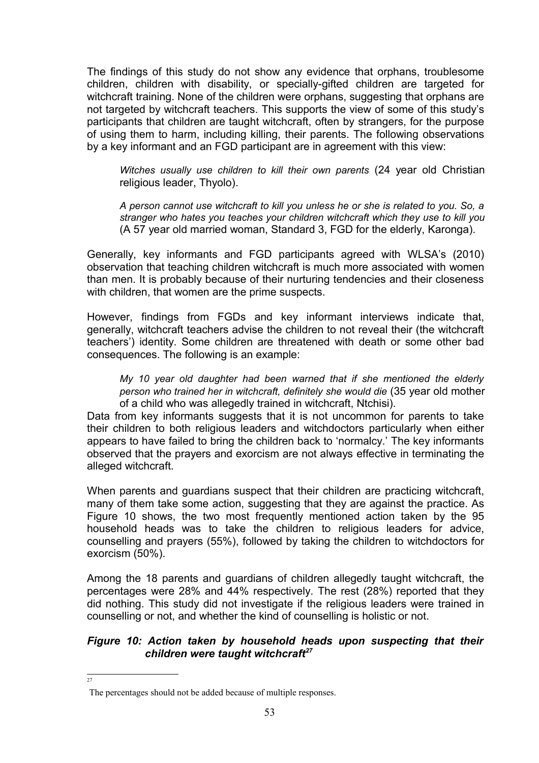The findings of this study do not show any evidence that orphans, troublesome children, children with disability, or specially-gifted children are targeted for witchcraft training. None of the children were orphans, suggesting that orphans are not targeted by witchcraft teachers. This supports the view of some of this study's participants that children are taught witchcraft, often by strangers, for the purpose of using them to harm, including killing, their parents. The following observations by a key informant and an FGD participant are in agreement with this view:

> *Witches usually use children to kill their own parents* (24 year old Christian religious leader, Thyolo).
>
> *A person cannot use witchcraft to kill you unless he or she is related to you. So, a stranger who hates you teaches your children witchcraft which they use to kill you* (A 57 year old married woman, Standard 3, FGD for the elderly, Karonga).

Generally, key informants and FGD participants agreed with WLSA's (2010) observation that teaching children witchcraft is much more associated with women than men. It is probably because of their nurturing tendencies and their closeness with children, that women are the prime suspects.

However, findings from FGDs and key informant interviews indicate that, generally, witchcraft teachers advise the children to not reveal their (the witchcraft teachers') identity. Some children are threatened with death or some other bad consequences. The following is an example:

> *My 10 year old daughter had been warned that if she mentioned the elderly person who trained her in witchcraft, definitely she would die* (35 year old mother of a child who was allegedly trained in witchcraft, Ntchisi).

Data from key informants suggests that it is not uncommon for parents to take their children to both religious leaders and witchdoctors particularly when either appears to have failed to bring the children back to 'normalcy.' The key informants observed that the prayers and exorcism are not always effective in terminating the alleged witchcraft.

When parents and guardians suspect that their children are practicing witchcraft, many of them take some action, suggesting that they are against the practice. As Figure 10 shows, the two most frequently mentioned action taken by the 95 household heads was to take the children to religious leaders for advice, counselling and prayers (55%), followed by taking the children to witchdoctors for exorcism (50%).

Among the 18 parents and guardians of children allegedly taught witchcraft, the percentages were 28% and 44% respectively. The rest (28%) reported that they did nothing. This study did not investigate if the religious leaders were trained in counselling or not, and whether the kind of counselling is holistic or not.

***Figure 10: Action taken by household heads upon suspecting that their children were taught witchcraft*[27]**

[27] The percentages should not be added because of multiple responses.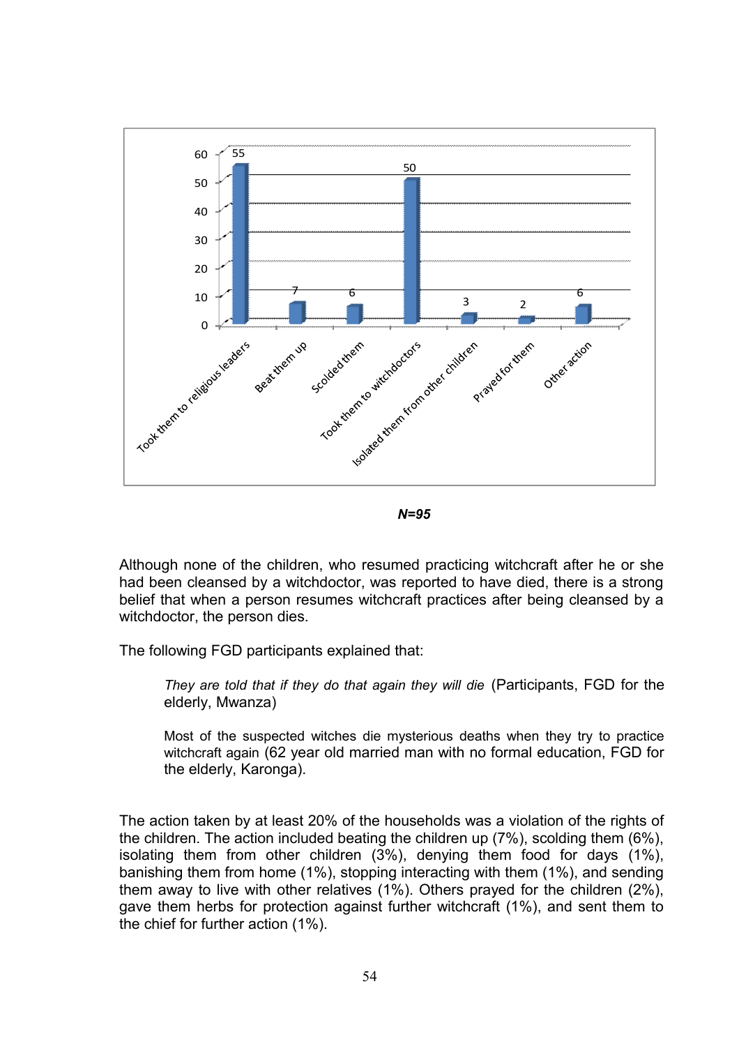| Action | Percentage |
|---|---|
| Took them to religious leaders | 55 |
| Beat them up | 7 |
| Scolded them | 6 |
| Took them to witchdoctors | 50 |
| Isolated them from other children | 3 |
| Prayed for them | 2 |
| Other action | 6 |

*N=95*

Although none of the children, who resumed practicing witchcraft after he or she had been cleansed by a witchdoctor, was reported to have died, there is a strong belief that when a person resumes witchcraft practices after being cleansed by a witchdoctor, the person dies.

The following FGD participants explained that:

> *They are told that if they do that again they will die* (Participants, FGD for the elderly, Mwanza)

> Most of the suspected witches die mysterious deaths when they try to practice witchcraft again (62 year old married man with no formal education, FGD for the elderly, Karonga).

The action taken by at least 20% of the households was a violation of the rights of the children. The action included beating the children up (7%), scolding them (6%), isolating them from other children (3%), denying them food for days (1%), banishing them from home (1%), stopping interacting with them (1%), and sending them away to live with other relatives (1%). Others prayed for the children (2%), gave them herbs for protection against further witchcraft (1%), and sent them to the chief for further action (1%).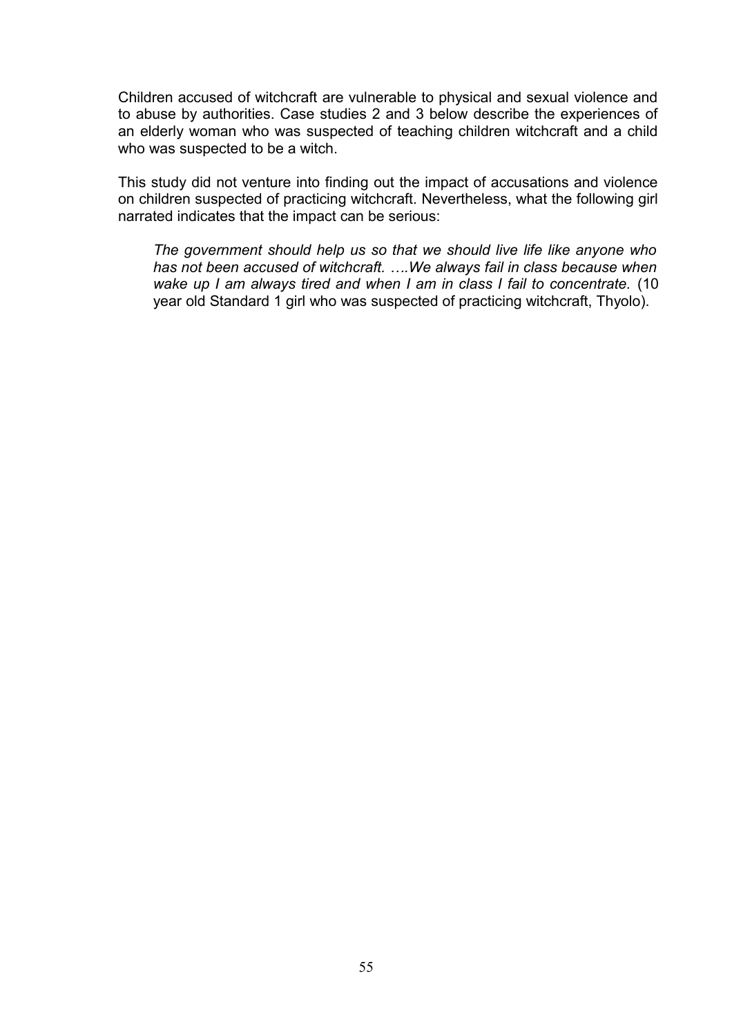Children accused of witchcraft are vulnerable to physical and sexual violence and to abuse by authorities. Case studies 2 and 3 below describe the experiences of an elderly woman who was suspected of teaching children witchcraft and a child who was suspected to be a witch.

This study did not venture into finding out the impact of accusations and violence on children suspected of practicing witchcraft. Nevertheless, what the following girl narrated indicates that the impact can be serious:

> *The government should help us so that we should live life like anyone who has not been accused of witchcraft. ….We always fail in class because when wake up I am always tired and when I am in class I fail to concentrate.* (10 year old Standard 1 girl who was suspected of practicing witchcraft, Thyolo).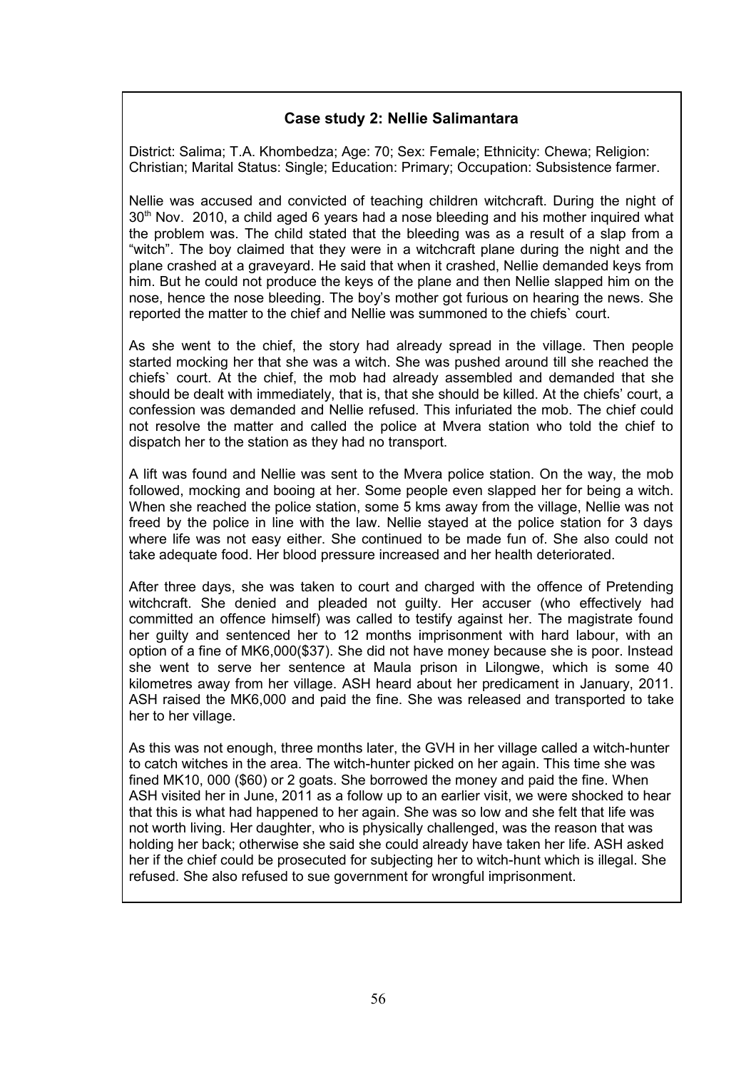### Case study 2: Nellie Salimantara

District: Salima; T.A. Khombedza; Age: 70; Sex: Female; Ethnicity: Chewa; Religion: Christian; Marital Status: Single; Education: Primary; Occupation: Subsistence farmer.

Nellie was accused and convicted of teaching children witchcraft. During the night of 30th Nov. 2010, a child aged 6 years had a nose bleeding and his mother inquired what the problem was. The child stated that the bleeding was as a result of a slap from a "witch". The boy claimed that they were in a witchcraft plane during the night and the plane crashed at a graveyard. He said that when it crashed, Nellie demanded keys from him. But he could not produce the keys of the plane and then Nellie slapped him on the nose, hence the nose bleeding. The boy's mother got furious on hearing the news. She reported the matter to the chief and Nellie was summoned to the chiefs` court.

As she went to the chief, the story had already spread in the village. Then people started mocking her that she was a witch. She was pushed around till she reached the chiefs` court. At the chief, the mob had already assembled and demanded that she should be dealt with immediately, that is, that she should be killed. At the chiefs' court, a confession was demanded and Nellie refused. This infuriated the mob. The chief could not resolve the matter and called the police at Mvera station who told the chief to dispatch her to the station as they had no transport.

A lift was found and Nellie was sent to the Mvera police station. On the way, the mob followed, mocking and booing at her. Some people even slapped her for being a witch. When she reached the police station, some 5 kms away from the village, Nellie was not freed by the police in line with the law. Nellie stayed at the police station for 3 days where life was not easy either. She continued to be made fun of. She also could not take adequate food. Her blood pressure increased and her health deteriorated.

After three days, she was taken to court and charged with the offence of Pretending witchcraft. She denied and pleaded not guilty. Her accuser (who effectively had committed an offence himself) was called to testify against her. The magistrate found her guilty and sentenced her to 12 months imprisonment with hard labour, with an option of a fine of MK6,000($37). She did not have money because she is poor. Instead she went to serve her sentence at Maula prison in Lilongwe, which is some 40 kilometres away from her village. ASH heard about her predicament in January, 2011. ASH raised the MK6,000 and paid the fine. She was released and transported to take her to her village.

As this was not enough, three months later, the GVH in her village called a witch-hunter to catch witches in the area. The witch-hunter picked on her again. This time she was fined MK10, 000 ($60) or 2 goats. She borrowed the money and paid the fine. When ASH visited her in June, 2011 as a follow up to an earlier visit, we were shocked to hear that this is what had happened to her again. She was so low and she felt that life was not worth living. Her daughter, who is physically challenged, was the reason that was holding her back; otherwise she said she could already have taken her life. ASH asked her if the chief could be prosecuted for subjecting her to witch-hunt which is illegal. She refused. She also refused to sue government for wrongful imprisonment.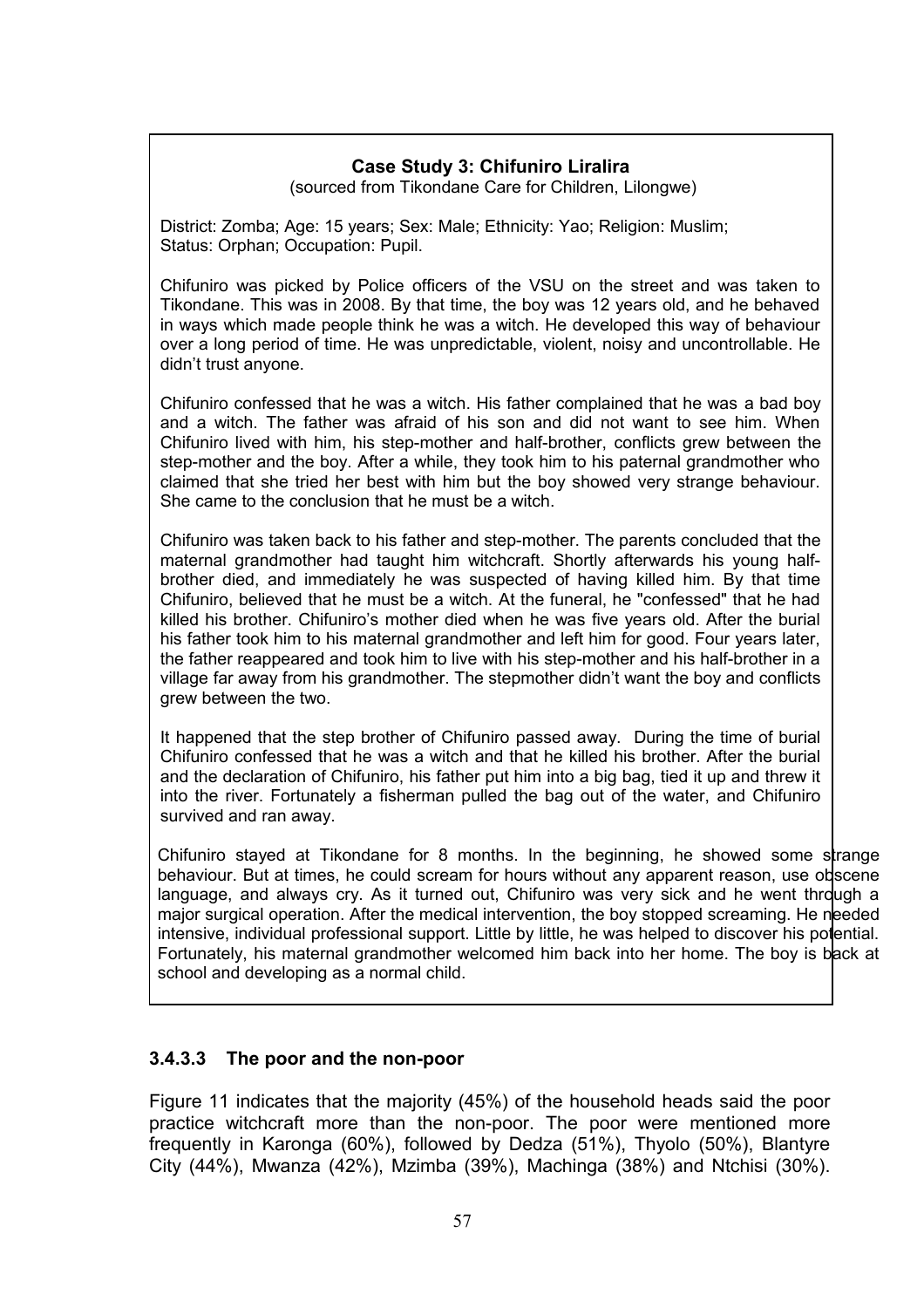**Case Study 3: Chifuniro Liralira**

(sourced from Tikondane Care for Children, Lilongwe)

District: Zomba; Age: 15 years; Sex: Male; Ethnicity: Yao; Religion: Muslim; Status: Orphan; Occupation: Pupil.

Chifuniro was picked by Police officers of the VSU on the street and was taken to Tikondane. This was in 2008. By that time, the boy was 12 years old, and he behaved in ways which made people think he was a witch. He developed this way of behaviour over a long period of time. He was unpredictable, violent, noisy and uncontrollable. He didn't trust anyone.

Chifuniro confessed that he was a witch. His father complained that he was a bad boy and a witch. The father was afraid of his son and did not want to see him. When Chifuniro lived with him, his step-mother and half-brother, conflicts grew between the step-mother and the boy. After a while, they took him to his paternal grandmother who claimed that she tried her best with him but the boy showed very strange behaviour. She came to the conclusion that he must be a witch.

Chifuniro was taken back to his father and step-mother. The parents concluded that the maternal grandmother had taught him witchcraft. Shortly afterwards his young half-brother died, and immediately he was suspected of having killed him. By that time Chifuniro, believed that he must be a witch. At the funeral, he "confessed" that he had killed his brother. Chifuniro's mother died when he was five years old. After the burial his father took him to his maternal grandmother and left him for good. Four years later, the father reappeared and took him to live with his step-mother and his half-brother in a village far away from his grandmother. The stepmother didn't want the boy and conflicts grew between the two.

It happened that the step brother of Chifuniro passed away. During the time of burial Chifuniro confessed that he was a witch and that he killed his brother. After the burial and the declaration of Chifuniro, his father put him into a big bag, tied it up and threw it into the river. Fortunately a fisherman pulled the bag out of the water, and Chifuniro survived and ran away.

Chifuniro stayed at Tikondane for 8 months. In the beginning, he showed some strange behaviour. But at times, he could scream for hours without any apparent reason, use obscene language, and always cry. As it turned out, Chifuniro was very sick and he went through a major surgical operation. After the medical intervention, the boy stopped screaming. He needed intensive, individual professional support. Little by little, he was helped to discover his potential. Fortunately, his maternal grandmother welcomed him back into her home. The boy is back at school and developing as a normal child.

#### 3.4.3.3 The poor and the non-poor

Figure 11 indicates that the majority (45%) of the household heads said the poor practice witchcraft more than the non-poor. The poor were mentioned more frequently in Karonga (60%), followed by Dedza (51%), Thyolo (50%), Blantyre City (44%), Mwanza (42%), Mzimba (39%), Machinga (38%) and Ntchisi (30%).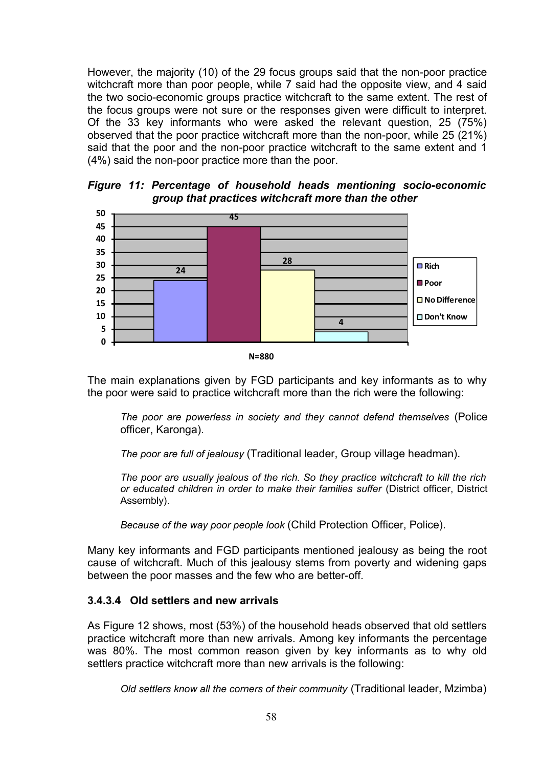However, the majority (10) of the 29 focus groups said that the non-poor practice witchcraft more than poor people, while 7 said had the opposite view, and 4 said the two socio-economic groups practice witchcraft to the same extent. The rest of the focus groups were not sure or the responses given were difficult to interpret. Of the 33 key informants who were asked the relevant question, 25 (75%) observed that the poor practice witchcraft more than the non-poor, while 25 (21%) said that the poor and the non-poor practice witchcraft to the same extent and 1 (4%) said the non-poor practice more than the poor.

***Figure 11: Percentage of household heads mentioning socio-economic group that practices witchcraft more than the other***

| Rich | Poor | No Difference | Don't Know |
|---|---|---|---|
| 24 | 45 | 28 | 4 |

N=880

The main explanations given by FGD participants and key informants as to why the poor were said to practice witchcraft more than the rich were the following:

> *The poor are powerless in society and they cannot defend themselves* (Police officer, Karonga).
>
> *The poor are full of jealousy* (Traditional leader, Group village headman).
>
> *The poor are usually jealous of the rich. So they practice witchcraft to kill the rich or educated children in order to make their families suffer* (District officer, District Assembly).
>
> *Because of the way poor people look* (Child Protection Officer, Police).

Many key informants and FGD participants mentioned jealousy as being the root cause of witchcraft. Much of this jealousy stems from poverty and widening gaps between the poor masses and the few who are better-off.

#### 3.4.3.4 Old settlers and new arrivals

As Figure 12 shows, most (53%) of the household heads observed that old settlers practice witchcraft more than new arrivals. Among key informants the percentage was 80%. The most common reason given by key informants as to why old settlers practice witchcraft more than new arrivals is the following:

> *Old settlers know all the corners of their community* (Traditional leader, Mzimba)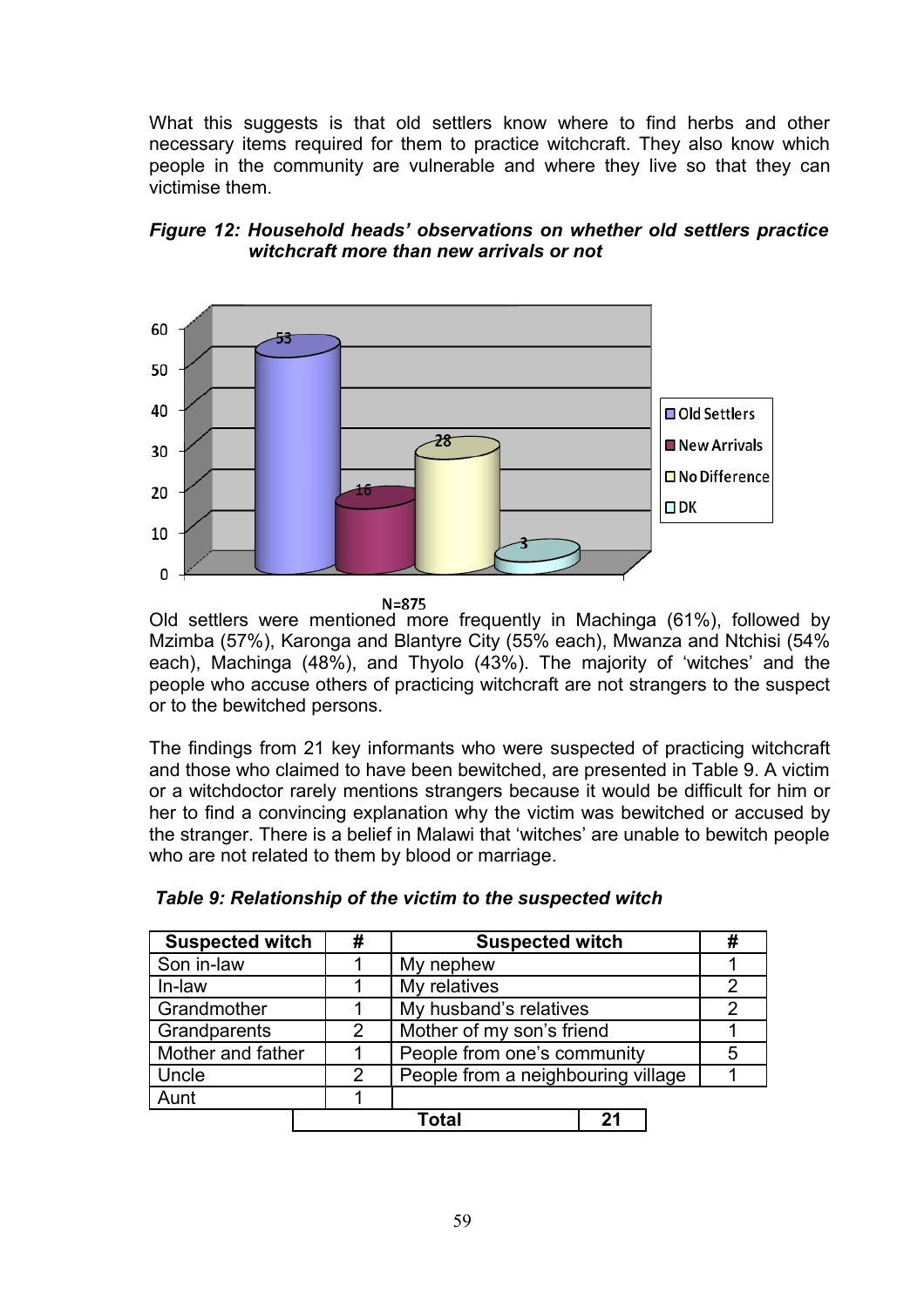What this suggests is that old settlers know where to find herbs and other necessary items required for them to practice witchcraft. They also know which people in the community are vulnerable and where they live so that they can victimise them.

***Figure 12: Household heads' observations on whether old settlers practice witchcraft more than new arrivals or not***

| Category | % |
|---|---|
| Old Settlers | 53 |
| New Arrivals | 16 |
| No Difference | 28 |
| DK | 3 |

N=875

Old settlers were mentioned more frequently in Machinga (61%), followed by Mzimba (57%), Karonga and Blantyre City (55% each), Mwanza and Ntchisi (54% each), Machinga (48%), and Thyolo (43%). The majority of 'witches' and the people who accuse others of practicing witchcraft are not strangers to the suspect or to the bewitched persons.

The findings from 21 key informants who were suspected of practicing witchcraft and those who claimed to have been bewitched, are presented in Table 9. A victim or a witchdoctor rarely mentions strangers because it would be difficult for him or her to find a convincing explanation why the victim was bewitched or accused by the stranger. There is a belief in Malawi that 'witches' are unable to bewitch people who are not related to them by blood or marriage.

***Table 9: Relationship of the victim to the suspected witch***

| Suspected witch | # | Suspected witch | # |
|---|---|---|---|
| Son in-law | 1 | My nephew | 1 |
| In-law | 1 | My relatives | 2 |
| Grandmother | 1 | My husband's relatives | 2 |
| Grandparents | 2 | Mother of my son's friend | 1 |
| Mother and father | 1 | People from one's community | 5 |
| Uncle | 2 | People from a neighbouring village | 1 |
| Aunt | 1 | | |
| **Total** | **21** | | |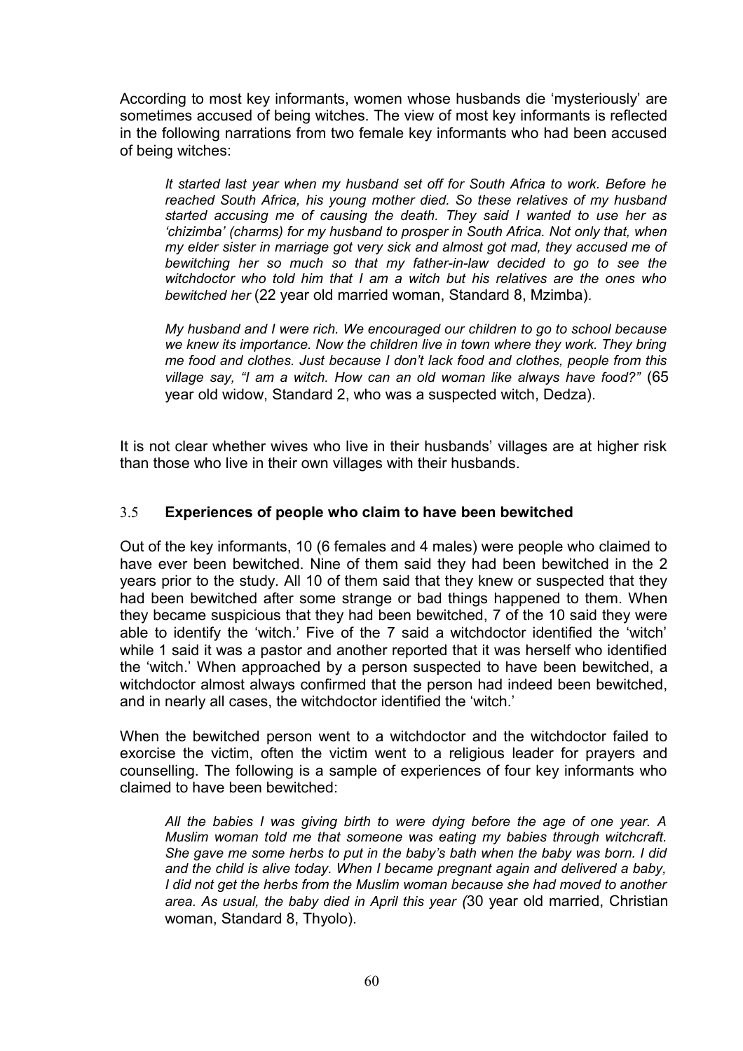According to most key informants, women whose husbands die 'mysteriously' are sometimes accused of being witches. The view of most key informants is reflected in the following narrations from two female key informants who had been accused of being witches:

> *It started last year when my husband set off for South Africa to work. Before he reached South Africa, his young mother died. So these relatives of my husband started accusing me of causing the death. They said I wanted to use her as 'chizimba' (charms) for my husband to prosper in South Africa. Not only that, when my elder sister in marriage got very sick and almost got mad, they accused me of bewitching her so much so that my father-in-law decided to go to see the witchdoctor who told him that I am a witch but his relatives are the ones who bewitched her* (22 year old married woman, Standard 8, Mzimba).

> *My husband and I were rich. We encouraged our children to go to school because we knew its importance. Now the children live in town where they work. They bring me food and clothes. Just because I don't lack food and clothes, people from this village say, "I am a witch. How can an old woman like always have food?"* (65 year old widow, Standard 2, who was a suspected witch, Dedza).

It is not clear whether wives who live in their husbands' villages are at higher risk than those who live in their own villages with their husbands.

### 3.5 Experiences of people who claim to have been bewitched

Out of the key informants, 10 (6 females and 4 males) were people who claimed to have ever been bewitched. Nine of them said they had been bewitched in the 2 years prior to the study. All 10 of them said that they knew or suspected that they had been bewitched after some strange or bad things happened to them. When they became suspicious that they had been bewitched, 7 of the 10 said they were able to identify the 'witch.' Five of the 7 said a witchdoctor identified the 'witch' while 1 said it was a pastor and another reported that it was herself who identified the 'witch.' When approached by a person suspected to have been bewitched, a witchdoctor almost always confirmed that the person had indeed been bewitched, and in nearly all cases, the witchdoctor identified the 'witch.'

When the bewitched person went to a witchdoctor and the witchdoctor failed to exorcise the victim, often the victim went to a religious leader for prayers and counselling. The following is a sample of experiences of four key informants who claimed to have been bewitched:

> *All the babies I was giving birth to were dying before the age of one year. A Muslim woman told me that someone was eating my babies through witchcraft. She gave me some herbs to put in the baby's bath when the baby was born. I did and the child is alive today. When I became pregnant again and delivered a baby, I did not get the herbs from the Muslim woman because she had moved to another area. As usual, the baby died in April this year (*30 year old married, Christian woman, Standard 8, Thyolo).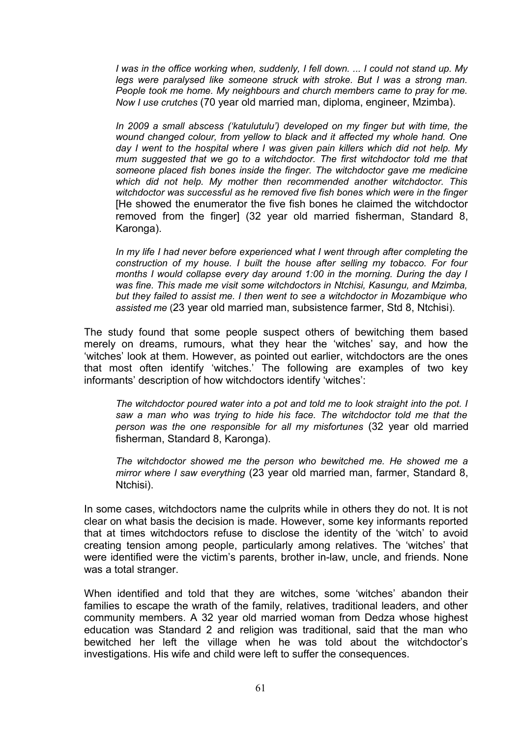> *I was in the office working when, suddenly, I fell down. ... I could not stand up. My legs were paralysed like someone struck with stroke. But I was a strong man. People took me home. My neighbours and church members came to pray for me. Now I use crutches* (70 year old married man, diploma, engineer, Mzimba).

> *In 2009 a small abscess ('katulutulu') developed on my finger but with time, the wound changed colour, from yellow to black and it affected my whole hand. One day I went to the hospital where I was given pain killers which did not help. My mum suggested that we go to a witchdoctor. The first witchdoctor told me that someone placed fish bones inside the finger. The witchdoctor gave me medicine which did not help. My mother then recommended another witchdoctor. This witchdoctor was successful as he removed five fish bones which were in the finger* [He showed the enumerator the five fish bones he claimed the witchdoctor removed from the finger] (32 year old married fisherman, Standard 8, Karonga).

> *In my life I had never before experienced what I went through after completing the construction of my house. I built the house after selling my tobacco. For four months I would collapse every day around 1:00 in the morning. During the day I was fine. This made me visit some witchdoctors in Ntchisi, Kasungu, and Mzimba, but they failed to assist me. I then went to see a witchdoctor in Mozambique who assisted me* (23 year old married man, subsistence farmer, Std 8, Ntchisi).

The study found that some people suspect others of bewitching them based merely on dreams, rumours, what they hear the 'witches' say, and how the 'witches' look at them. However, as pointed out earlier, witchdoctors are the ones that most often identify 'witches.' The following are examples of two key informants' description of how witchdoctors identify 'witches':

> *The witchdoctor poured water into a pot and told me to look straight into the pot. I saw a man who was trying to hide his face. The witchdoctor told me that the person was the one responsible for all my misfortunes* (32 year old married fisherman, Standard 8, Karonga).

> *The witchdoctor showed me the person who bewitched me. He showed me a mirror where I saw everything* (23 year old married man, farmer, Standard 8, Ntchisi).

In some cases, witchdoctors name the culprits while in others they do not. It is not clear on what basis the decision is made. However, some key informants reported that at times witchdoctors refuse to disclose the identity of the 'witch' to avoid creating tension among people, particularly among relatives. The 'witches' that were identified were the victim's parents, brother in-law, uncle, and friends. None was a total stranger.

When identified and told that they are witches, some 'witches' abandon their families to escape the wrath of the family, relatives, traditional leaders, and other community members. A 32 year old married woman from Dedza whose highest education was Standard 2 and religion was traditional, said that the man who bewitched her left the village when he was told about the witchdoctor's investigations. His wife and child were left to suffer the consequences.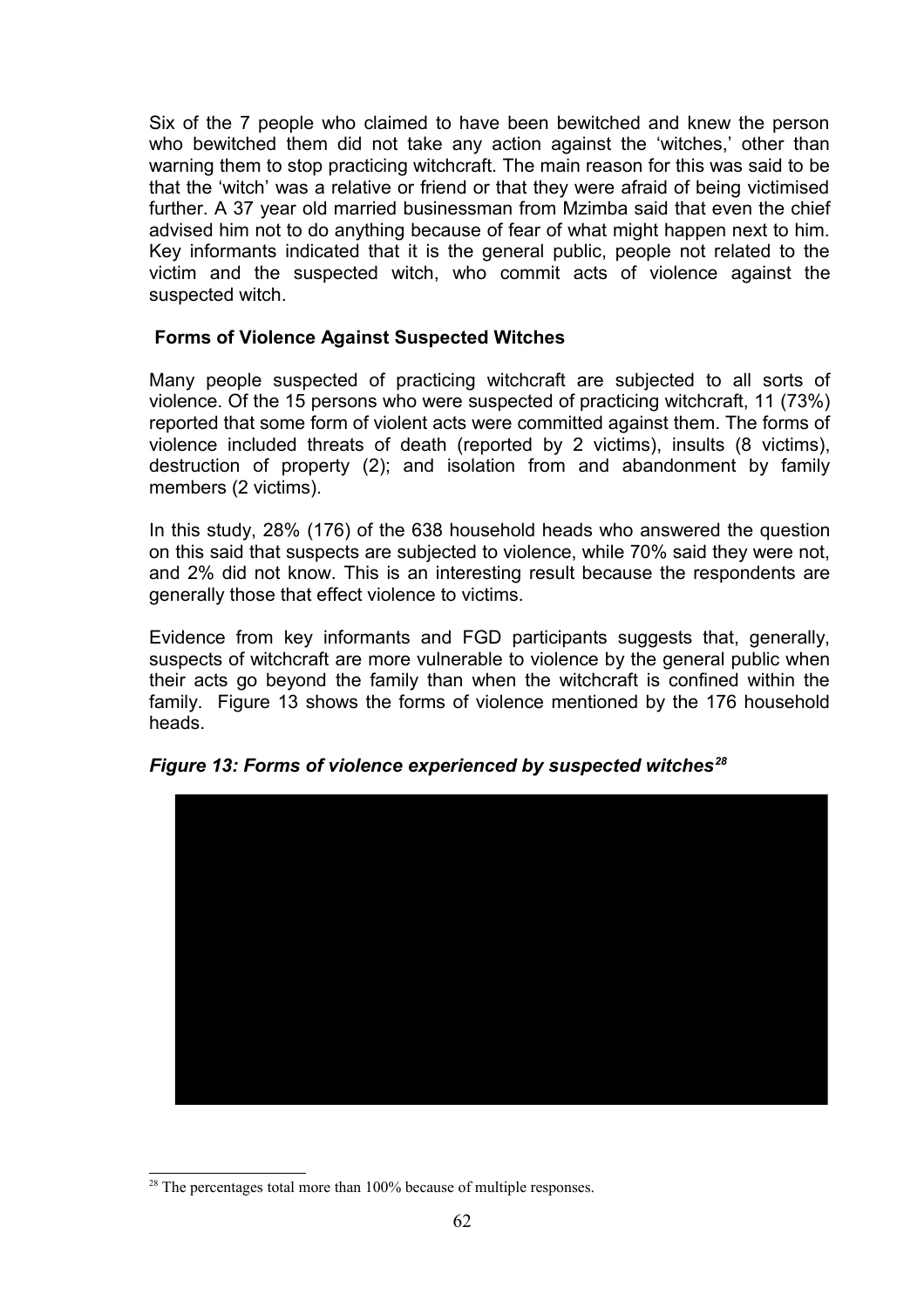Six of the 7 people who claimed to have been bewitched and knew the person who bewitched them did not take any action against the 'witches,' other than warning them to stop practicing witchcraft. The main reason for this was said to be that the 'witch' was a relative or friend or that they were afraid of being victimised further. A 37 year old married businessman from Mzimba said that even the chief advised him not to do anything because of fear of what might happen next to him. Key informants indicated that it is the general public, people not related to the victim and the suspected witch, who commit acts of violence against the suspected witch.

### Forms of Violence Against Suspected Witches

Many people suspected of practicing witchcraft are subjected to all sorts of violence. Of the 15 persons who were suspected of practicing witchcraft, 11 (73%) reported that some form of violent acts were committed against them. The forms of violence included threats of death (reported by 2 victims), insults (8 victims), destruction of property (2); and isolation from and abandonment by family members (2 victims).

In this study, 28% (176) of the 638 household heads who answered the question on this said that suspects are subjected to violence, while 70% said they were not, and 2% did not know. This is an interesting result because the respondents are generally those that effect violence to victims.

Evidence from key informants and FGD participants suggests that, generally, suspects of witchcraft are more vulnerable to violence by the general public when their acts go beyond the family than when the witchcraft is confined within the family. Figure 13 shows the forms of violence mentioned by the 176 household heads.

***Figure 13: Forms of violence experienced by suspected witches[28]***

[28] The percentages total more than 100% because of multiple responses.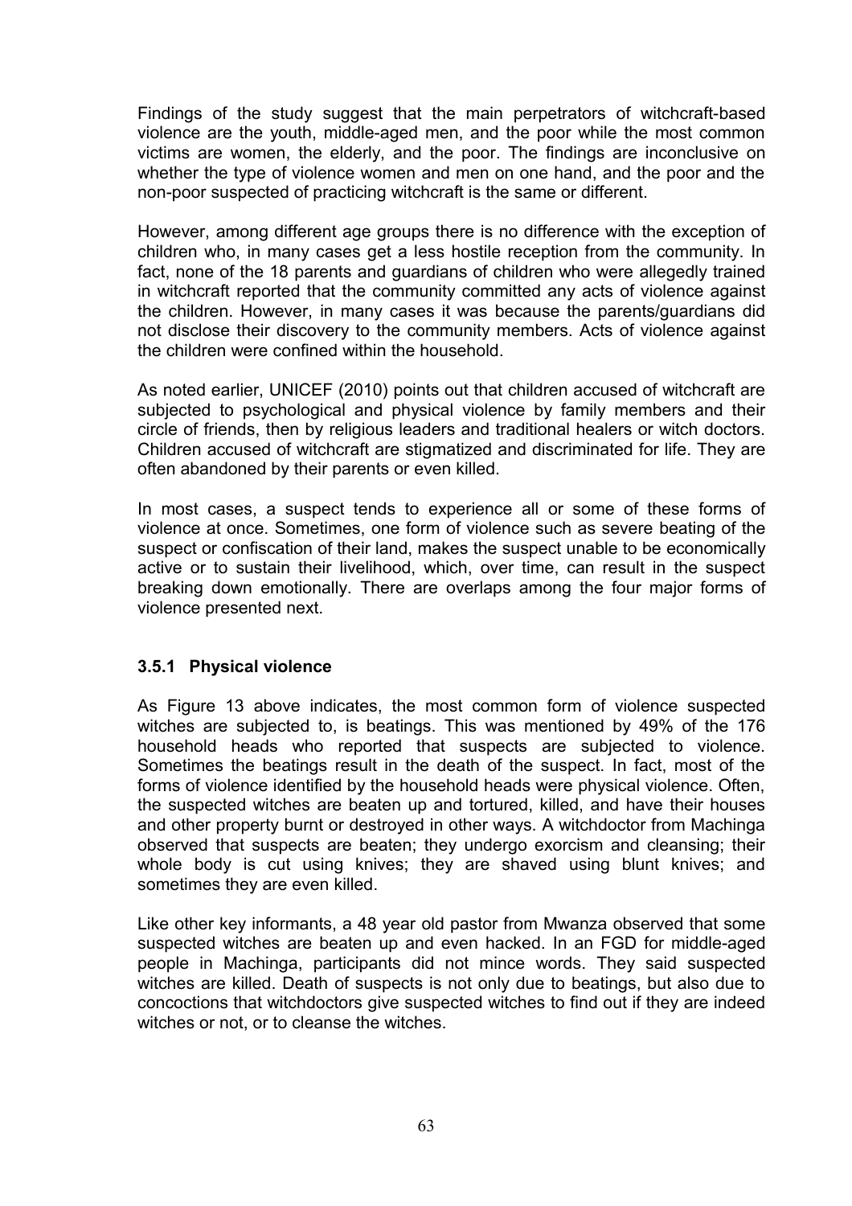Findings of the study suggest that the main perpetrators of witchcraft-based violence are the youth, middle-aged men, and the poor while the most common victims are women, the elderly, and the poor. The findings are inconclusive on whether the type of violence women and men on one hand, and the poor and the non-poor suspected of practicing witchcraft is the same or different.

However, among different age groups there is no difference with the exception of children who, in many cases get a less hostile reception from the community. In fact, none of the 18 parents and guardians of children who were allegedly trained in witchcraft reported that the community committed any acts of violence against the children. However, in many cases it was because the parents/guardians did not disclose their discovery to the community members. Acts of violence against the children were confined within the household.

As noted earlier, UNICEF (2010) points out that children accused of witchcraft are subjected to psychological and physical violence by family members and their circle of friends, then by religious leaders and traditional healers or witch doctors. Children accused of witchcraft are stigmatized and discriminated for life. They are often abandoned by their parents or even killed.

In most cases, a suspect tends to experience all or some of these forms of violence at once. Sometimes, one form of violence such as severe beating of the suspect or confiscation of their land, makes the suspect unable to be economically active or to sustain their livelihood, which, over time, can result in the suspect breaking down emotionally. There are overlaps among the four major forms of violence presented next.

### 3.5.1 Physical violence

As Figure 13 above indicates, the most common form of violence suspected witches are subjected to, is beatings. This was mentioned by 49% of the 176 household heads who reported that suspects are subjected to violence. Sometimes the beatings result in the death of the suspect. In fact, most of the forms of violence identified by the household heads were physical violence. Often, the suspected witches are beaten up and tortured, killed, and have their houses and other property burnt or destroyed in other ways. A witchdoctor from Machinga observed that suspects are beaten; they undergo exorcism and cleansing; their whole body is cut using knives; they are shaved using blunt knives; and sometimes they are even killed.

Like other key informants, a 48 year old pastor from Mwanza observed that some suspected witches are beaten up and even hacked. In an FGD for middle-aged people in Machinga, participants did not mince words. They said suspected witches are killed. Death of suspects is not only due to beatings, but also due to concoctions that witchdoctors give suspected witches to find out if they are indeed witches or not, or to cleanse the witches.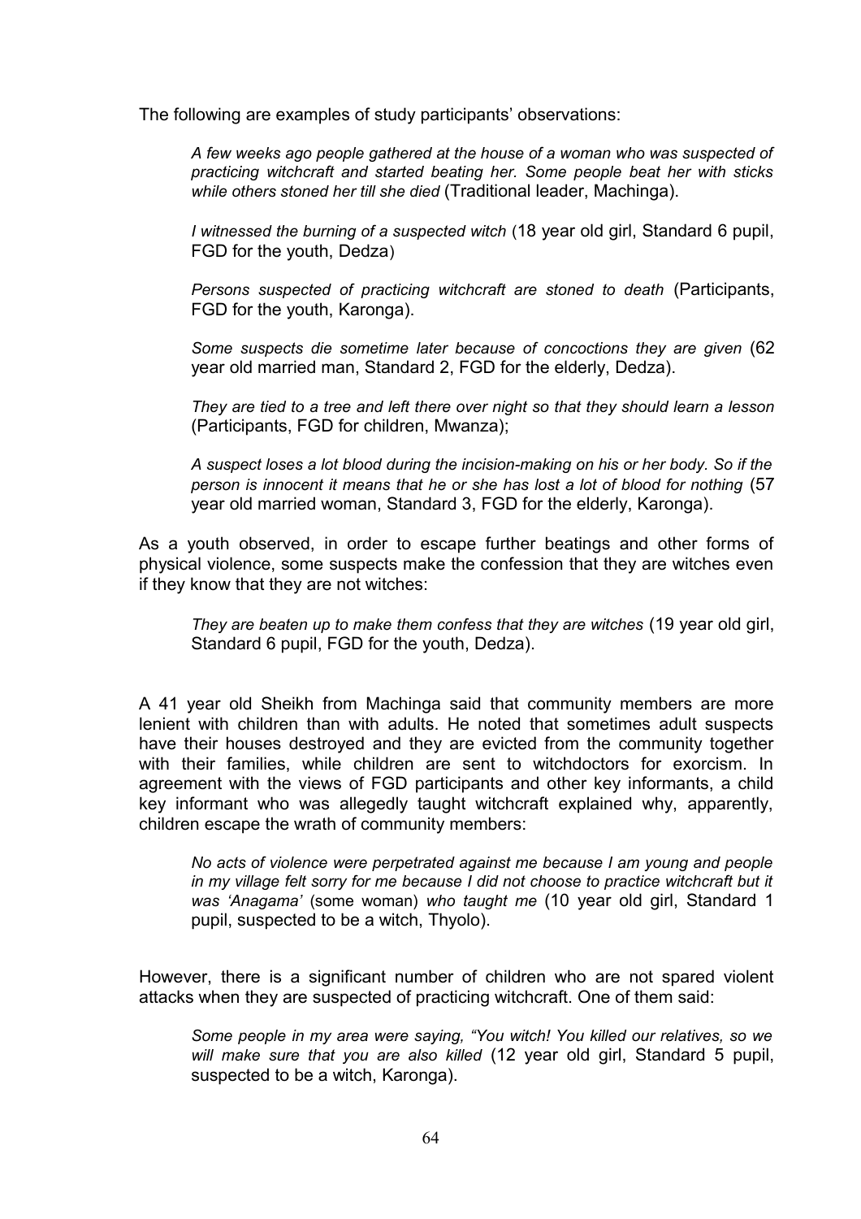The following are examples of study participants' observations:

> *A few weeks ago people gathered at the house of a woman who was suspected of practicing witchcraft and started beating her. Some people beat her with sticks while others stoned her till she died* (Traditional leader, Machinga).

> *I witnessed the burning of a suspected witch* (18 year old girl, Standard 6 pupil, FGD for the youth, Dedza)

> *Persons suspected of practicing witchcraft are stoned to death* (Participants, FGD for the youth, Karonga).

> *Some suspects die sometime later because of concoctions they are given* (62 year old married man, Standard 2, FGD for the elderly, Dedza).

> *They are tied to a tree and left there over night so that they should learn a lesson* (Participants, FGD for children, Mwanza);

> *A suspect loses a lot blood during the incision-making on his or her body. So if the person is innocent it means that he or she has lost a lot of blood for nothing* (57 year old married woman, Standard 3, FGD for the elderly, Karonga).

As a youth observed, in order to escape further beatings and other forms of physical violence, some suspects make the confession that they are witches even if they know that they are not witches:

> *They are beaten up to make them confess that they are witches* (19 year old girl, Standard 6 pupil, FGD for the youth, Dedza).

A 41 year old Sheikh from Machinga said that community members are more lenient with children than with adults. He noted that sometimes adult suspects have their houses destroyed and they are evicted from the community together with their families, while children are sent to witchdoctors for exorcism. In agreement with the views of FGD participants and other key informants, a child key informant who was allegedly taught witchcraft explained why, apparently, children escape the wrath of community members:

> *No acts of violence were perpetrated against me because I am young and people in my village felt sorry for me because I did not choose to practice witchcraft but it was 'Anagama'* (some woman) *who taught me* (10 year old girl, Standard 1 pupil, suspected to be a witch, Thyolo).

However, there is a significant number of children who are not spared violent attacks when they are suspected of practicing witchcraft. One of them said:

> *Some people in my area were saying, "You witch! You killed our relatives, so we will make sure that you are also killed* (12 year old girl, Standard 5 pupil, suspected to be a witch, Karonga).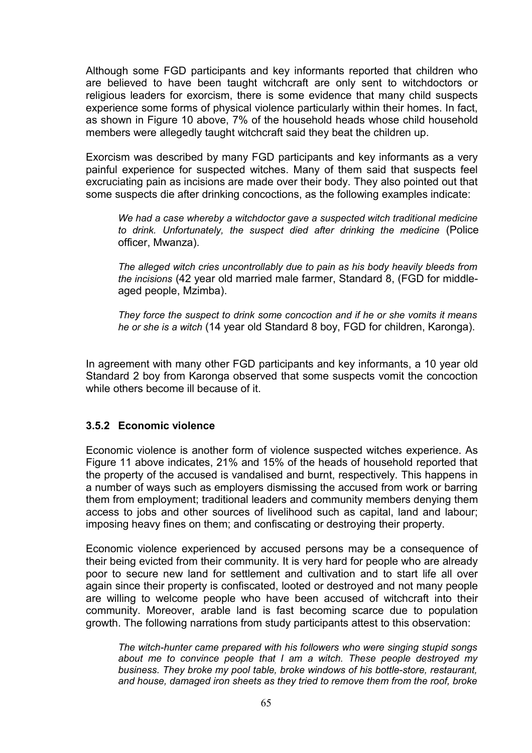Although some FGD participants and key informants reported that children who are believed to have been taught witchcraft are only sent to witchdoctors or religious leaders for exorcism, there is some evidence that many child suspects experience some forms of physical violence particularly within their homes. In fact, as shown in Figure 10 above, 7% of the household heads whose child household members were allegedly taught witchcraft said they beat the children up.

Exorcism was described by many FGD participants and key informants as a very painful experience for suspected witches. Many of them said that suspects feel excruciating pain as incisions are made over their body. They also pointed out that some suspects die after drinking concoctions, as the following examples indicate:

> *We had a case whereby a witchdoctor gave a suspected witch traditional medicine to drink. Unfortunately, the suspect died after drinking the medicine* (Police officer, Mwanza).
>
> *The alleged witch cries uncontrollably due to pain as his body heavily bleeds from the incisions* (42 year old married male farmer, Standard 8, (FGD for middle-aged people, Mzimba).
>
> *They force the suspect to drink some concoction and if he or she vomits it means he or she is a witch* (14 year old Standard 8 boy, FGD for children, Karonga).

In agreement with many other FGD participants and key informants, a 10 year old Standard 2 boy from Karonga observed that some suspects vomit the concoction while others become ill because of it.

### 3.5.2 Economic violence

Economic violence is another form of violence suspected witches experience. As Figure 11 above indicates, 21% and 15% of the heads of household reported that the property of the accused is vandalised and burnt, respectively. This happens in a number of ways such as employers dismissing the accused from work or barring them from employment; traditional leaders and community members denying them access to jobs and other sources of livelihood such as capital, land and labour; imposing heavy fines on them; and confiscating or destroying their property.

Economic violence experienced by accused persons may be a consequence of their being evicted from their community. It is very hard for people who are already poor to secure new land for settlement and cultivation and to start life all over again since their property is confiscated, looted or destroyed and not many people are willing to welcome people who have been accused of witchcraft into their community. Moreover, arable land is fast becoming scarce due to population growth. The following narrations from study participants attest to this observation:

> *The witch-hunter came prepared with his followers who were singing stupid songs about me to convince people that I am a witch. These people destroyed my business. They broke my pool table, broke windows of his bottle-store, restaurant, and house, damaged iron sheets as they tried to remove them from the roof, broke*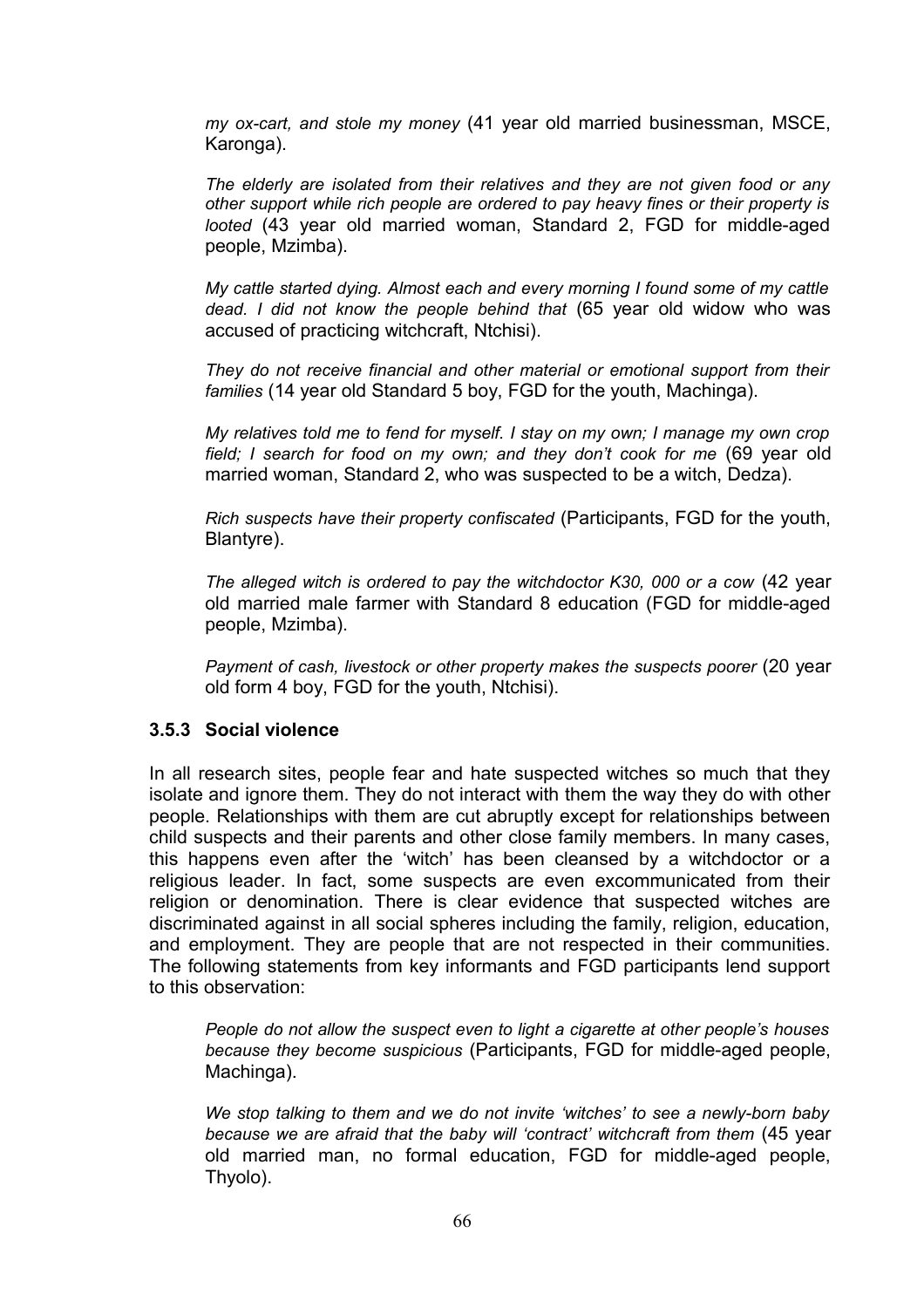*my ox-cart, and stole my money* (41 year old married businessman, MSCE, Karonga).

*The elderly are isolated from their relatives and they are not given food or any other support while rich people are ordered to pay heavy fines or their property is looted* (43 year old married woman, Standard 2, FGD for middle-aged people, Mzimba).

*My cattle started dying. Almost each and every morning I found some of my cattle dead. I did not know the people behind that* (65 year old widow who was accused of practicing witchcraft, Ntchisi).

*They do not receive financial and other material or emotional support from their families* (14 year old Standard 5 boy, FGD for the youth, Machinga).

*My relatives told me to fend for myself. I stay on my own; I manage my own crop field; I search for food on my own; and they don't cook for me* (69 year old married woman, Standard 2, who was suspected to be a witch, Dedza).

*Rich suspects have their property confiscated* (Participants, FGD for the youth, Blantyre).

*The alleged witch is ordered to pay the witchdoctor K30, 000 or a cow* (42 year old married male farmer with Standard 8 education (FGD for middle-aged people, Mzimba).

*Payment of cash, livestock or other property makes the suspects poorer* (20 year old form 4 boy, FGD for the youth, Ntchisi).

### 3.5.3 Social violence

In all research sites, people fear and hate suspected witches so much that they isolate and ignore them. They do not interact with them the way they do with other people. Relationships with them are cut abruptly except for relationships between child suspects and their parents and other close family members. In many cases, this happens even after the 'witch' has been cleansed by a witchdoctor or a religious leader. In fact, some suspects are even excommunicated from their religion or denomination. There is clear evidence that suspected witches are discriminated against in all social spheres including the family, religion, education, and employment. They are people that are not respected in their communities. The following statements from key informants and FGD participants lend support to this observation:

*People do not allow the suspect even to light a cigarette at other people's houses because they become suspicious* (Participants, FGD for middle-aged people, Machinga).

*We stop talking to them and we do not invite 'witches' to see a newly-born baby because we are afraid that the baby will 'contract' witchcraft from them* (45 year old married man, no formal education, FGD for middle-aged people, Thyolo).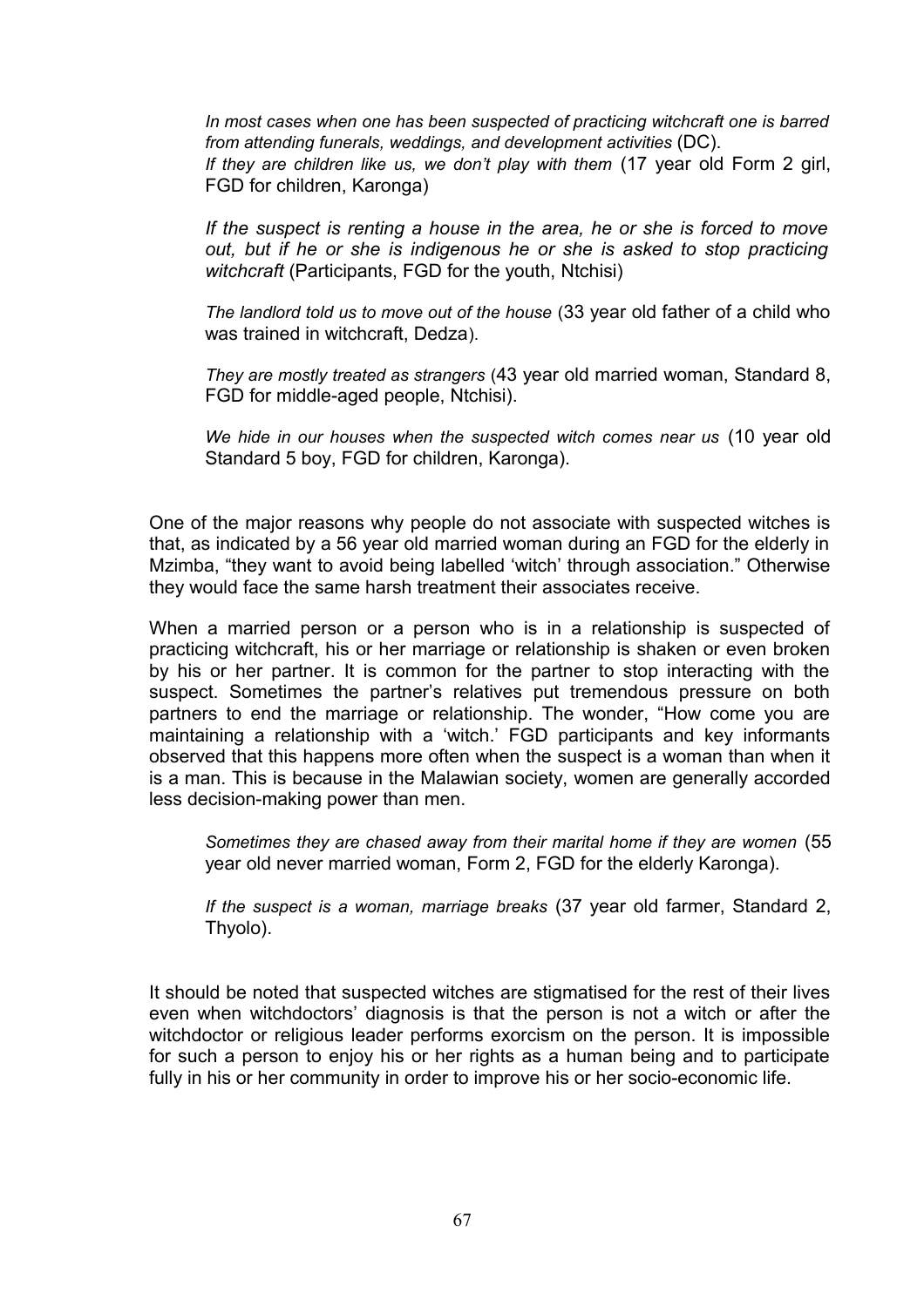> *In most cases when one has been suspected of practicing witchcraft one is barred from attending funerals, weddings, and development activities* (DC).
> *If they are children like us, we don't play with them* (17 year old Form 2 girl, FGD for children, Karonga)
>
> *If the suspect is renting a house in the area, he or she is forced to move out, but if he or she is indigenous he or she is asked to stop practicing witchcraft* (Participants, FGD for the youth, Ntchisi)
>
> *The landlord told us to move out of the house* (33 year old father of a child who was trained in witchcraft, Dedza).
>
> *They are mostly treated as strangers* (43 year old married woman, Standard 8, FGD for middle-aged people, Ntchisi).
>
> *We hide in our houses when the suspected witch comes near us* (10 year old Standard 5 boy, FGD for children, Karonga).

One of the major reasons why people do not associate with suspected witches is that, as indicated by a 56 year old married woman during an FGD for the elderly in Mzimba, "they want to avoid being labelled 'witch' through association." Otherwise they would face the same harsh treatment their associates receive.

When a married person or a person who is in a relationship is suspected of practicing witchcraft, his or her marriage or relationship is shaken or even broken by his or her partner. It is common for the partner to stop interacting with the suspect. Sometimes the partner's relatives put tremendous pressure on both partners to end the marriage or relationship. The wonder, "How come you are maintaining a relationship with a 'witch.' FGD participants and key informants observed that this happens more often when the suspect is a woman than when it is a man. This is because in the Malawian society, women are generally accorded less decision-making power than men.

> *Sometimes they are chased away from their marital home if they are women* (55 year old never married woman, Form 2, FGD for the elderly Karonga).
>
> *If the suspect is a woman, marriage breaks* (37 year old farmer, Standard 2, Thyolo).

It should be noted that suspected witches are stigmatised for the rest of their lives even when witchdoctors' diagnosis is that the person is not a witch or after the witchdoctor or religious leader performs exorcism on the person. It is impossible for such a person to enjoy his or her rights as a human being and to participate fully in his or her community in order to improve his or her socio-economic life.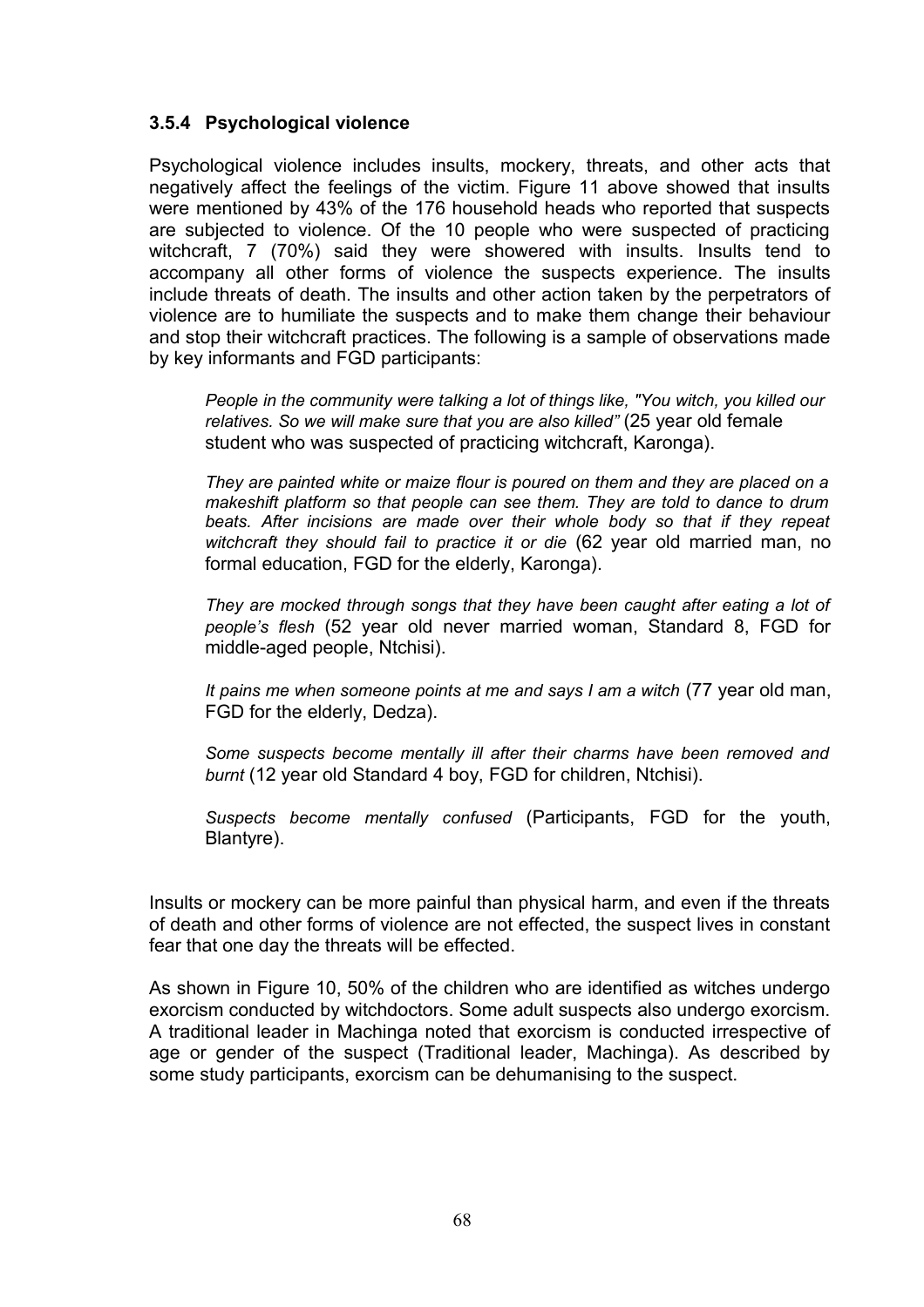### 3.5.4 Psychological violence

Psychological violence includes insults, mockery, threats, and other acts that negatively affect the feelings of the victim. Figure 11 above showed that insults were mentioned by 43% of the 176 household heads who reported that suspects are subjected to violence. Of the 10 people who were suspected of practicing witchcraft, 7 (70%) said they were showered with insults. Insults tend to accompany all other forms of violence the suspects experience. The insults include threats of death. The insults and other action taken by the perpetrators of violence are to humiliate the suspects and to make them change their behaviour and stop their witchcraft practices. The following is a sample of observations made by key informants and FGD participants:

> *People in the community were talking a lot of things like, "You witch, you killed our relatives. So we will make sure that you are also killed"* (25 year old female student who was suspected of practicing witchcraft, Karonga).
>
> *They are painted white or maize flour is poured on them and they are placed on a makeshift platform so that people can see them. They are told to dance to drum beats. After incisions are made over their whole body so that if they repeat witchcraft they should fail to practice it or die* (62 year old married man, no formal education, FGD for the elderly, Karonga).
>
> *They are mocked through songs that they have been caught after eating a lot of people's flesh* (52 year old never married woman, Standard 8, FGD for middle-aged people, Ntchisi).
>
> *It pains me when someone points at me and says I am a witch* (77 year old man, FGD for the elderly, Dedza).
>
> *Some suspects become mentally ill after their charms have been removed and burnt* (12 year old Standard 4 boy, FGD for children, Ntchisi).
>
> *Suspects become mentally confused* (Participants, FGD for the youth, Blantyre).

Insults or mockery can be more painful than physical harm, and even if the threats of death and other forms of violence are not effected, the suspect lives in constant fear that one day the threats will be effected.

As shown in Figure 10, 50% of the children who are identified as witches undergo exorcism conducted by witchdoctors. Some adult suspects also undergo exorcism. A traditional leader in Machinga noted that exorcism is conducted irrespective of age or gender of the suspect (Traditional leader, Machinga). As described by some study participants, exorcism can be dehumanising to the suspect.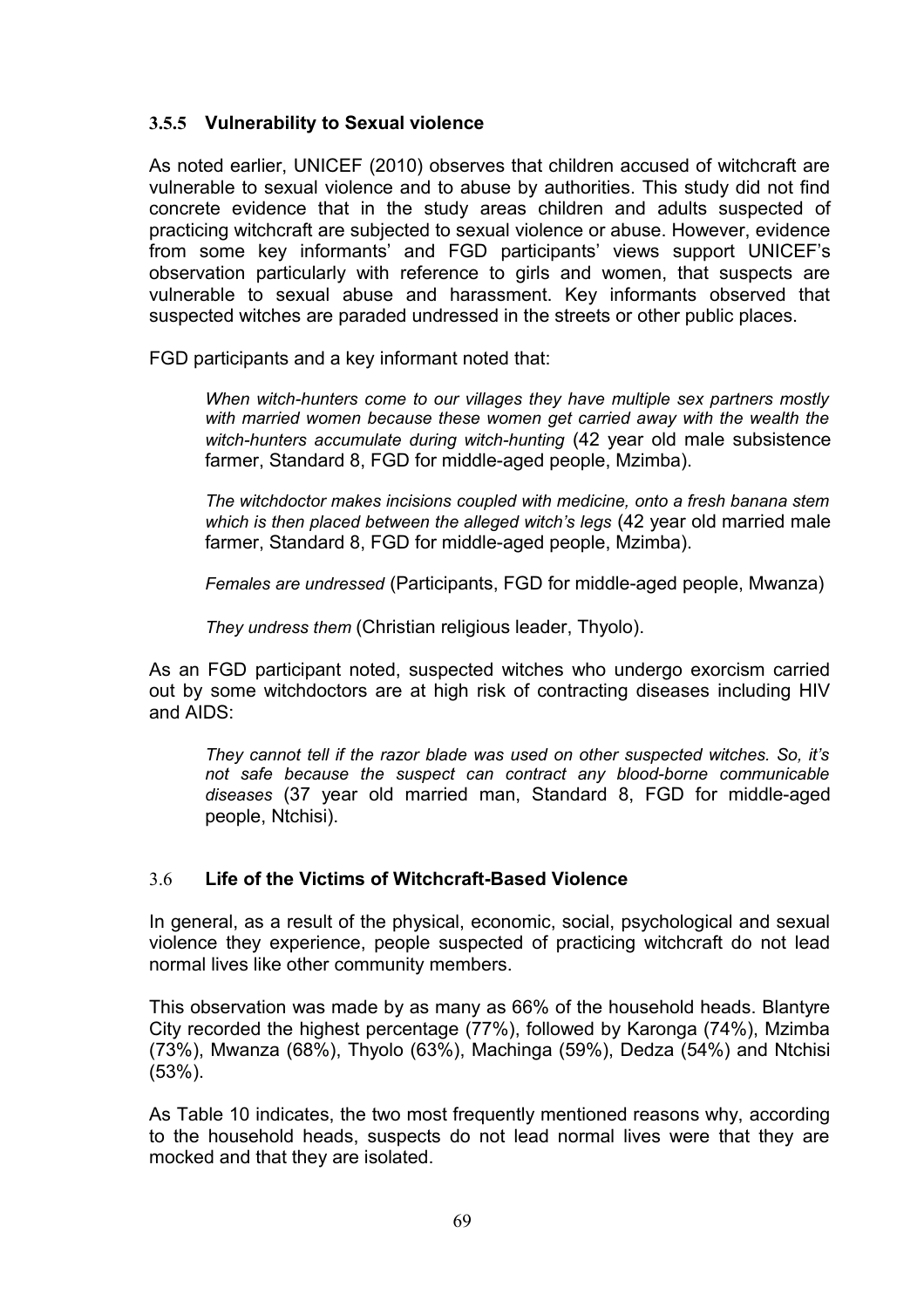### 3.5.5 Vulnerability to Sexual violence

As noted earlier, UNICEF (2010) observes that children accused of witchcraft are vulnerable to sexual violence and to abuse by authorities. This study did not find concrete evidence that in the study areas children and adults suspected of practicing witchcraft are subjected to sexual violence or abuse. However, evidence from some key informants' and FGD participants' views support UNICEF's observation particularly with reference to girls and women, that suspects are vulnerable to sexual abuse and harassment. Key informants observed that suspected witches are paraded undressed in the streets or other public places.

FGD participants and a key informant noted that:

> *When witch-hunters come to our villages they have multiple sex partners mostly with married women because these women get carried away with the wealth the witch-hunters accumulate during witch-hunting* (42 year old male subsistence farmer, Standard 8, FGD for middle-aged people, Mzimba).
>
> *The witchdoctor makes incisions coupled with medicine, onto a fresh banana stem which is then placed between the alleged witch's legs* (42 year old married male farmer, Standard 8, FGD for middle-aged people, Mzimba).
>
> *Females are undressed* (Participants, FGD for middle-aged people, Mwanza)
>
> *They undress them* (Christian religious leader, Thyolo).

As an FGD participant noted, suspected witches who undergo exorcism carried out by some witchdoctors are at high risk of contracting diseases including HIV and AIDS:

> *They cannot tell if the razor blade was used on other suspected witches. So, it's not safe because the suspect can contract any blood-borne communicable diseases* (37 year old married man, Standard 8, FGD for middle-aged people, Ntchisi).

## 3.6 Life of the Victims of Witchcraft-Based Violence

In general, as a result of the physical, economic, social, psychological and sexual violence they experience, people suspected of practicing witchcraft do not lead normal lives like other community members.

This observation was made by as many as 66% of the household heads. Blantyre City recorded the highest percentage (77%), followed by Karonga (74%), Mzimba (73%), Mwanza (68%), Thyolo (63%), Machinga (59%), Dedza (54%) and Ntchisi (53%).

As Table 10 indicates, the two most frequently mentioned reasons why, according to the household heads, suspects do not lead normal lives were that they are mocked and that they are isolated.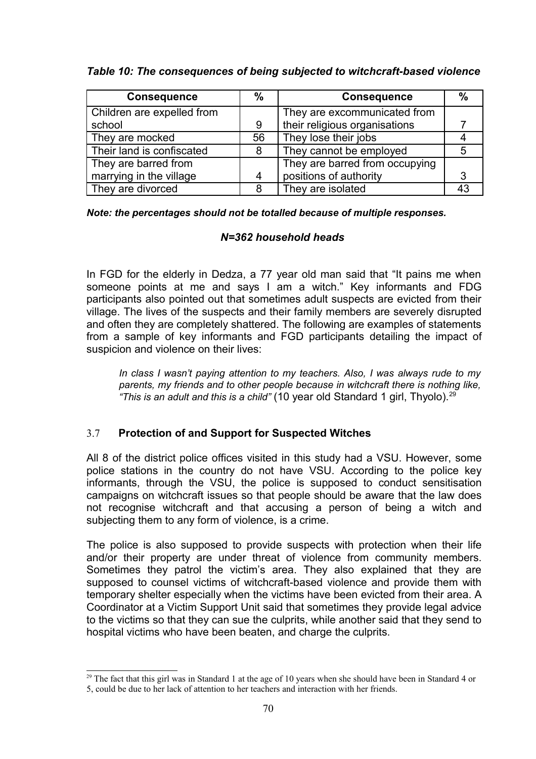***Table 10: The consequences of being subjected to witchcraft-based violence***

| Consequence | % | Consequence | % |
|---|---|---|---|
| Children are expelled from school | 9 | They are excommunicated from their religious organisations | 7 |
| They are mocked | 56 | They lose their jobs | 4 |
| Their land is confiscated | 8 | They cannot be employed | 5 |
| They are barred from marrying in the village | 4 | They are barred from occupying positions of authority | 3 |
| They are divorced | 8 | They are isolated | 43 |

***Note: the percentages should not be totalled because of multiple responses.***

***N=362 household heads***

In FGD for the elderly in Dedza, a 77 year old man said that "It pains me when someone points at me and says I am a witch." Key informants and FDG participants also pointed out that sometimes adult suspects are evicted from their village. The lives of the suspects and their family members are severely disrupted and often they are completely shattered. The following are examples of statements from a sample of key informants and FGD participants detailing the impact of suspicion and violence on their lives:

> *In class I wasn't paying attention to my teachers. Also, I was always rude to my parents, my friends and to other people because in witchcraft there is nothing like, "This is an adult and this is a child"* (10 year old Standard 1 girl, Thyolo).[29]

## 3.7 **Protection of and Support for Suspected Witches**

All 8 of the district police offices visited in this study had a VSU. However, some police stations in the country do not have VSU. According to the police key informants, through the VSU, the police is supposed to conduct sensitisation campaigns on witchcraft issues so that people should be aware that the law does not recognise witchcraft and that accusing a person of being a witch and subjecting them to any form of violence, is a crime.

The police is also supposed to provide suspects with protection when their life and/or their property are under threat of violence from community members. Sometimes they patrol the victim's area. They also explained that they are supposed to counsel victims of witchcraft-based violence and provide them with temporary shelter especially when the victims have been evicted from their area. A Coordinator at a Victim Support Unit said that sometimes they provide legal advice to the victims so that they can sue the culprits, while another said that they send to hospital victims who have been beaten, and charge the culprits.

---

[29] The fact that this girl was in Standard 1 at the age of 10 years when she should have been in Standard 4 or 5, could be due to her lack of attention to her teachers and interaction with her friends.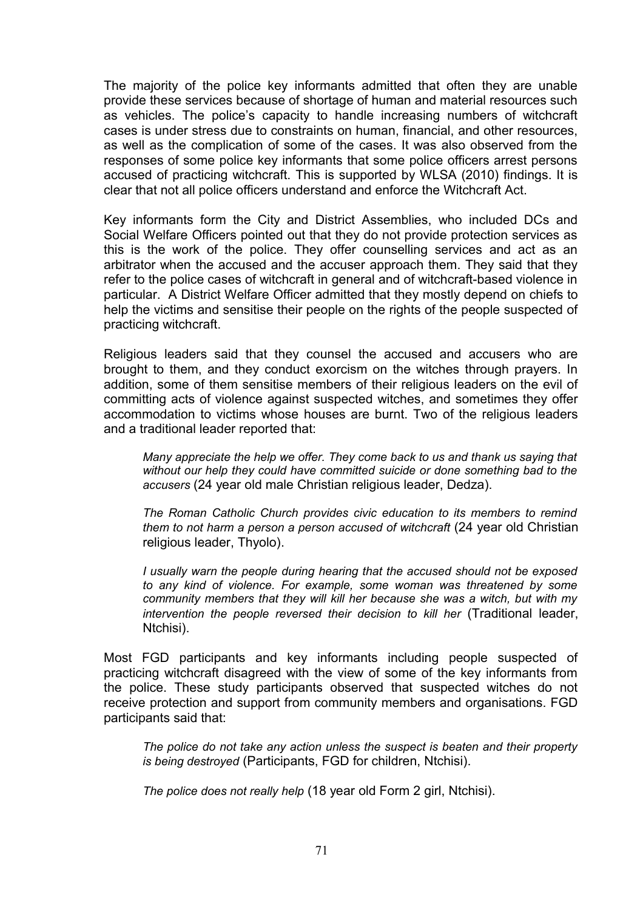The majority of the police key informants admitted that often they are unable provide these services because of shortage of human and material resources such as vehicles. The police's capacity to handle increasing numbers of witchcraft cases is under stress due to constraints on human, financial, and other resources, as well as the complication of some of the cases. It was also observed from the responses of some police key informants that some police officers arrest persons accused of practicing witchcraft. This is supported by WLSA (2010) findings. It is clear that not all police officers understand and enforce the Witchcraft Act.

Key informants form the City and District Assemblies, who included DCs and Social Welfare Officers pointed out that they do not provide protection services as this is the work of the police. They offer counselling services and act as an arbitrator when the accused and the accuser approach them. They said that they refer to the police cases of witchcraft in general and of witchcraft-based violence in particular. A District Welfare Officer admitted that they mostly depend on chiefs to help the victims and sensitise their people on the rights of the people suspected of practicing witchcraft.

Religious leaders said that they counsel the accused and accusers who are brought to them, and they conduct exorcism on the witches through prayers. In addition, some of them sensitise members of their religious leaders on the evil of committing acts of violence against suspected witches, and sometimes they offer accommodation to victims whose houses are burnt. Two of the religious leaders and a traditional leader reported that:

> *Many appreciate the help we offer. They come back to us and thank us saying that without our help they could have committed suicide or done something bad to the accusers* (24 year old male Christian religious leader, Dedza).
>
> *The Roman Catholic Church provides civic education to its members to remind them to not harm a person a person accused of witchcraft* (24 year old Christian religious leader, Thyolo).
>
> *I usually warn the people during hearing that the accused should not be exposed to any kind of violence. For example, some woman was threatened by some community members that they will kill her because she was a witch, but with my intervention the people reversed their decision to kill her* (Traditional leader, Ntchisi).

Most FGD participants and key informants including people suspected of practicing witchcraft disagreed with the view of some of the key informants from the police. These study participants observed that suspected witches do not receive protection and support from community members and organisations. FGD participants said that:

> *The police do not take any action unless the suspect is beaten and their property is being destroyed* (Participants, FGD for children, Ntchisi).
>
> *The police does not really help* (18 year old Form 2 girl, Ntchisi).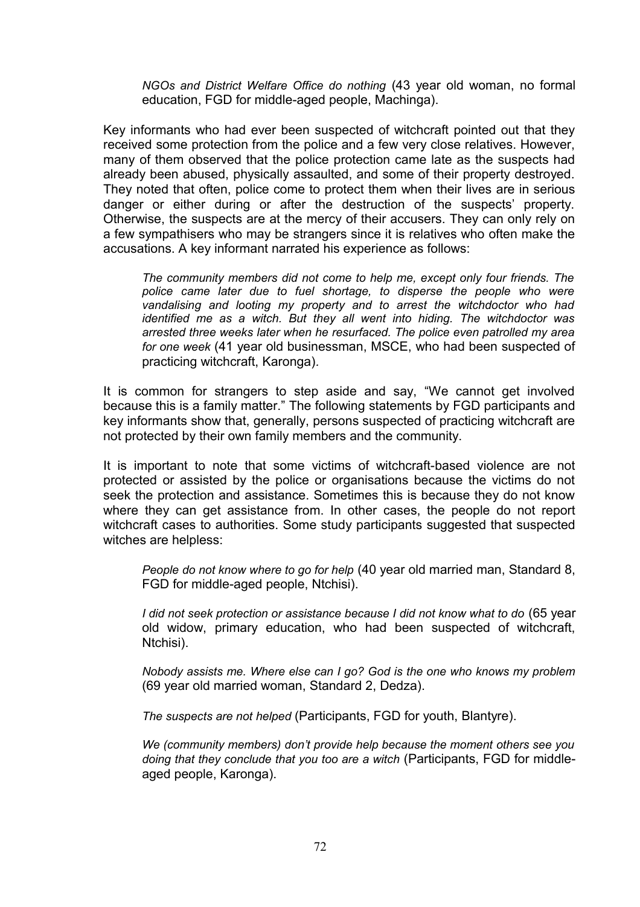> *NGOs and District Welfare Office do nothing* (43 year old woman, no formal education, FGD for middle-aged people, Machinga).

Key informants who had ever been suspected of witchcraft pointed out that they received some protection from the police and a few very close relatives. However, many of them observed that the police protection came late as the suspects had already been abused, physically assaulted, and some of their property destroyed. They noted that often, police come to protect them when their lives are in serious danger or either during or after the destruction of the suspects' property. Otherwise, the suspects are at the mercy of their accusers. They can only rely on a few sympathisers who may be strangers since it is relatives who often make the accusations. A key informant narrated his experience as follows:

> *The community members did not come to help me, except only four friends. The police came later due to fuel shortage, to disperse the people who were vandalising and looting my property and to arrest the witchdoctor who had identified me as a witch. But they all went into hiding. The witchdoctor was arrested three weeks later when he resurfaced. The police even patrolled my area for one week* (41 year old businessman, MSCE, who had been suspected of practicing witchcraft, Karonga).

It is common for strangers to step aside and say, "We cannot get involved because this is a family matter." The following statements by FGD participants and key informants show that, generally, persons suspected of practicing witchcraft are not protected by their own family members and the community.

It is important to note that some victims of witchcraft-based violence are not protected or assisted by the police or organisations because the victims do not seek the protection and assistance. Sometimes this is because they do not know where they can get assistance from. In other cases, the people do not report witchcraft cases to authorities. Some study participants suggested that suspected witches are helpless:

> *People do not know where to go for help* (40 year old married man, Standard 8, FGD for middle-aged people, Ntchisi).

> *I did not seek protection or assistance because I did not know what to do* (65 year old widow, primary education, who had been suspected of witchcraft, Ntchisi).

> *Nobody assists me. Where else can I go? God is the one who knows my problem* (69 year old married woman, Standard 2, Dedza).

> *The suspects are not helped* (Participants, FGD for youth, Blantyre).

> *We (community members) don't provide help because the moment others see you doing that they conclude that you too are a witch* (Participants, FGD for middle-aged people, Karonga).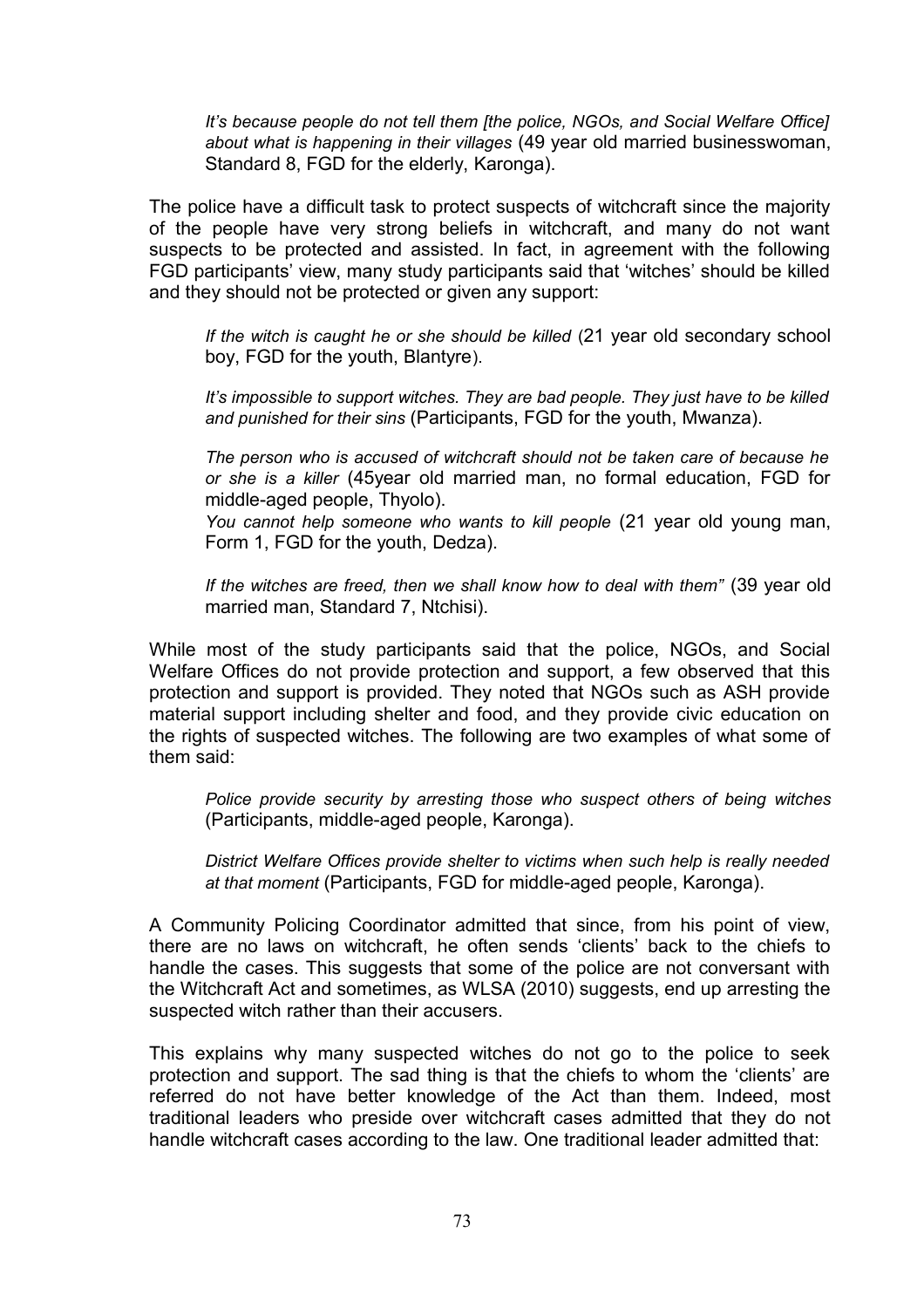> *It's because people do not tell them [the police, NGOs, and Social Welfare Office] about what is happening in their villages* (49 year old married businesswoman, Standard 8, FGD for the elderly, Karonga).

The police have a difficult task to protect suspects of witchcraft since the majority of the people have very strong beliefs in witchcraft, and many do not want suspects to be protected and assisted. In fact, in agreement with the following FGD participants' view, many study participants said that 'witches' should be killed and they should not be protected or given any support:

> *If the witch is caught he or she should be killed* (21 year old secondary school boy, FGD for the youth, Blantyre).

> *It's impossible to support witches. They are bad people. They just have to be killed and punished for their sins* (Participants, FGD for the youth, Mwanza).

> *The person who is accused of witchcraft should not be taken care of because he or she is a killer* (45year old married man, no formal education, FGD for middle-aged people, Thyolo).
>
> *You cannot help someone who wants to kill people* (21 year old young man, Form 1, FGD for the youth, Dedza).

> *If the witches are freed, then we shall know how to deal with them"* (39 year old married man, Standard 7, Ntchisi).

While most of the study participants said that the police, NGOs, and Social Welfare Offices do not provide protection and support, a few observed that this protection and support is provided. They noted that NGOs such as ASH provide material support including shelter and food, and they provide civic education on the rights of suspected witches. The following are two examples of what some of them said:

> *Police provide security by arresting those who suspect others of being witches* (Participants, middle-aged people, Karonga).

> *District Welfare Offices provide shelter to victims when such help is really needed at that moment* (Participants, FGD for middle-aged people, Karonga).

A Community Policing Coordinator admitted that since, from his point of view, there are no laws on witchcraft, he often sends 'clients' back to the chiefs to handle the cases. This suggests that some of the police are not conversant with the Witchcraft Act and sometimes, as WLSA (2010) suggests, end up arresting the suspected witch rather than their accusers.

This explains why many suspected witches do not go to the police to seek protection and support. The sad thing is that the chiefs to whom the 'clients' are referred do not have better knowledge of the Act than them. Indeed, most traditional leaders who preside over witchcraft cases admitted that they do not handle witchcraft cases according to the law. One traditional leader admitted that: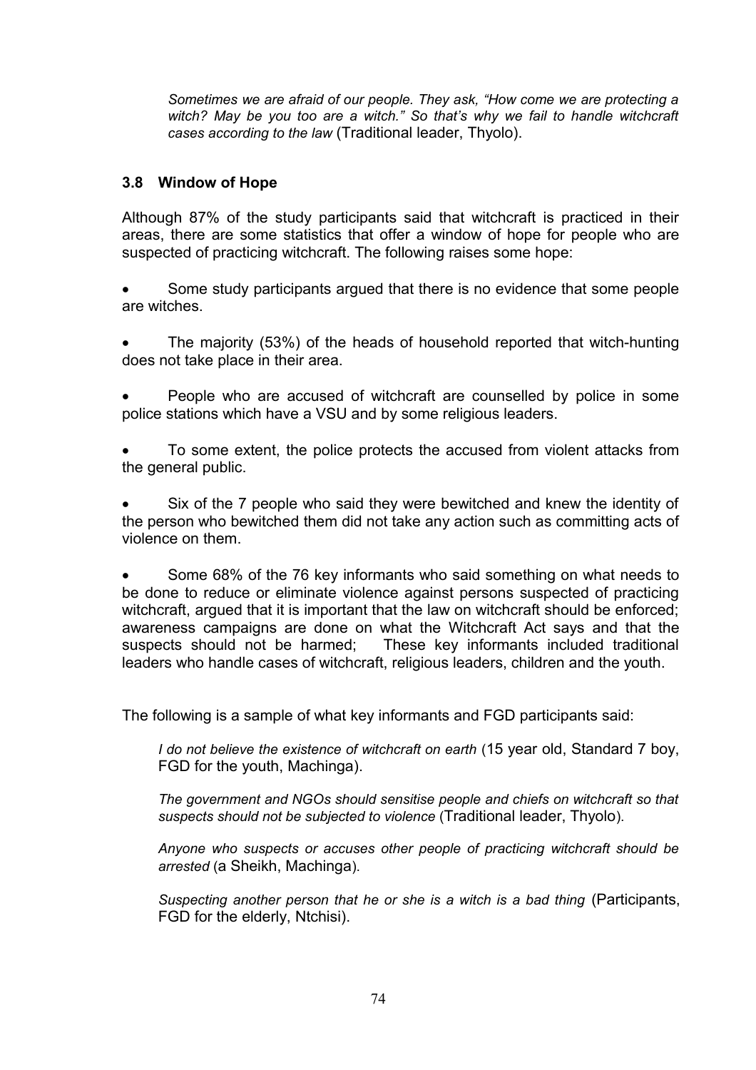> *Sometimes we are afraid of our people. They ask, "How come we are protecting a witch? May be you too are a witch." So that's why we fail to handle witchcraft cases according to the law* (Traditional leader, Thyolo).

### 3.8 Window of Hope

Although 87% of the study participants said that witchcraft is practiced in their areas, there are some statistics that offer a window of hope for people who are suspected of practicing witchcraft. The following raises some hope:

- Some study participants argued that there is no evidence that some people are witches.
- The majority (53%) of the heads of household reported that witch-hunting does not take place in their area.
- People who are accused of witchcraft are counselled by police in some police stations which have a VSU and by some religious leaders.
- To some extent, the police protects the accused from violent attacks from the general public.
- Six of the 7 people who said they were bewitched and knew the identity of the person who bewitched them did not take any action such as committing acts of violence on them.
- Some 68% of the 76 key informants who said something on what needs to be done to reduce or eliminate violence against persons suspected of practicing witchcraft, argued that it is important that the law on witchcraft should be enforced; awareness campaigns are done on what the Witchcraft Act says and that the suspects should not be harmed; These key informants included traditional leaders who handle cases of witchcraft, religious leaders, children and the youth.

The following is a sample of what key informants and FGD participants said:

> *I do not believe the existence of witchcraft on earth* (15 year old, Standard 7 boy, FGD for the youth, Machinga).

> *The government and NGOs should sensitise people and chiefs on witchcraft so that suspects should not be subjected to violence* (Traditional leader, Thyolo).

> *Anyone who suspects or accuses other people of practicing witchcraft should be arrested* (a Sheikh, Machinga).

> *Suspecting another person that he or she is a witch is a bad thing* (Participants, FGD for the elderly, Ntchisi).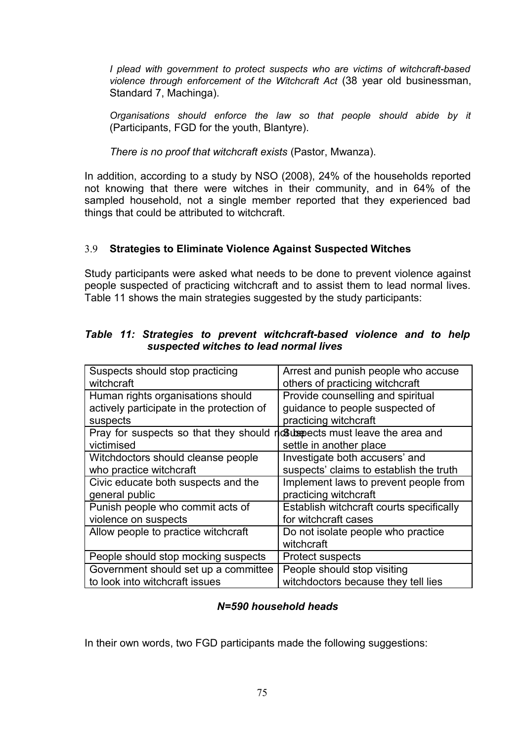*I plead with government to protect suspects who are victims of witchcraft-based violence through enforcement of the Witchcraft Act* (38 year old businessman, Standard 7, Machinga).

*Organisations should enforce the law so that people should abide by it* (Participants, FGD for the youth, Blantyre).

*There is no proof that witchcraft exists* (Pastor, Mwanza).

In addition, according to a study by NSO (2008), 24% of the households reported not knowing that there were witches in their community, and in 64% of the sampled household, not a single member reported that they experienced bad things that could be attributed to witchcraft.

### 3.9 **Strategies to Eliminate Violence Against Suspected Witches**

Study participants were asked what needs to be done to prevent violence against people suspected of practicing witchcraft and to assist them to lead normal lives. Table 11 shows the main strategies suggested by the study participants:

***Table 11: Strategies to prevent witchcraft-based violence and to help suspected witches to lead normal lives***

| | |
|---|---|
| Suspects should stop practicing witchcraft | Arrest and punish people who accuse others of practicing witchcraft |
| Human rights organisations should actively participate in the protection of suspects | Provide counselling and spiritual guidance to people suspected of practicing witchcraft |
| Pray for suspects so that they should not be victimised | Suspects must leave the area and settle in another place |
| Witchdoctors should cleanse people who practice witchcraft | Investigate both accusers' and suspects' claims to establish the truth |
| Civic educate both suspects and the general public | Implement laws to prevent people from practicing witchcraft |
| Punish people who commit acts of violence on suspects | Establish witchcraft courts specifically for witchcraft cases |
| Allow people to practice witchcraft | Do not isolate people who practice witchcraft |
| People should stop mocking suspects | Protect suspects |
| Government should set up a committee to look into witchcraft issues | People should stop visiting witchdoctors because they tell lies |

***N=590 household heads***

In their own words, two FGD participants made the following suggestions: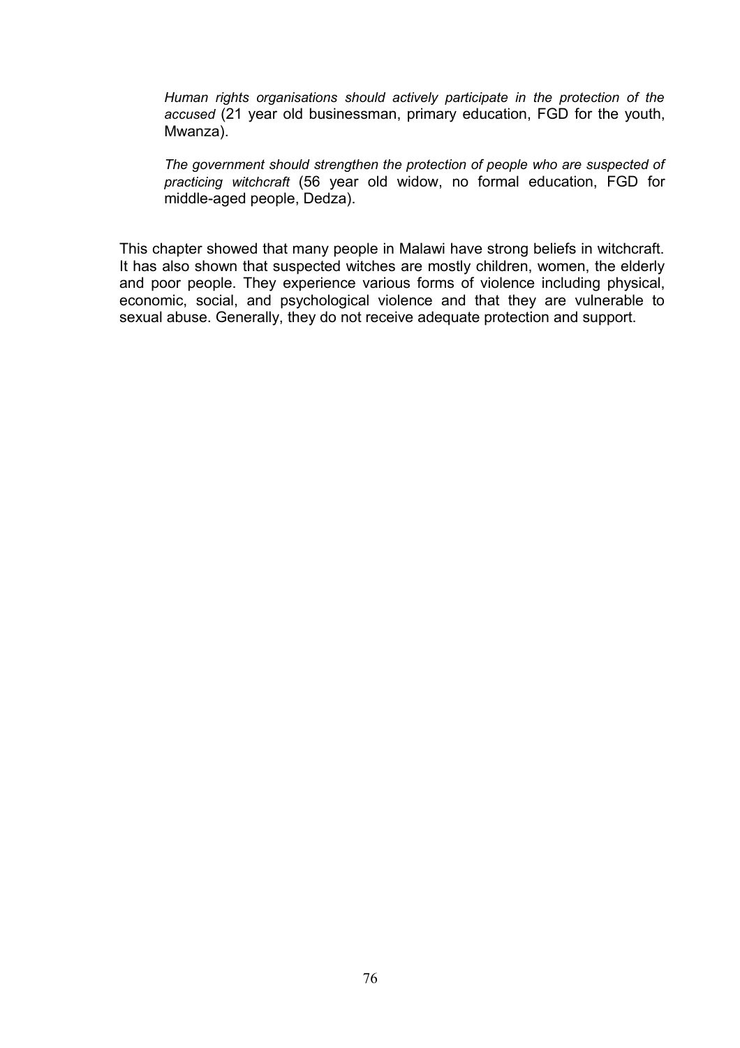> *Human rights organisations should actively participate in the protection of the accused* (21 year old businessman, primary education, FGD for the youth, Mwanza).

> *The government should strengthen the protection of people who are suspected of practicing witchcraft* (56 year old widow, no formal education, FGD for middle-aged people, Dedza).

This chapter showed that many people in Malawi have strong beliefs in witchcraft. It has also shown that suspected witches are mostly children, women, the elderly and poor people. They experience various forms of violence including physical, economic, social, and psychological violence and that they are vulnerable to sexual abuse. Generally, they do not receive adequate protection and support.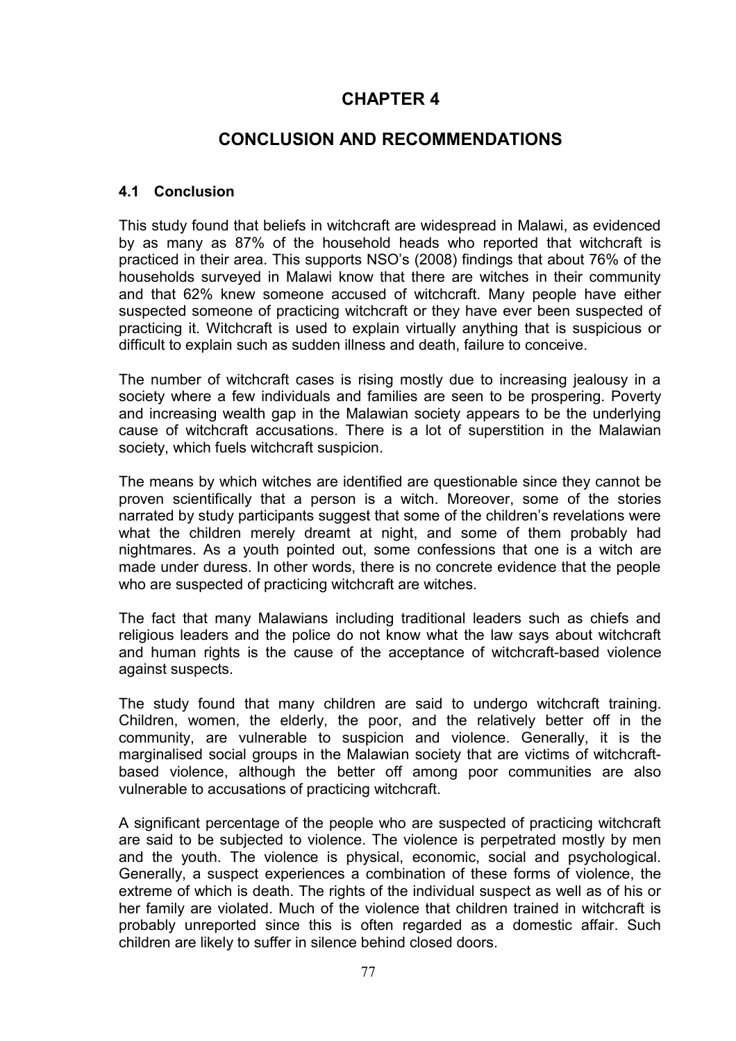# CHAPTER 4

# CONCLUSION AND RECOMMENDATIONS

### 4.1 Conclusion

This study found that beliefs in witchcraft are widespread in Malawi, as evidenced by as many as 87% of the household heads who reported that witchcraft is practiced in their area. This supports NSO's (2008) findings that about 76% of the households surveyed in Malawi know that there are witches in their community and that 62% knew someone accused of witchcraft. Many people have either suspected someone of practicing witchcraft or they have ever been suspected of practicing it. Witchcraft is used to explain virtually anything that is suspicious or difficult to explain such as sudden illness and death, failure to conceive.

The number of witchcraft cases is rising mostly due to increasing jealousy in a society where a few individuals and families are seen to be prospering. Poverty and increasing wealth gap in the Malawian society appears to be the underlying cause of witchcraft accusations. There is a lot of superstition in the Malawian society, which fuels witchcraft suspicion.

The means by which witches are identified are questionable since they cannot be proven scientifically that a person is a witch. Moreover, some of the stories narrated by study participants suggest that some of the children's revelations were what the children merely dreamt at night, and some of them probably had nightmares. As a youth pointed out, some confessions that one is a witch are made under duress. In other words, there is no concrete evidence that the people who are suspected of practicing witchcraft are witches.

The fact that many Malawians including traditional leaders such as chiefs and religious leaders and the police do not know what the law says about witchcraft and human rights is the cause of the acceptance of witchcraft-based violence against suspects.

The study found that many children are said to undergo witchcraft training. Children, women, the elderly, the poor, and the relatively better off in the community, are vulnerable to suspicion and violence. Generally, it is the marginalised social groups in the Malawian society that are victims of witchcraft-based violence, although the better off among poor communities are also vulnerable to accusations of practicing witchcraft.

A significant percentage of the people who are suspected of practicing witchcraft are said to be subjected to violence. The violence is perpetrated mostly by men and the youth. The violence is physical, economic, social and psychological. Generally, a suspect experiences a combination of these forms of violence, the extreme of which is death. The rights of the individual suspect as well as of his or her family are violated. Much of the violence that children trained in witchcraft is probably unreported since this is often regarded as a domestic affair. Such children are likely to suffer in silence behind closed doors.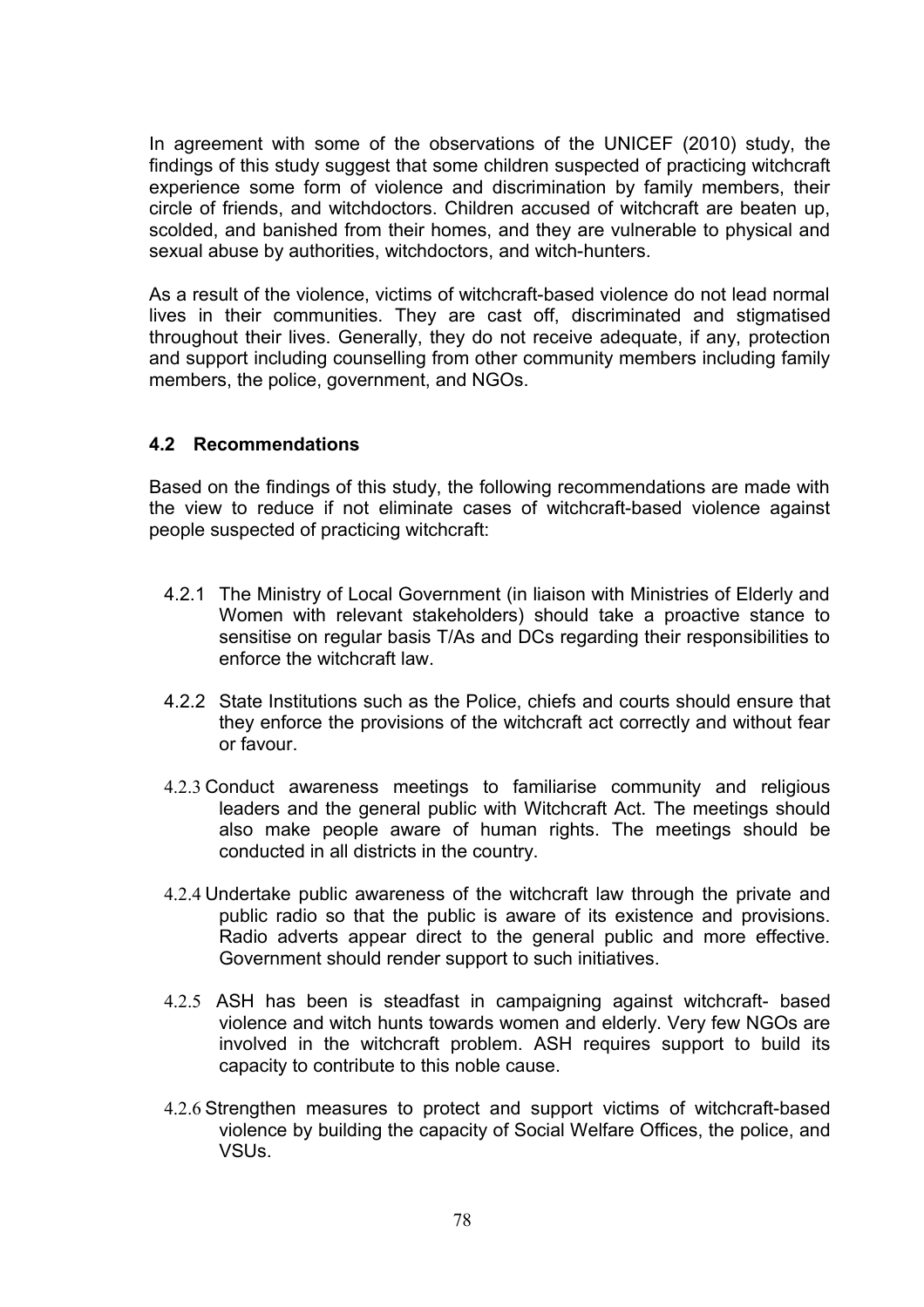In agreement with some of the observations of the UNICEF (2010) study, the findings of this study suggest that some children suspected of practicing witchcraft experience some form of violence and discrimination by family members, their circle of friends, and witchdoctors. Children accused of witchcraft are beaten up, scolded, and banished from their homes, and they are vulnerable to physical and sexual abuse by authorities, witchdoctors, and witch-hunters.

As a result of the violence, victims of witchcraft-based violence do not lead normal lives in their communities. They are cast off, discriminated and stigmatised throughout their lives. Generally, they do not receive adequate, if any, protection and support including counselling from other community members including family members, the police, government, and NGOs.

### 4.2 Recommendations

Based on the findings of this study, the following recommendations are made with the view to reduce if not eliminate cases of witchcraft-based violence against people suspected of practicing witchcraft:

4.2.1 The Ministry of Local Government (in liaison with Ministries of Elderly and Women with relevant stakeholders) should take a proactive stance to sensitise on regular basis T/As and DCs regarding their responsibilities to enforce the witchcraft law.

4.2.2 State Institutions such as the Police, chiefs and courts should ensure that they enforce the provisions of the witchcraft act correctly and without fear or favour.

4.2.3 Conduct awareness meetings to familiarise community and religious leaders and the general public with Witchcraft Act. The meetings should also make people aware of human rights. The meetings should be conducted in all districts in the country.

4.2.4 Undertake public awareness of the witchcraft law through the private and public radio so that the public is aware of its existence and provisions. Radio adverts appear direct to the general public and more effective. Government should render support to such initiatives.

4.2.5 ASH has been is steadfast in campaigning against witchcraft- based violence and witch hunts towards women and elderly. Very few NGOs are involved in the witchcraft problem. ASH requires support to build its capacity to contribute to this noble cause.

4.2.6 Strengthen measures to protect and support victims of witchcraft-based violence by building the capacity of Social Welfare Offices, the police, and VSUs.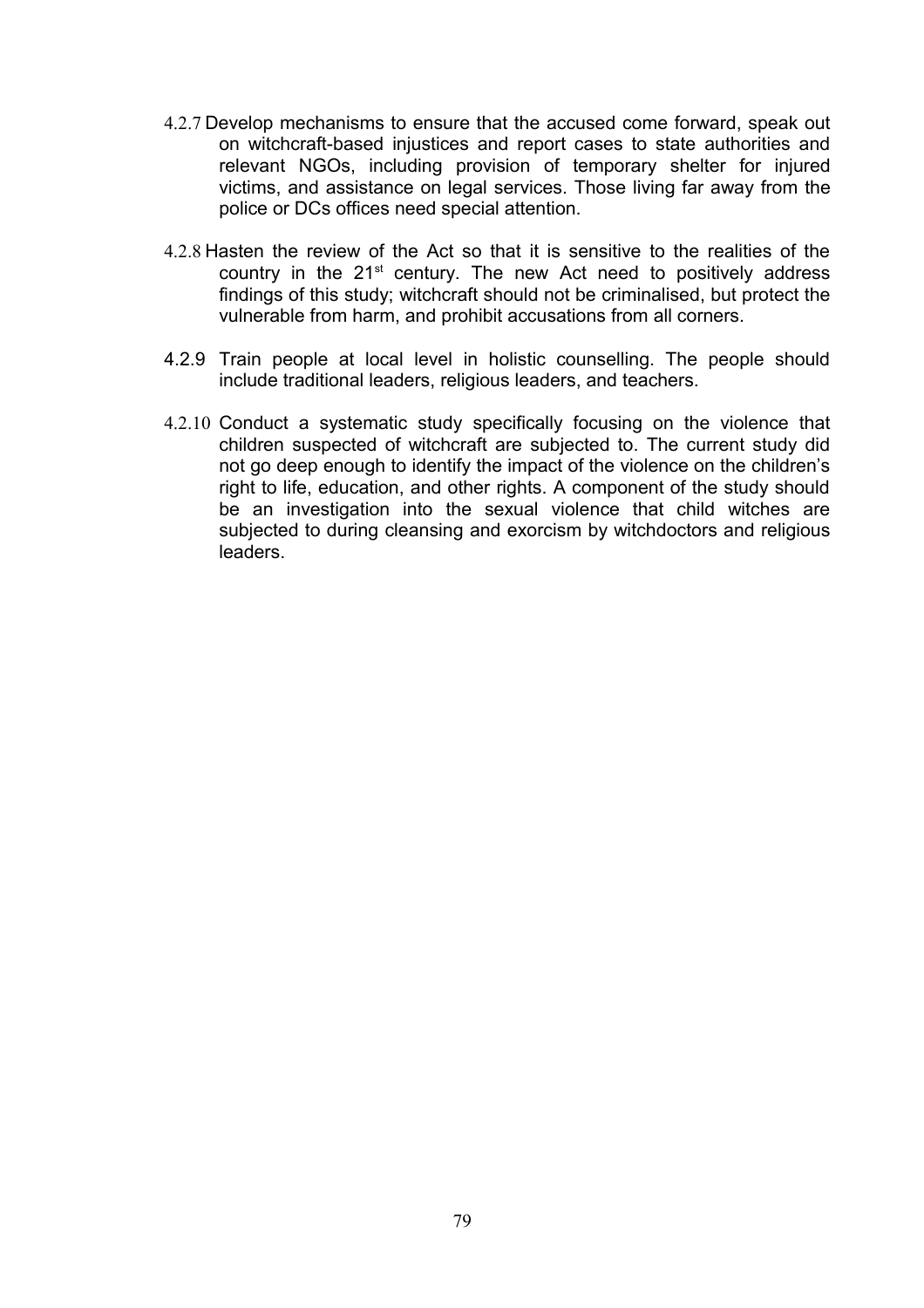4.2.7 Develop mechanisms to ensure that the accused come forward, speak out on witchcraft-based injustices and report cases to state authorities and relevant NGOs, including provision of temporary shelter for injured victims, and assistance on legal services. Those living far away from the police or DCs offices need special attention.

4.2.8 Hasten the review of the Act so that it is sensitive to the realities of the country in the 21st century. The new Act need to positively address findings of this study; witchcraft should not be criminalised, but protect the vulnerable from harm, and prohibit accusations from all corners.

4.2.9 Train people at local level in holistic counselling. The people should include traditional leaders, religious leaders, and teachers.

4.2.10 Conduct a systematic study specifically focusing on the violence that children suspected of witchcraft are subjected to. The current study did not go deep enough to identify the impact of the violence on the children's right to life, education, and other rights. A component of the study should be an investigation into the sexual violence that child witches are subjected to during cleansing and exorcism by witchdoctors and religious leaders.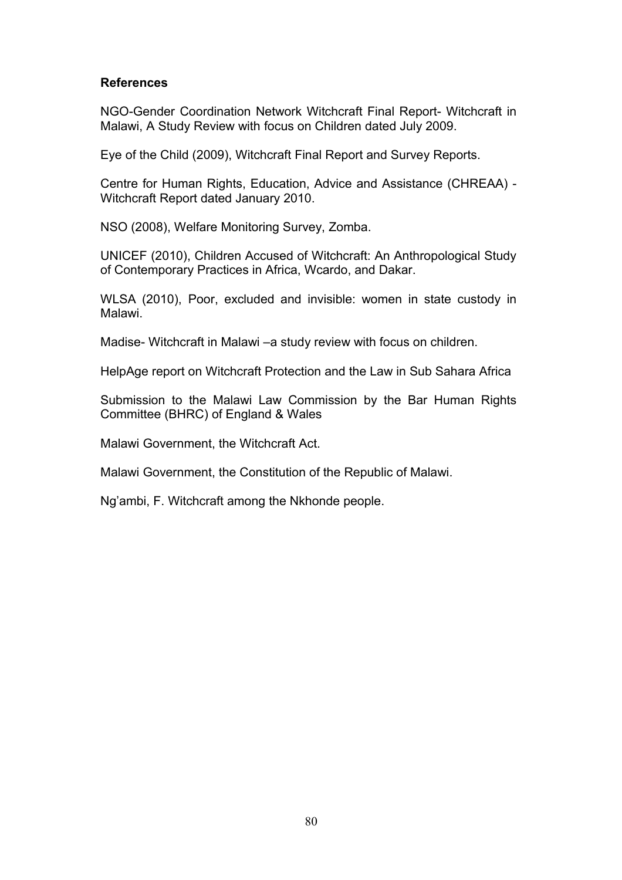**References**

NGO-Gender Coordination Network Witchcraft Final Report- Witchcraft in Malawi, A Study Review with focus on Children dated July 2009.

Eye of the Child (2009), Witchcraft Final Report and Survey Reports.

Centre for Human Rights, Education, Advice and Assistance (CHREAA) - Witchcraft Report dated January 2010.

NSO (2008), Welfare Monitoring Survey, Zomba.

UNICEF (2010), Children Accused of Witchcraft: An Anthropological Study of Contemporary Practices in Africa, Wcardo, and Dakar.

WLSA (2010), Poor, excluded and invisible: women in state custody in Malawi.

Madise- Witchcraft in Malawi –a study review with focus on children.

HelpAge report on Witchcraft Protection and the Law in Sub Sahara Africa

Submission to the Malawi Law Commission by the Bar Human Rights Committee (BHRC) of England & Wales

Malawi Government, the Witchcraft Act.

Malawi Government, the Constitution of the Republic of Malawi.

Ng'ambi, F. Witchcraft among the Nkhonde people.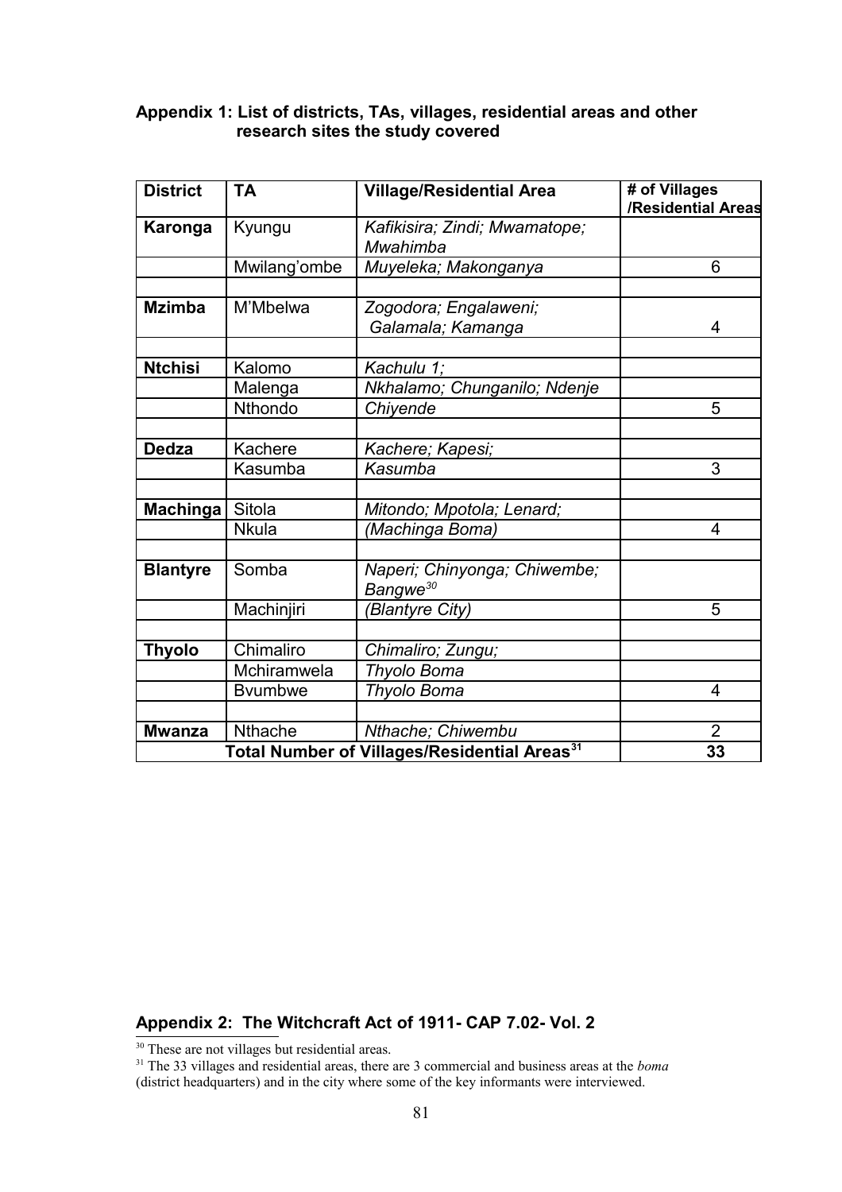## Appendix 1: List of districts, TAs, villages, residential areas and other research sites the study covered

| District | TA | Village/Residential Area | # of Villages /Residential Areas |
|---|---|---|---|
| **Karonga** | Kyungu | *Kafikisira; Zindi; Mwamatope; Mwahimba* | |
| | Mwilang'ombe | *Muyeleka; Makonganya* | 6 |
| | | | |
| **Mzimba** | M'Mbelwa | *Zogodora; Engalaweni; Galamala; Kamanga* | 4 |
| | | | |
| **Ntchisi** | Kalomo | *Kachulu 1;* | |
| | Malenga | *Nkhalamo; Chunganilo; Ndenje* | |
| | Nthondo | *Chiyende* | 5 |
| | | | |
| **Dedza** | Kachere | *Kachere; Kapesi;* | |
| | Kasumba | *Kasumba* | 3 |
| | | | |
| **Machinga** | Sitola | *Mitondo; Mpotola; Lenard;* | |
| | Nkula | *(Machinga Boma)* | 4 |
| | | | |
| **Blantyre** | Somba | *Naperi; Chinyonga; Chiwembe; Bangwe*[30] | |
| | Machinjiri | *(Blantyre City)* | 5 |
| | | | |
| **Thyolo** | Chimaliro | *Chimaliro; Zungu;* | |
| | Mchiramwela | *Thyolo Boma* | |
| | Bvumbwe | *Thyolo Boma* | 4 |
| | | | |
| **Mwanza** | Nthache | *Nthache; Chiwembu* | 2 |
| **Total Number of Villages/Residential Areas**[31] | | | **33** |

## Appendix 2: The Witchcraft Act of 1911- CAP 7.02- Vol. 2

[30] These are not villages but residential areas.

[31] The 33 villages and residential areas, there are 3 commercial and business areas at the *boma* (district headquarters) and in the city where some of the key informants were interviewed.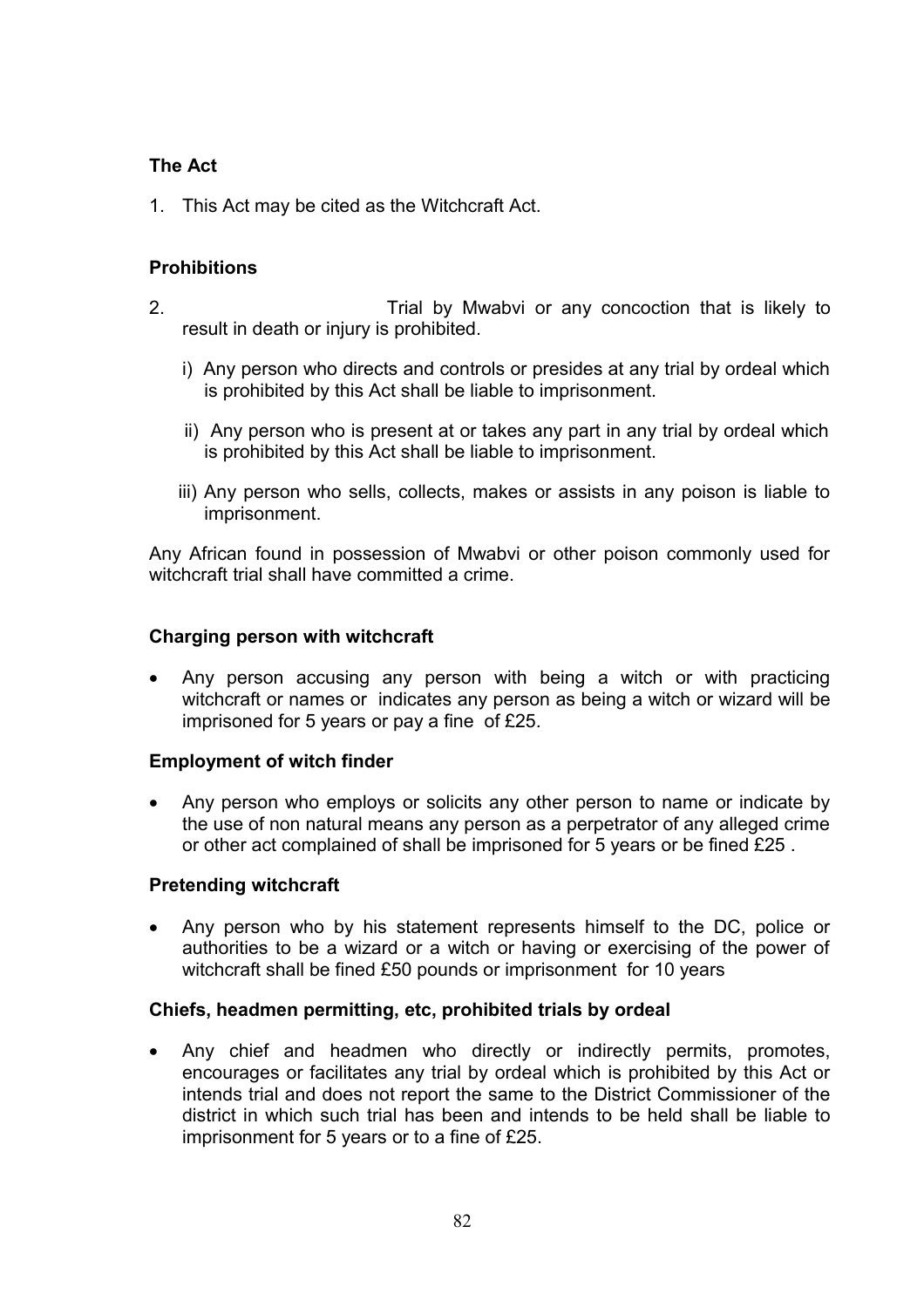**The Act**

1. This Act may be cited as the Witchcraft Act.

**Prohibitions**

2. Trial by Mwabvi or any concoction that is likely to result in death or injury is prohibited.

   i) Any person who directs and controls or presides at any trial by ordeal which is prohibited by this Act shall be liable to imprisonment.

   ii) Any person who is present at or takes any part in any trial by ordeal which is prohibited by this Act shall be liable to imprisonment.

   iii) Any person who sells, collects, makes or assists in any poison is liable to imprisonment.

Any African found in possession of Mwabvi or other poison commonly used for witchcraft trial shall have committed a crime.

**Charging person with witchcraft**

- Any person accusing any person with being a witch or with practicing witchcraft or names or indicates any person as being a witch or wizard will be imprisoned for 5 years or pay a fine of £25.

**Employment of witch finder**

- Any person who employs or solicits any other person to name or indicate by the use of non natural means any person as a perpetrator of any alleged crime or other act complained of shall be imprisoned for 5 years or be fined £25 .

**Pretending witchcraft**

- Any person who by his statement represents himself to the DC, police or authorities to be a wizard or a witch or having or exercising of the power of witchcraft shall be fined £50 pounds or imprisonment for 10 years

**Chiefs, headmen permitting, etc, prohibited trials by ordeal**

- Any chief and headmen who directly or indirectly permits, promotes, encourages or facilitates any trial by ordeal which is prohibited by this Act or intends trial and does not report the same to the District Commissioner of the district in which such trial has been and intends to be held shall be liable to imprisonment for 5 years or to a fine of £25.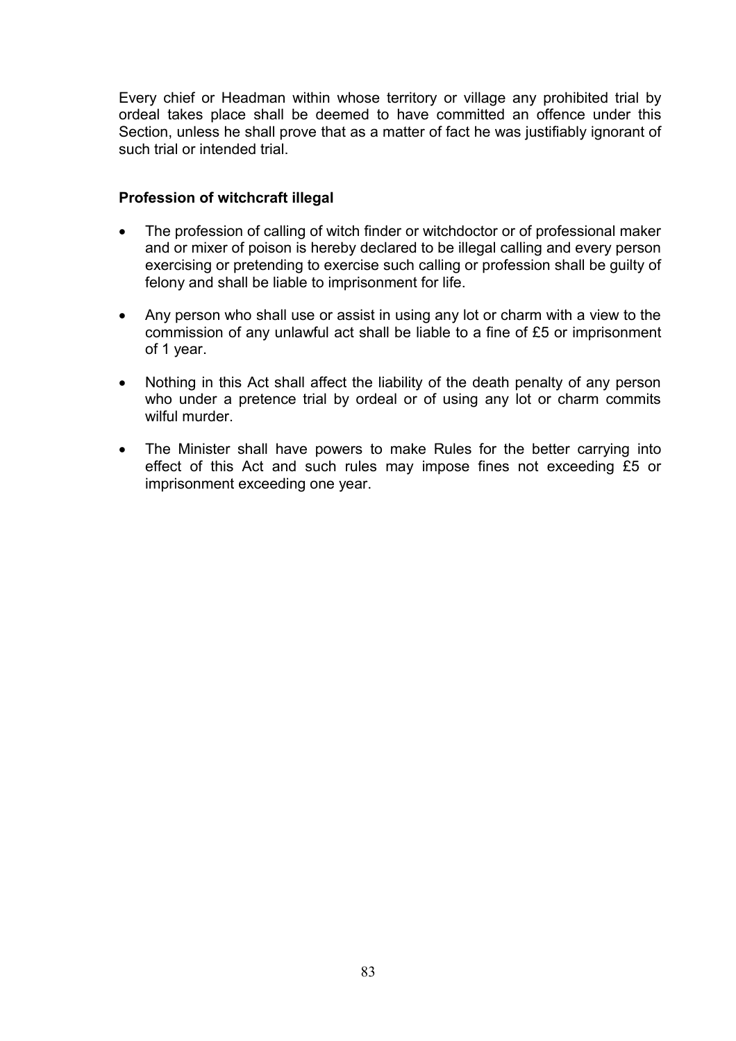Every chief or Headman within whose territory or village any prohibited trial by ordeal takes place shall be deemed to have committed an offence under this Section, unless he shall prove that as a matter of fact he was justifiably ignorant of such trial or intended trial.

**Profession of witchcraft illegal**

- The profession of calling of witch finder or witchdoctor or of professional maker and or mixer of poison is hereby declared to be illegal calling and every person exercising or pretending to exercise such calling or profession shall be guilty of felony and shall be liable to imprisonment for life.
- Any person who shall use or assist in using any lot or charm with a view to the commission of any unlawful act shall be liable to a fine of £5 or imprisonment of 1 year.
- Nothing in this Act shall affect the liability of the death penalty of any person who under a pretence trial by ordeal or of using any lot or charm commits wilful murder.
- The Minister shall have powers to make Rules for the better carrying into effect of this Act and such rules may impose fines not exceeding £5 or imprisonment exceeding one year.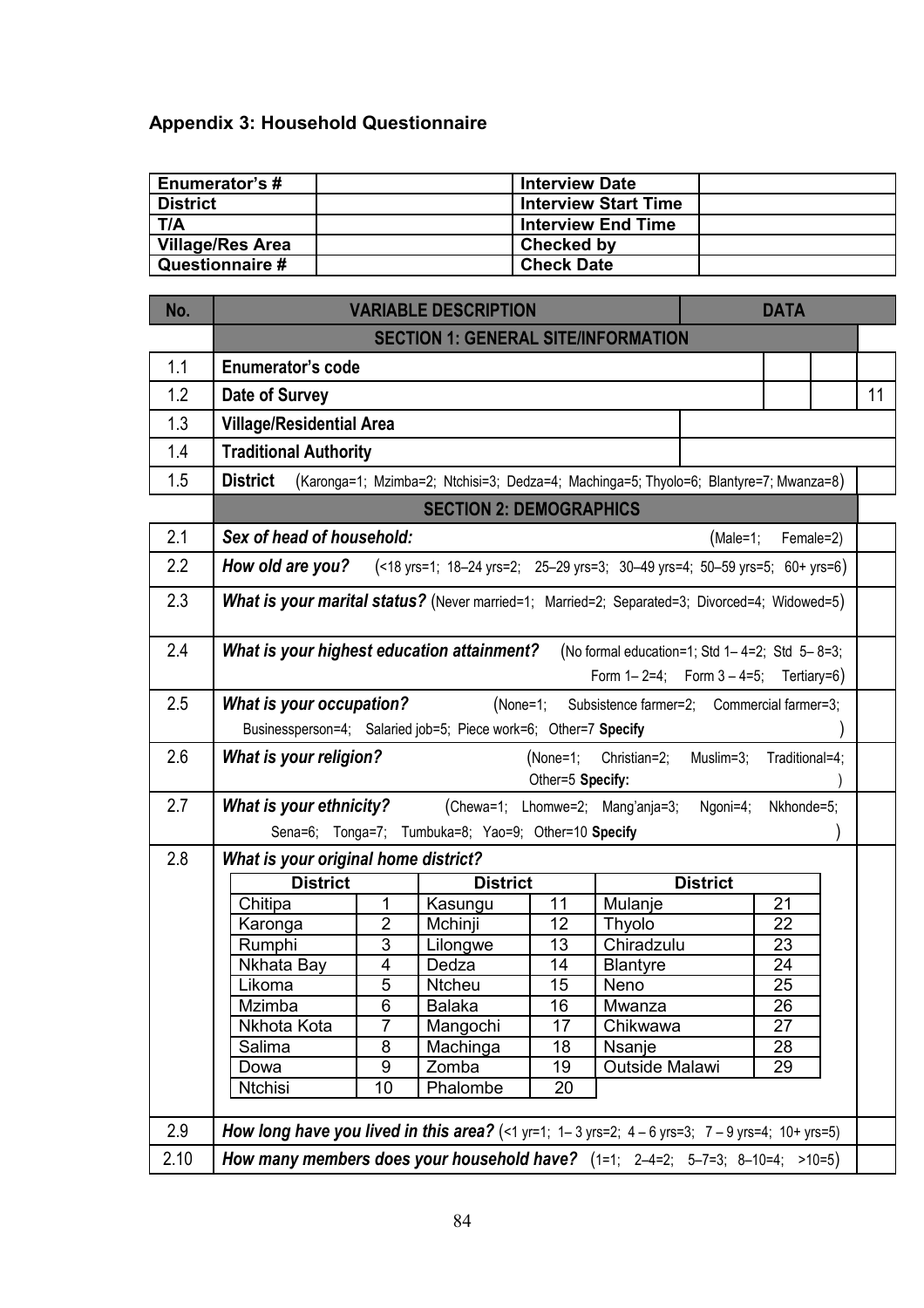## Appendix 3: Household Questionnaire

| | | | |
|---|---|---|---|
| **Enumerator's #** | | **Interview Date** | |
| **District** | | **Interview Start Time** | |
| **T/A** | | **Interview End Time** | |
| **Village/Res Area** | | **Checked by** | |
| **Questionnaire #** | | **Check Date** | |

| No. | VARIABLE DESCRIPTION | DATA |
|---|---|---|
| | **SECTION 1: GENERAL SITE/INFORMATION** | |
| 1.1 | **Enumerator's code** | |
| 1.2 | **Date of Survey** | 11 |
| 1.3 | **Village/Residential Area** | |
| 1.4 | **Traditional Authority** | |
| 1.5 | **District** (Karonga=1; Mzimba=2; Ntchisi=3; Dedza=4; Machinga=5; Thyolo=6; Blantyre=7; Mwanza=8) | |
| | **SECTION 2: DEMOGRAPHICS** | |
| 2.1 | ***Sex of head of household:*** (Male=1; Female=2) | |
| 2.2 | ***How old are you?*** (<18 yrs=1; 18–24 yrs=2; 25–29 yrs=3; 30–49 yrs=4; 50–59 yrs=5; 60+ yrs=6) | |
| 2.3 | ***What is your marital status?*** (Never married=1; Married=2; Separated=3; Divorced=4; Widowed=5) | |
| 2.4 | ***What is your highest education attainment?*** (No formal education=1; Std 1– 4=2; Std 5– 8=3; Form 1– 2=4; Form 3 – 4=5; Tertiary=6) | |
| 2.5 | ***What is your occupation?*** (None=1; Subsistence farmer=2; Commercial farmer=3; Businessperson=4; Salaried job=5; Piece work=6; Other=7 **Specify** ) | |
| 2.6 | ***What is your religion?*** (None=1; Christian=2; Muslim=3; Traditional=4; Other=5 **Specify:** ) | |
| 2.7 | ***What is your ethnicity?*** (Chewa=1; Lhomwe=2; Mang'anja=3; Ngoni=4; Nkhonde=5; Sena=6; Tonga=7; Tumbuka=8; Yao=9; Other=10 **Specify** ) | |
| 2.8 | ***What is your original home district?*** (see district codes below) | |
| 2.9 | ***How long have you lived in this area?*** (<1 yr=1; 1– 3 yrs=2; 4 – 6 yrs=3; 7 – 9 yrs=4; 10+ yrs=5) | |
| 2.10 | ***How many members does your household have?*** (1=1; 2–4=2; 5–7=3; 8–10=4; >10=5) | |

District codes for 2.8:

| District | | District | | District | |
|---|---|---|---|---|---|
| Chitipa | 1 | Kasungu | 11 | Mulanje | 21 |
| Karonga | 2 | Mchinji | 12 | Thyolo | 22 |
| Rumphi | 3 | Lilongwe | 13 | Chiradzulu | 23 |
| Nkhata Bay | 4 | Dedza | 14 | Blantyre | 24 |
| Likoma | 5 | Ntcheu | 15 | Neno | 25 |
| Mzimba | 6 | Balaka | 16 | Mwanza | 26 |
| Nkhota Kota | 7 | Mangochi | 17 | Chikwawa | 27 |
| Salima | 8 | Machinga | 18 | Nsanje | 28 |
| Dowa | 9 | Zomba | 19 | Outside Malawi | 29 |
| Ntchisi | 10 | Phalombe | 20 | | |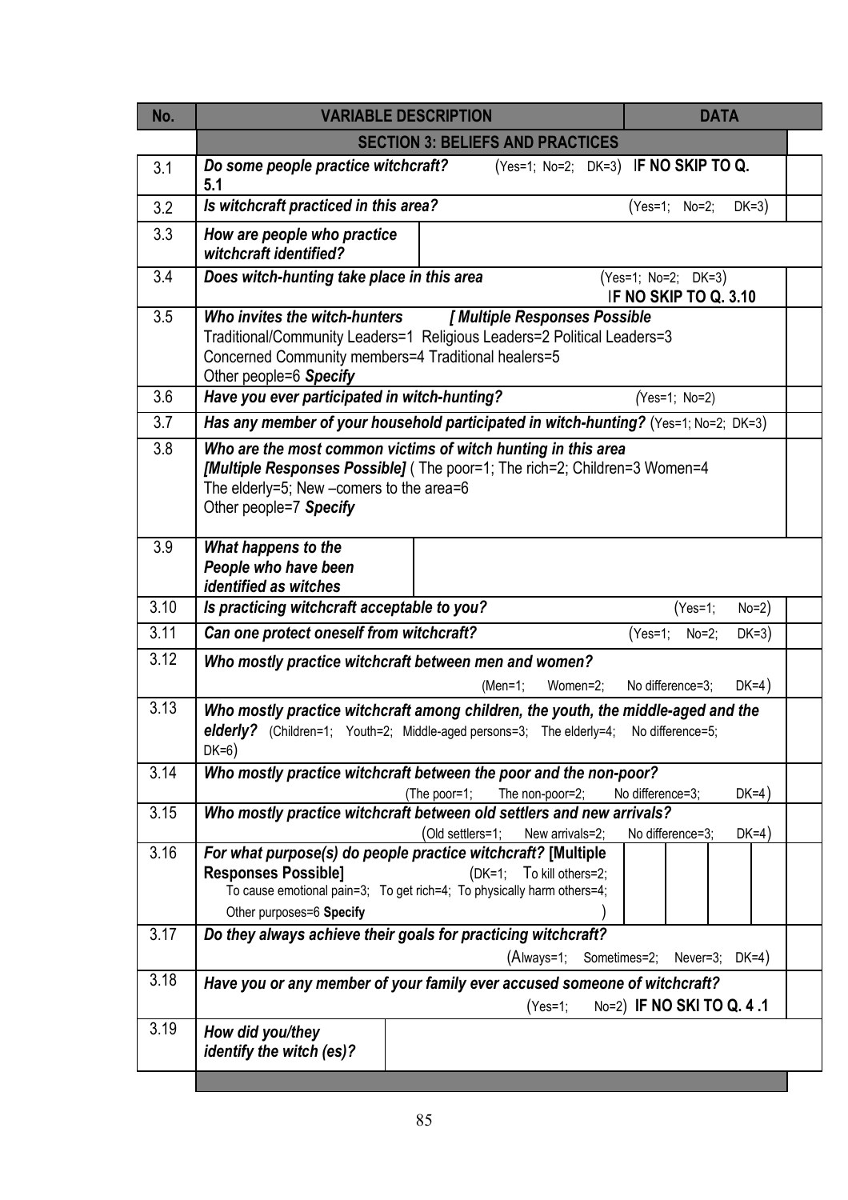| No. | VARIABLE DESCRIPTION | DATA |
|---|---|---|
| | **SECTION 3: BELIEFS AND PRACTICES** | |
| 3.1 | ***Do some people practice witchcraft?*** (Yes=1; No=2; DK=3) **IF NO SKIP TO Q. 5.1** | |
| 3.2 | ***Is witchcraft practiced in this area?*** (Yes=1; No=2; DK=3) | |
| 3.3 | ***How are people who practice witchcraft identified?*** | |
| 3.4 | ***Does witch-hunting take place in this area*** (Yes=1; No=2; DK=3) **IF NO SKIP TO Q. 3.10** | |
| 3.5 | ***Who invites the witch-hunters [ Multiple Responses Possible*** Traditional/Community Leaders=1 Religious Leaders=2 Political Leaders=3 Concerned Community members=4 Traditional healers=5 Other people=6 ***Specify*** | |
| 3.6 | ***Have you ever participated in witch-hunting?*** (Yes=1; No=2) | |
| 3.7 | ***Has any member of your household participated in witch-hunting?*** (Yes=1; No=2; DK=3) | |
| 3.8 | ***Who are the most common victims of witch hunting in this area [Multiple Responses Possible]*** ( The poor=1; The rich=2; Children=3 Women=4 The elderly=5; New –comers to the area=6 Other people=7 ***Specify*** | |
| 3.9 | ***What happens to the People who have been identified as witches*** | |
| 3.10 | ***Is practicing witchcraft acceptable to you?*** (Yes=1; No=2) | |
| 3.11 | ***Can one protect oneself from witchcraft?*** (Yes=1; No=2; DK=3) | |
| 3.12 | ***Who mostly practice witchcraft between men and women?*** (Men=1; Women=2; No difference=3; DK=4) | |
| 3.13 | ***Who mostly practice witchcraft among children, the youth, the middle-aged and the elderly?*** (Children=1; Youth=2; Middle-aged persons=3; The elderly=4; No difference=5; DK=6) | |
| 3.14 | ***Who mostly practice witchcraft between the poor and the non-poor?*** (The poor=1; The non-poor=2; No difference=3; DK=4) | |
| 3.15 | ***Who mostly practice witchcraft between old settlers and new arrivals?*** (Old settlers=1; New arrivals=2; No difference=3; DK=4) | |
| 3.16 | ***For what purpose(s) do people practice witchcraft?* [Multiple Responses Possible]** (DK=1; To kill others=2; To cause emotional pain=3; To get rich=4; To physically harm others=4; Other purposes=6 **Specify** ) | |
| 3.17 | ***Do they always achieve their goals for practicing witchcraft?*** (Always=1; Sometimes=2; Never=3; DK=4) | |
| 3.18 | ***Have you or any member of your family ever accused someone of witchcraft?*** (Yes=1; No=2) **IF NO SKI TO Q. 4 .1** | |
| 3.19 | ***How did you/they identify the witch (es)?*** | |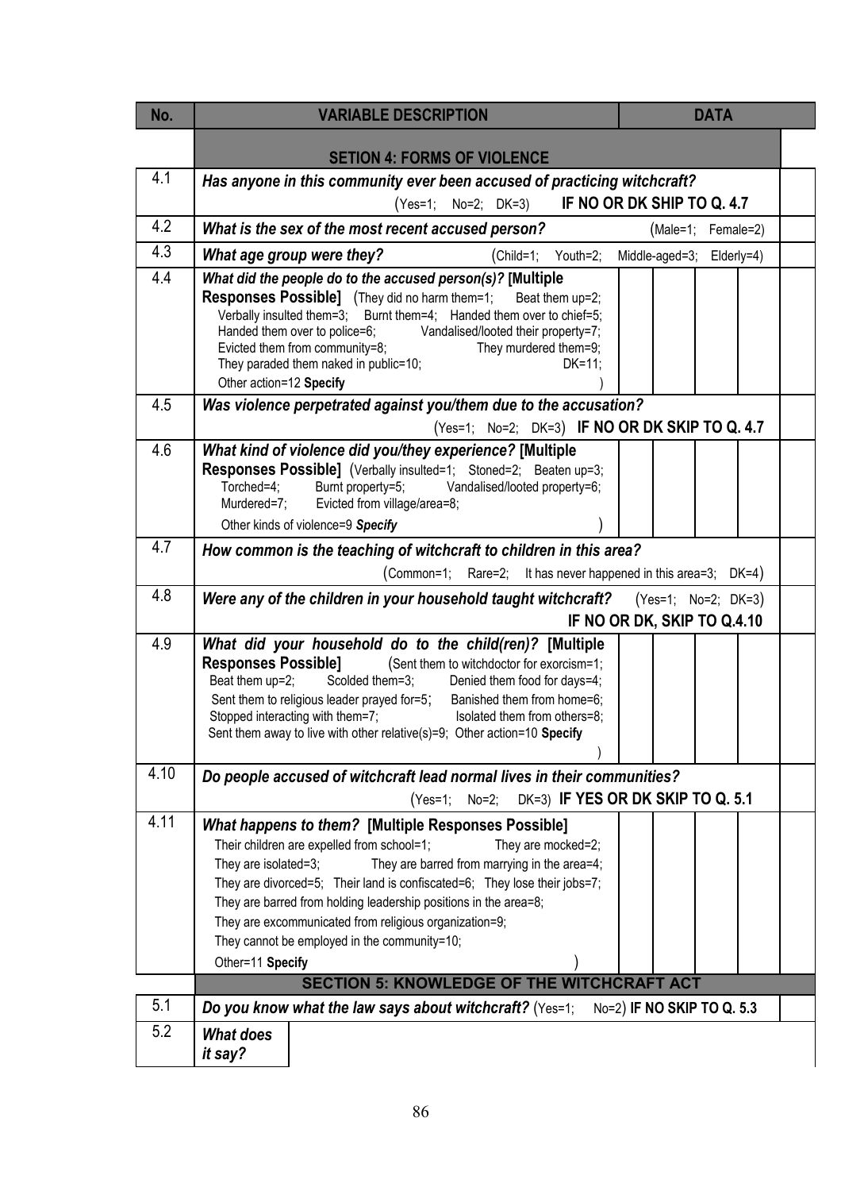| No. | VARIABLE DESCRIPTION | DATA |
|---|---|---|
| | **SETION 4: FORMS OF VIOLENCE** | |
| 4.1 | ***Has anyone in this community ever been accused of practicing witchcraft?*** (Yes=1; No=2; DK=3) **IF NO OR DK SHIP TO Q. 4.7** | |
| 4.2 | ***What is the sex of the most recent accused person?*** (Male=1; Female=2) | |
| 4.3 | ***What age group were they?*** (Child=1; Youth=2; Middle-aged=3; Elderly=4) | |
| 4.4 | ***What did the people do to the accused person(s)?* [Multiple Responses Possible]** (They did no harm them=1; Beat them up=2; Verbally insulted them=3; Burnt them=4; Handed them over to chief=5; Handed them over to police=6; Vandalised/looted their property=7; Evicted them from community=8; They murdered them=9; They paraded them naked in public=10; DK=11; Other action=12 **Specify** ) | |
| 4.5 | ***Was violence perpetrated against you/them due to the accusation?*** (Yes=1; No=2; DK=3) **IF NO OR DK SKIP TO Q. 4.7** | |
| 4.6 | ***What kind of violence did you/they experience?* [Multiple Responses Possible]** (Verbally insulted=1; Stoned=2; Beaten up=3; Torched=4; Burnt property=5; Vandalised/looted property=6; Murdered=7; Evicted from village/area=8; Other kinds of violence=9 ***Specify*** ) | |
| 4.7 | ***How common is the teaching of witchcraft to children in this area?*** (Common=1; Rare=2; It has never happened in this area=3; DK=4) | |
| 4.8 | ***Were any of the children in your household taught witchcraft?*** (Yes=1; No=2; DK=3) **IF NO OR DK, SKIP TO Q.4.10** | |
| 4.9 | ***What did your household do to the child(ren)?* [Multiple Responses Possible]** (Sent them to witchdoctor for exorcism=1; Beat them up=2; Scolded them=3; Denied them food for days=4; Sent them to religious leader prayed for=5; Banished them from home=6; Stopped interacting with them=7; Isolated them from others=8; Sent them away to live with other relative(s)=9; Other action=10 **Specify** ) | |
| 4.10 | ***Do people accused of witchcraft lead normal lives in their communities?*** (Yes=1; No=2; DK=3) **IF YES OR DK SKIP TO Q. 5.1** | |
| 4.11 | ***What happens to them?* [Multiple Responses Possible]** Their children are expelled from school=1; They are mocked=2; They are isolated=3; They are barred from marrying in the area=4; They are divorced=5; Their land is confiscated=6; They lose their jobs=7; They are barred from holding leadership positions in the area=8; They are excommunicated from religious organization=9; They cannot be employed in the community=10; Other=11 **Specify** ) | |
| | **SECTION 5: KNOWLEDGE OF THE WITCHCRAFT ACT** | |
| 5.1 | ***Do you know what the law says about witchcraft?*** (Yes=1; No=2) **IF NO SKIP TO Q. 5.3** | |
| 5.2 | ***What does it say?*** | |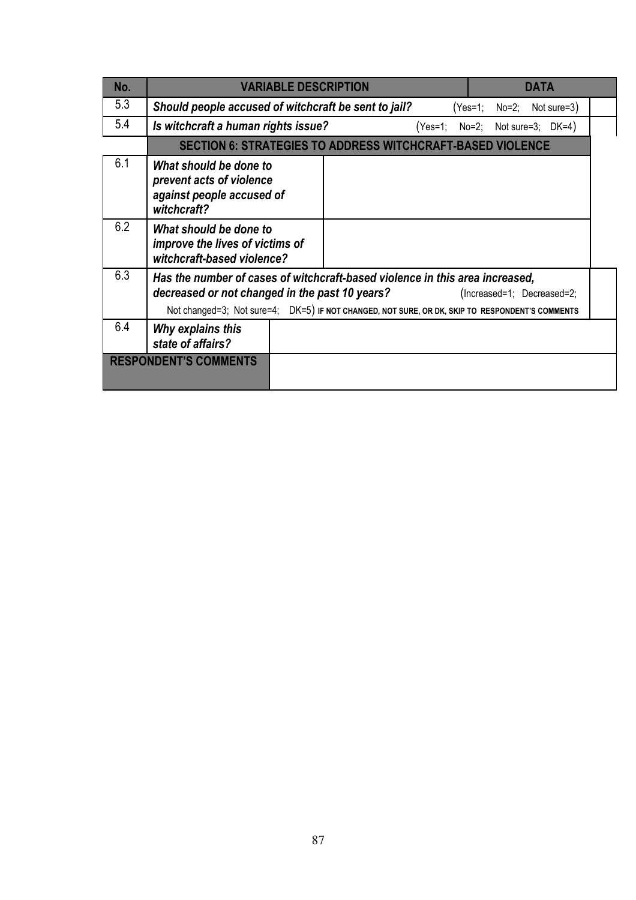| No. | VARIABLE DESCRIPTION | DATA |
|---|---|---|
| 5.3 | ***Should people accused of witchcraft be sent to jail?*** (Yes=1; No=2; Not sure=3) | |
| 5.4 | ***Is witchcraft a human rights issue?*** (Yes=1; No=2; Not sure=3; DK=4) | |
| | **SECTION 6: STRATEGIES TO ADDRESS WITCHCRAFT-BASED VIOLENCE** | |
| 6.1 | ***What should be done to prevent acts of violence against people accused of witchcraft?*** | |
| 6.2 | ***What should be done to improve the lives of victims of witchcraft-based violence?*** | |
| 6.3 | ***Has the number of cases of witchcraft-based violence in this area increased, decreased or not changed in the past 10 years?*** (Increased=1; Decreased=2; Not changed=3; Not sure=4; DK=5) **IF NOT CHANGED, NOT SURE, OR DK, SKIP TO RESPONDENT'S COMMENTS** | |
| 6.4 | ***Why explains this state of affairs?*** | |
| **RESPONDENT'S COMMENTS** | | |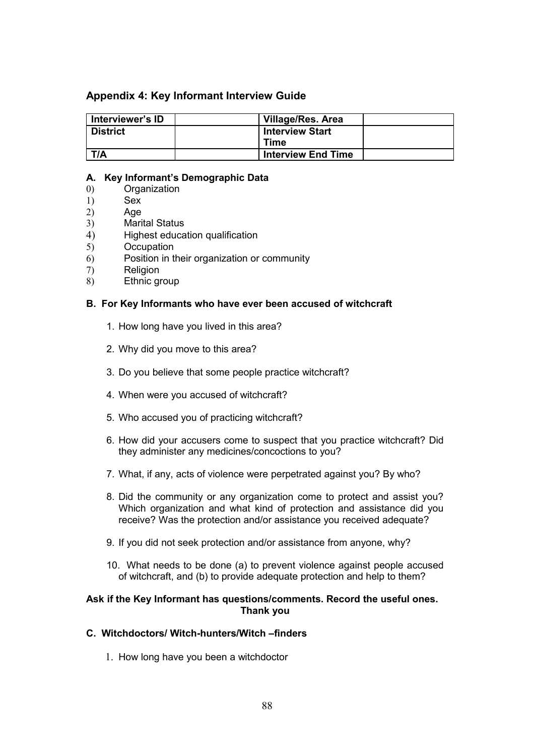## Appendix 4: Key Informant Interview Guide

| Interviewer's ID | | Village/Res. Area | |
|---|---|---|---|
| District | | Interview Start Time | |
| T/A | | Interview End Time | |

### A. Key Informant's Demographic Data

0) Organization
1) Sex
2) Age
3) Marital Status
4) Highest education qualification
5) Occupation
6) Position in their organization or community
7) Religion
8) Ethnic group

### B. For Key Informants who have ever been accused of witchcraft

1. How long have you lived in this area?
2. Why did you move to this area?
3. Do you believe that some people practice witchcraft?
4. When were you accused of witchcraft?
5. Who accused you of practicing witchcraft?
6. How did your accusers come to suspect that you practice witchcraft? Did they administer any medicines/concoctions to you?
7. What, if any, acts of violence were perpetrated against you? By who?
8. Did the community or any organization come to protect and assist you? Which organization and what kind of protection and assistance did you receive? Was the protection and/or assistance you received adequate?
9. If you did not seek protection and/or assistance from anyone, why?
10. What needs to be done (a) to prevent violence against people accused of witchcraft, and (b) to provide adequate protection and help to them?

**Ask if the Key Informant has questions/comments. Record the useful ones.**
**Thank you**

### C. Witchdoctors/ Witch-hunters/Witch –finders

1. How long have you been a witchdoctor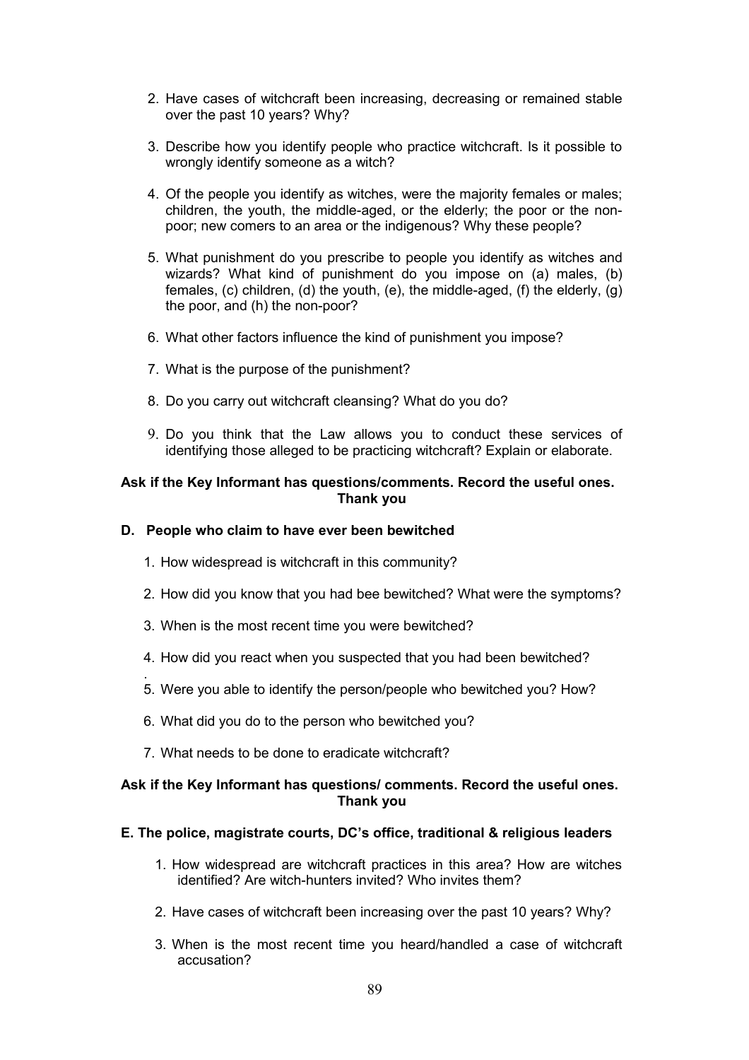2. Have cases of witchcraft been increasing, decreasing or remained stable over the past 10 years? Why?

3. Describe how you identify people who practice witchcraft. Is it possible to wrongly identify someone as a witch?

4. Of the people you identify as witches, were the majority females or males; children, the youth, the middle-aged, or the elderly; the poor or the non-poor; new comers to an area or the indigenous? Why these people?

5. What punishment do you prescribe to people you identify as witches and wizards? What kind of punishment do you impose on (a) males, (b) females, (c) children, (d) the youth, (e), the middle-aged, (f) the elderly, (g) the poor, and (h) the non-poor?

6. What other factors influence the kind of punishment you impose?

7. What is the purpose of the punishment?

8. Do you carry out witchcraft cleansing? What do you do?

9. Do you think that the Law allows you to conduct these services of identifying those alleged to be practicing witchcraft? Explain or elaborate.

**Ask if the Key Informant has questions/comments. Record the useful ones. Thank you**

### D. People who claim to have ever been bewitched

1. How widespread is witchcraft in this community?

2. How did you know that you had bee bewitched? What were the symptoms?

3. When is the most recent time you were bewitched?

4. How did you react when you suspected that you had been bewitched?

5. Were you able to identify the person/people who bewitched you? How?

6. What did you do to the person who bewitched you?

7. What needs to be done to eradicate witchcraft?

**Ask if the Key Informant has questions/ comments. Record the useful ones. Thank you**

### E. The police, magistrate courts, DC's office, traditional & religious leaders

1. How widespread are witchcraft practices in this area? How are witches identified? Are witch-hunters invited? Who invites them?

2. Have cases of witchcraft been increasing over the past 10 years? Why?

3. When is the most recent time you heard/handled a case of witchcraft accusation?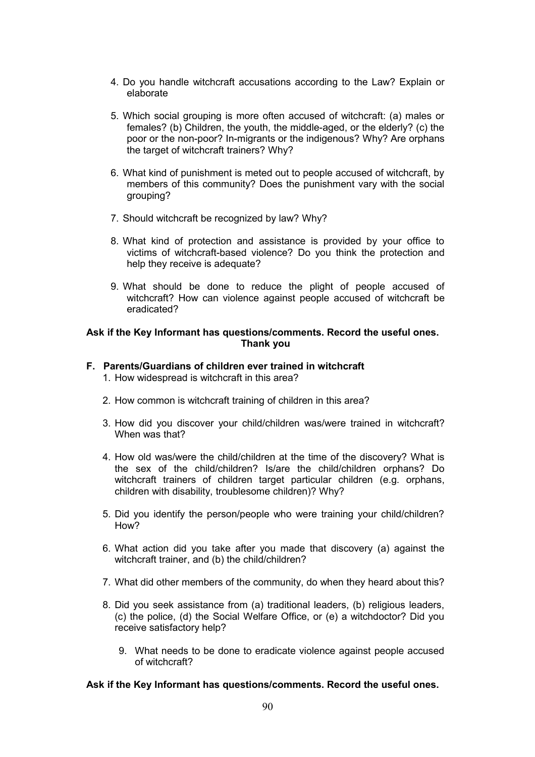4. Do you handle witchcraft accusations according to the Law? Explain or elaborate

5. Which social grouping is more often accused of witchcraft: (a) males or females? (b) Children, the youth, the middle-aged, or the elderly? (c) the poor or the non-poor? In-migrants or the indigenous? Why? Are orphans the target of witchcraft trainers? Why?

6. What kind of punishment is meted out to people accused of witchcraft, by members of this community? Does the punishment vary with the social grouping?

7. Should witchcraft be recognized by law? Why?

8. What kind of protection and assistance is provided by your office to victims of witchcraft-based violence? Do you think the protection and help they receive is adequate?

9. What should be done to reduce the plight of people accused of witchcraft? How can violence against people accused of witchcraft be eradicated?

**Ask if the Key Informant has questions/comments. Record the useful ones.**
**Thank you**

**F. Parents/Guardians of children ever trained in witchcraft**

1. How widespread is witchcraft in this area?

2. How common is witchcraft training of children in this area?

3. How did you discover your child/children was/were trained in witchcraft? When was that?

4. How old was/were the child/children at the time of the discovery? What is the sex of the child/children? Is/are the child/children orphans? Do witchcraft trainers of children target particular children (e.g. orphans, children with disability, troublesome children)? Why?

5. Did you identify the person/people who were training your child/children? How?

6. What action did you take after you made that discovery (a) against the witchcraft trainer, and (b) the child/children?

7. What did other members of the community, do when they heard about this?

8. Did you seek assistance from (a) traditional leaders, (b) religious leaders, (c) the police, (d) the Social Welfare Office, or (e) a witchdoctor? Did you receive satisfactory help?

9. What needs to be done to eradicate violence against people accused of witchcraft?

**Ask if the Key Informant has questions/comments. Record the useful ones.**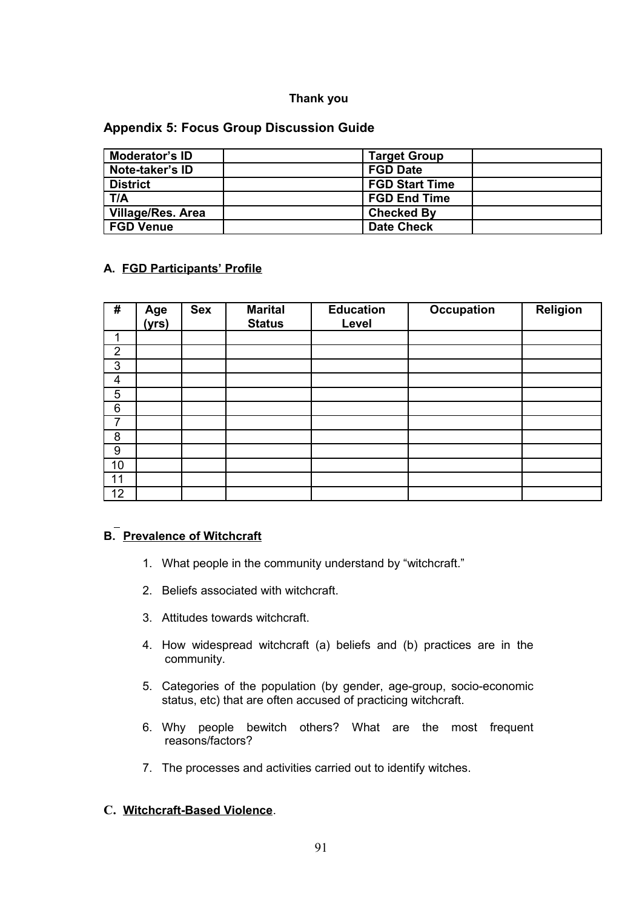**Thank you**

## Appendix 5: Focus Group Discussion Guide

| Moderator's ID | | Target Group | |
|---|---|---|---|
| Note-taker's ID | | FGD Date | |
| District | | FGD Start Time | |
| T/A | | FGD End Time | |
| Village/Res. Area | | Checked By | |
| FGD Venue | | Date Check | |

### A. FGD Participants' Profile

| # | Age (yrs) | Sex | Marital Status | Education Level | Occupation | Religion |
|---|---|---|---|---|---|---|
| 1 | | | | | | |
| 2 | | | | | | |
| 3 | | | | | | |
| 4 | | | | | | |
| 5 | | | | | | |
| 6 | | | | | | |
| 7 | | | | | | |
| 8 | | | | | | |
| 9 | | | | | | |
| 10 | | | | | | |
| 11 | | | | | | |
| 12 | | | | | | |

### B. Prevalence of Witchcraft

1. What people in the community understand by "witchcraft."
2. Beliefs associated with witchcraft.
3. Attitudes towards witchcraft.
4. How widespread witchcraft (a) beliefs and (b) practices are in the community.
5. Categories of the population (by gender, age-group, socio-economic status, etc) that are often accused of practicing witchcraft.
6. Why people bewitch others? What are the most frequent reasons/factors?
7. The processes and activities carried out to identify witches.

### C. Witchcraft-Based Violence.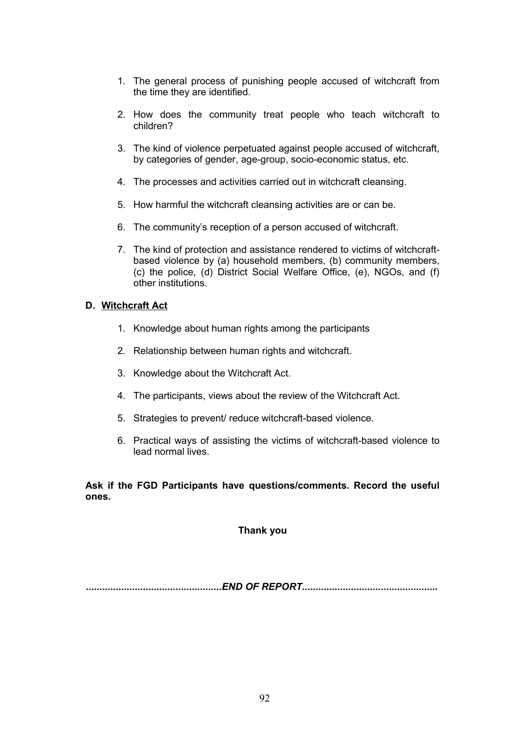1. The general process of punishing people accused of witchcraft from the time they are identified.

2. How does the community treat people who teach witchcraft to children?

3. The kind of violence perpetuated against people accused of witchcraft, by categories of gender, age-group, socio-economic status, etc.

4. The processes and activities carried out in witchcraft cleansing.

5. How harmful the witchcraft cleansing activities are or can be.

6. The community's reception of a person accused of witchcraft.

7. The kind of protection and assistance rendered to victims of witchcraft-based violence by (a) household members, (b) community members, (c) the police, (d) District Social Welfare Office, (e), NGOs, and (f) other institutions.

## D. <u>Witchcraft Act</u>

1. Knowledge about human rights among the participants

2. Relationship between human rights and witchcraft.

3. Knowledge about the Witchcraft Act.

4. The participants, views about the review of the Witchcraft Act.

5. Strategies to prevent/ reduce witchcraft-based violence.

6. Practical ways of assisting the victims of witchcraft-based violence to lead normal lives.

**Ask if the FGD Participants have questions/comments. Record the useful ones.**

**Thank you**

***................................................END OF REPORT................................................***